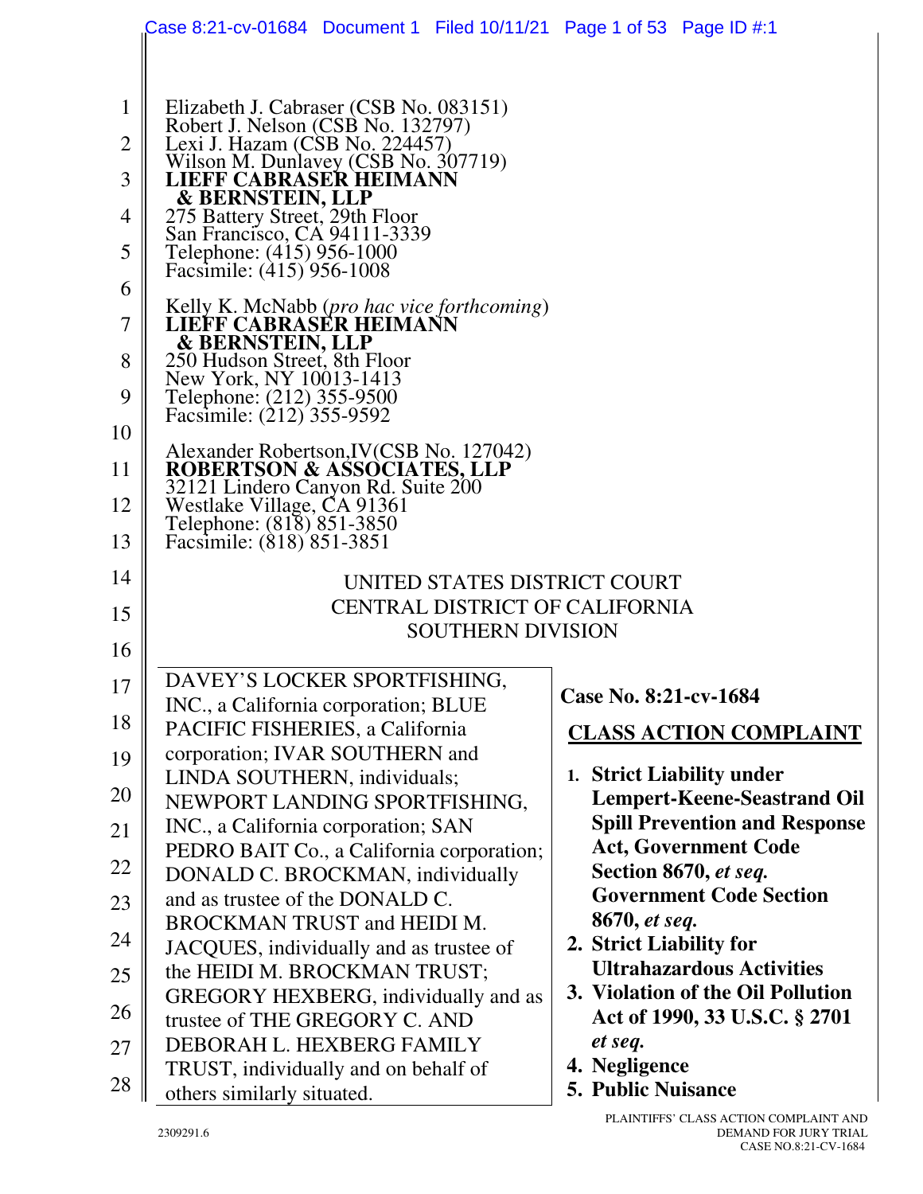Elizabeth J. Cabraser (CSB No. 083151)
Robert J. Nelson (CSB No. 132797)
Lexi J. Hazam (CSB No. 224457)
Wilson M. Dunlavey (CSB No. 307719)
**LIEFF CABRASER HEIMANN & BERNSTEIN, LLP**
275 Battery Street, 29th Floor
San Francisco, CA 94111-3339
Telephone: (415) 956-1000
Facsimile: (415) 956-1008

Kelly K. McNabb (*pro hac vice forthcoming*)
**LIEFF CABRASER HEIMANN & BERNSTEIN, LLP**
250 Hudson Street, 8th Floor
New York, NY 10013-1413
Telephone: (212) 355-9500
Facsimile: (212) 355-9592

Alexander Robertson,IV(CSB No. 127042)
**ROBERTSON & ASSOCIATES, LLP**
32121 Lindero Canyon Rd. Suite 200
Westlake Village, CA 91361
Telephone: (818) 851-3850
Facsimile: (818) 851-3851

UNITED STATES DISTRICT COURT
CENTRAL DISTRICT OF CALIFORNIA
SOUTHERN DIVISION

DAVEY'S LOCKER SPORTFISHING, INC., a California corporation; BLUE PACIFIC FISHERIES, a California corporation; IVAR SOUTHERN and LINDA SOUTHERN, individuals; NEWPORT LANDING SPORTFISHING, INC., a California corporation; SAN PEDRO BAIT Co., a California corporation; DONALD C. BROCKMAN, individually and as trustee of the DONALD C. BROCKMAN TRUST and HEIDI M. JACQUES, individually and as trustee of the HEIDI M. BROCKMAN TRUST; GREGORY HEXBERG, individually and as trustee of THE GREGORY C. AND DEBORAH L. HEXBERG FAMILY TRUST, individually and on behalf of others similarly situated.

**Case No. 8:21-cv-1684**

**CLASS ACTION COMPLAINT**

1. **Strict Liability under Lempert-Keene-Seastrand Oil Spill Prevention and Response Act, Government Code Section 8670, *et seq.* Government Code Section 8670, *et seq.***
2. **Strict Liability for Ultrahazardous Activities**
3. **Violation of the Oil Pollution Act of 1990, 33 U.S.C. § 2701 *et seq.***
4. **Negligence**
5. **Public Nuisance**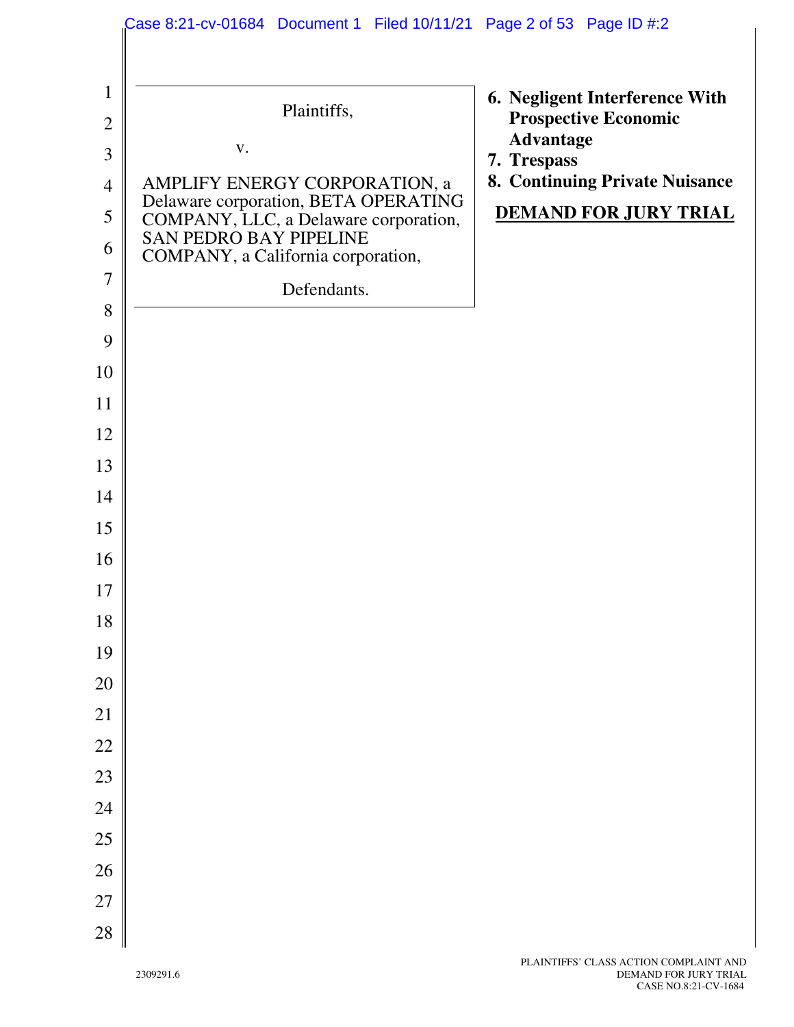Plaintiffs,

v.

AMPLIFY ENERGY CORPORATION, a Delaware corporation, BETA OPERATING COMPANY, LLC, a Delaware corporation, SAN PEDRO BAY PIPELINE COMPANY, a California corporation,

Defendants.

6. **Negligent Interference With Prospective Economic Advantage**
7. **Trespass**
8. **Continuing Private Nuisance**

**DEMAND FOR JURY TRIAL**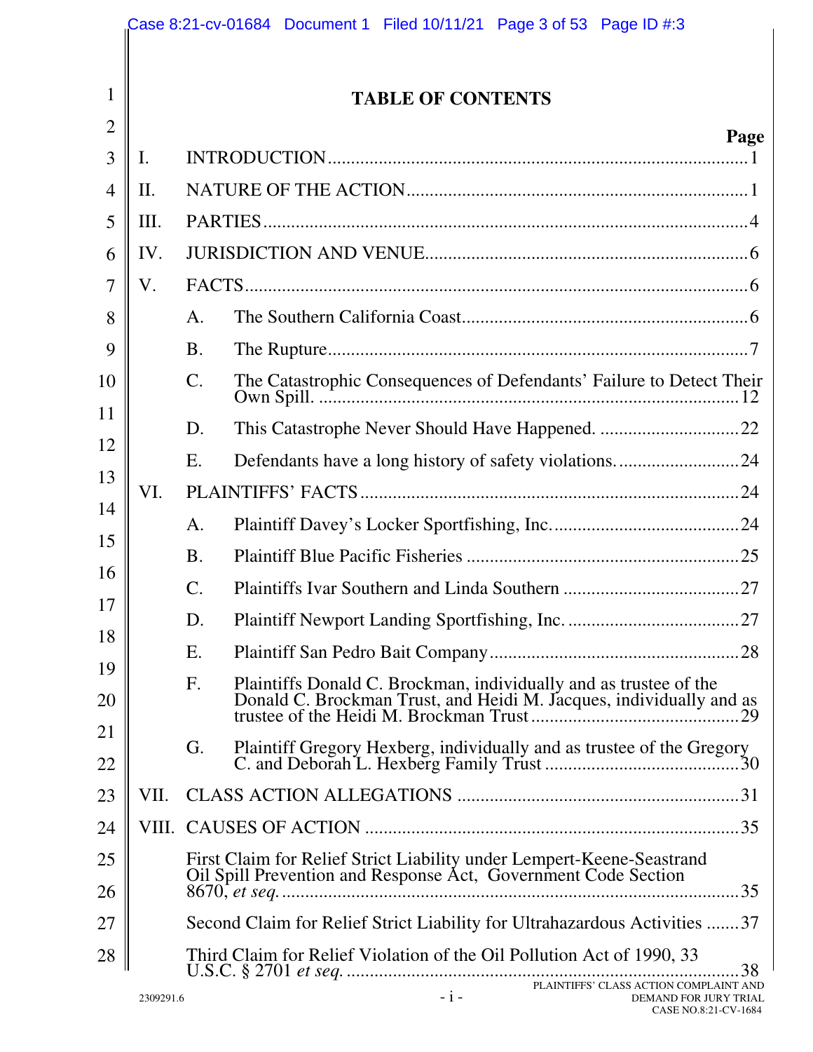# TABLE OF CONTENTS

| | | Page |
|---|---|---|
| I. | INTRODUCTION | 1 |
| II. | NATURE OF THE ACTION | 1 |
| III. | PARTIES | 4 |
| IV. | JURISDICTION AND VENUE | 6 |
| V. | FACTS | 6 |
| | A. The Southern California Coast | 6 |
| | B. The Rupture | 7 |
| | C. The Catastrophic Consequences of Defendants' Failure to Detect Their Own Spill. | 12 |
| | D. This Catastrophe Never Should Have Happened. | 22 |
| | E. Defendants have a long history of safety violations. | 24 |
| VI. | PLAINTIFFS' FACTS | 24 |
| | A. Plaintiff Davey's Locker Sportfishing, Inc. | 24 |
| | B. Plaintiff Blue Pacific Fisheries | 25 |
| | C. Plaintiffs Ivar Southern and Linda Southern | 27 |
| | D. Plaintiff Newport Landing Sportfishing, Inc. | 27 |
| | E. Plaintiff San Pedro Bait Company | 28 |
| | F. Plaintiffs Donald C. Brockman, individually and as trustee of the Donald C. Brockman Trust, and Heidi M. Jacques, individually and as trustee of the Heidi M. Brockman Trust | 29 |
| | G. Plaintiff Gregory Hexberg, individually and as trustee of the Gregory C. and Deborah L. Hexberg Family Trust | 30 |
| VII. | CLASS ACTION ALLEGATIONS | 31 |
| VIII. | CAUSES OF ACTION | 35 |
| | First Claim for Relief Strict Liability under Lempert-Keene-Seastrand Oil Spill Prevention and Response Act, Government Code Section 8670, *et seq.* | 35 |
| | Second Claim for Relief Strict Liability for Ultrahazardous Activities | 37 |
| | Third Claim for Relief Violation of the Oil Pollution Act of 1990, 33 U.S.C. § 2701 *et seq.* | 38 |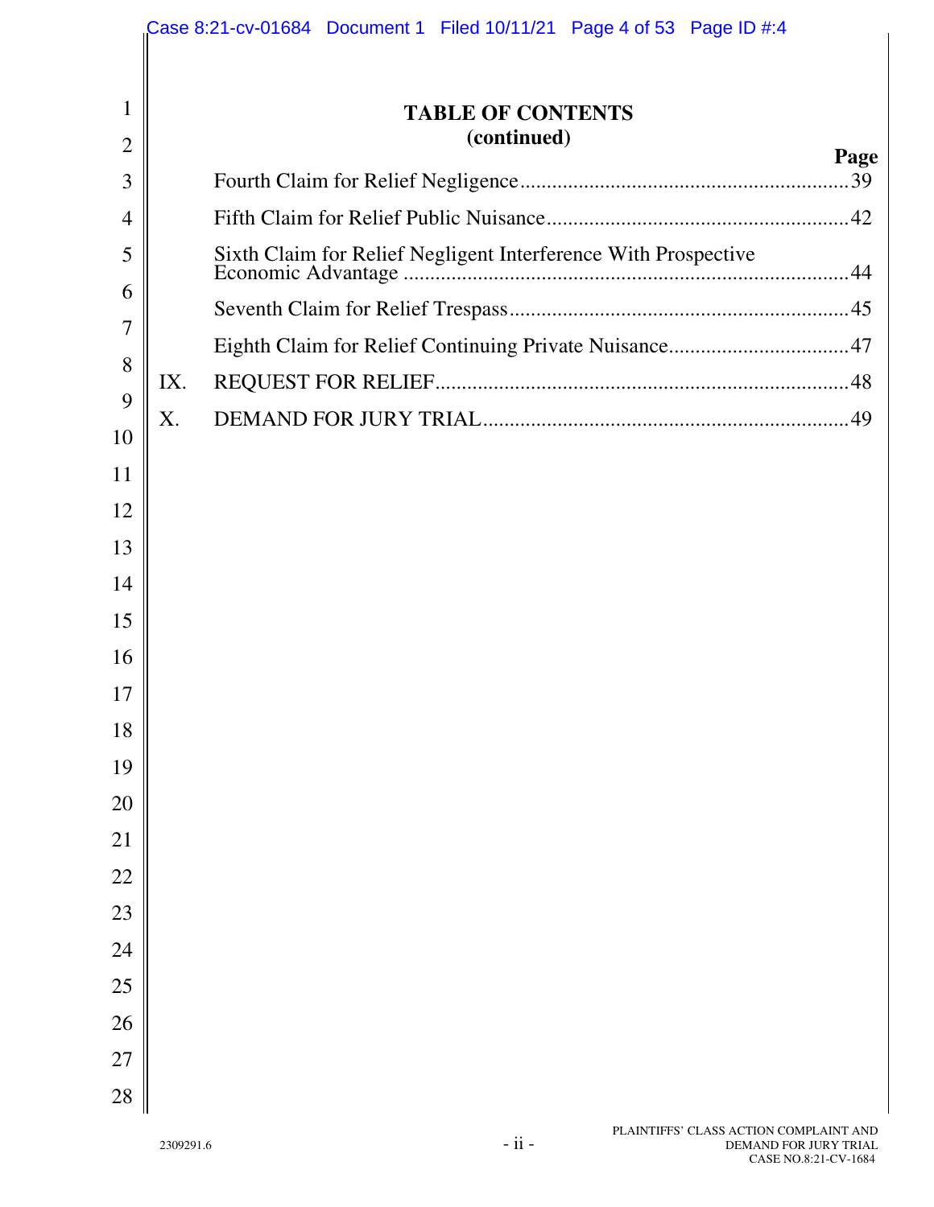# TABLE OF CONTENTS
**(continued)**

| | | Page |
|---|---|---|
| | Fourth Claim for Relief Negligence | 39 |
| | Fifth Claim for Relief Public Nuisance | 42 |
| | Sixth Claim for Relief Negligent Interference With Prospective Economic Advantage | 44 |
| | Seventh Claim for Relief Trespass | 45 |
| | Eighth Claim for Relief Continuing Private Nuisance | 47 |
| IX. | REQUEST FOR RELIEF | 48 |
| X. | DEMAND FOR JURY TRIAL | 49 |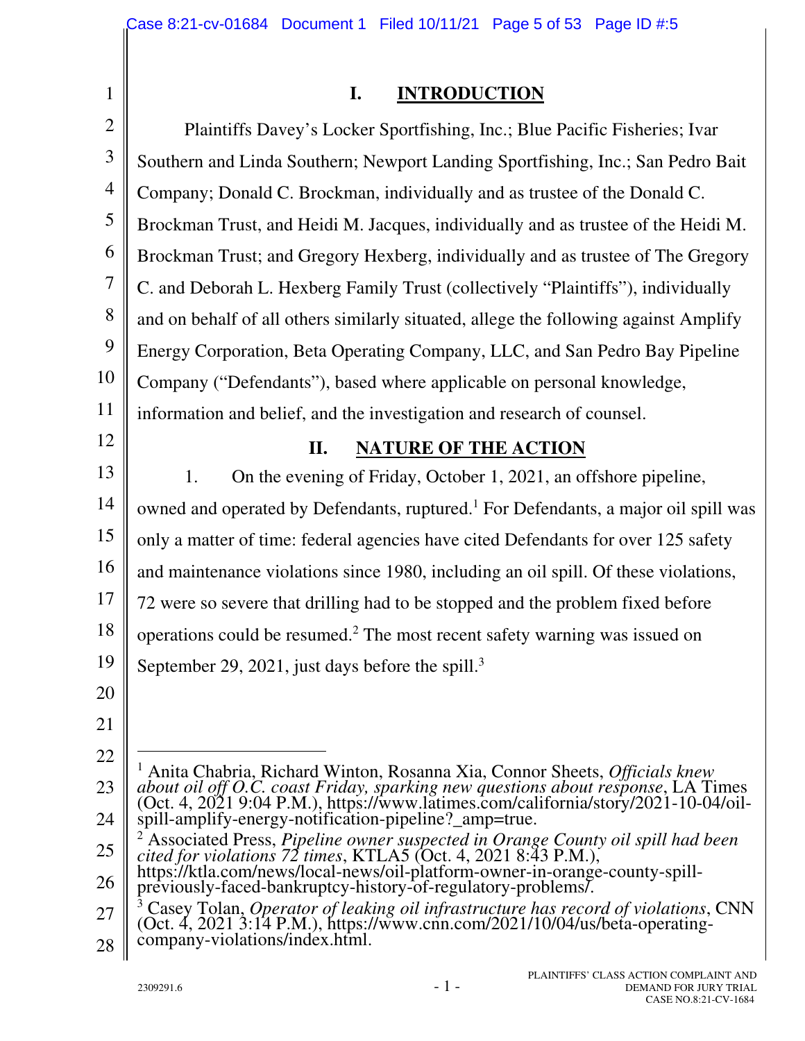## I. INTRODUCTION

Plaintiffs Davey's Locker Sportfishing, Inc.; Blue Pacific Fisheries; Ivar Southern and Linda Southern; Newport Landing Sportfishing, Inc.; San Pedro Bait Company; Donald C. Brockman, individually and as trustee of the Donald C. Brockman Trust, and Heidi M. Jacques, individually and as trustee of the Heidi M. Brockman Trust; and Gregory Hexberg, individually and as trustee of The Gregory C. and Deborah L. Hexberg Family Trust (collectively "Plaintiffs"), individually and on behalf of all others similarly situated, allege the following against Amplify Energy Corporation, Beta Operating Company, LLC, and San Pedro Bay Pipeline Company ("Defendants"), based where applicable on personal knowledge, information and belief, and the investigation and research of counsel.

## II. NATURE OF THE ACTION

1. On the evening of Friday, October 1, 2021, an offshore pipeline, owned and operated by Defendants, ruptured.[1] For Defendants, a major oil spill was only a matter of time: federal agencies have cited Defendants for over 125 safety and maintenance violations since 1980, including an oil spill. Of these violations, 72 were so severe that drilling had to be stopped and the problem fixed before operations could be resumed.[2] The most recent safety warning was issued on September 29, 2021, just days before the spill.[3]

---

[1] Anita Chabria, Richard Winton, Rosanna Xia, Connor Sheets, *Officials knew about oil off O.C. coast Friday, sparking new questions about response*, LA Times (Oct. 4, 2021 9:04 P.M.), https://www.latimes.com/california/story/2021-10-04/oil-spill-amplify-energy-notification-pipeline?_amp=true.

[2] Associated Press, *Pipeline owner suspected in Orange County oil spill had been cited for violations 72 times*, KTLA5 (Oct. 4, 2021 8:43 P.M.), https://ktla.com/news/local-news/oil-platform-owner-in-orange-county-spill-previously-faced-bankruptcy-history-of-regulatory-problems/.

[3] Casey Tolan, *Operator of leaking oil infrastructure has record of violations*, CNN (Oct. 4, 2021 3:14 P.M.), https://www.cnn.com/2021/10/04/us/beta-operating-company-violations/index.html.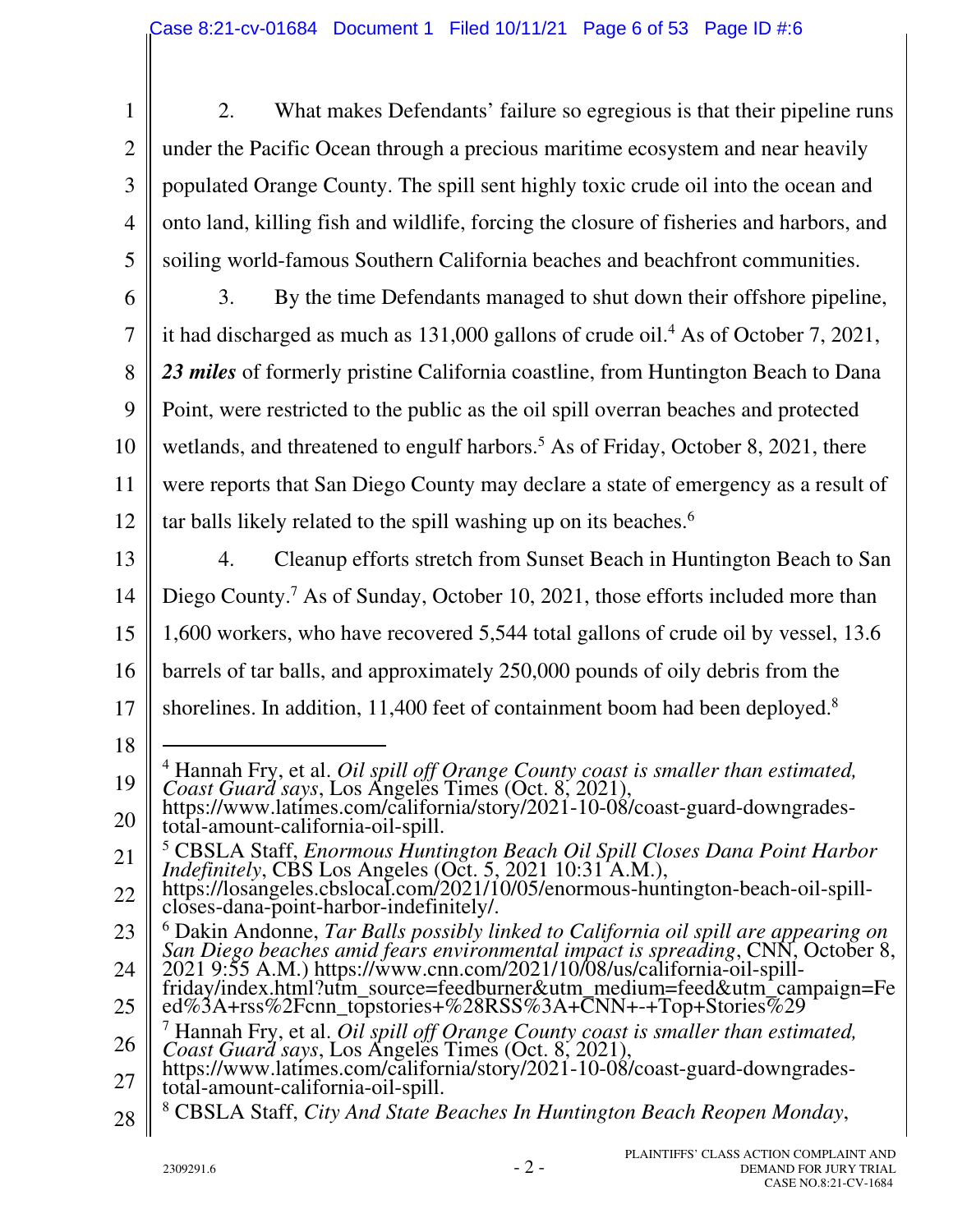2. What makes Defendants' failure so egregious is that their pipeline runs under the Pacific Ocean through a precious maritime ecosystem and near heavily populated Orange County. The spill sent highly toxic crude oil into the ocean and onto land, killing fish and wildlife, forcing the closure of fisheries and harbors, and soiling world-famous Southern California beaches and beachfront communities.

3. By the time Defendants managed to shut down their offshore pipeline, it had discharged as much as 131,000 gallons of crude oil.[4] As of October 7, 2021, ***23 miles*** of formerly pristine California coastline, from Huntington Beach to Dana Point, were restricted to the public as the oil spill overran beaches and protected wetlands, and threatened to engulf harbors.[5] As of Friday, October 8, 2021, there were reports that San Diego County may declare a state of emergency as a result of tar balls likely related to the spill washing up on its beaches.[6]

4. Cleanup efforts stretch from Sunset Beach in Huntington Beach to San Diego County.[7] As of Sunday, October 10, 2021, those efforts included more than 1,600 workers, who have recovered 5,544 total gallons of crude oil by vessel, 13.6 barrels of tar balls, and approximately 250,000 pounds of oily debris from the shorelines. In addition, 11,400 feet of containment boom had been deployed.[8]

---

[4] Hannah Fry, et al. *Oil spill off Orange County coast is smaller than estimated, Coast Guard says*, Los Angeles Times (Oct. 8, 2021), https://www.latimes.com/california/story/2021-10-08/coast-guard-downgrades-total-amount-california-oil-spill.

[5] CBSLA Staff, *Enormous Huntington Beach Oil Spill Closes Dana Point Harbor Indefinitely*, CBS Los Angeles (Oct. 5, 2021 10:31 A.M.), https://losangeles.cbslocal.com/2021/10/05/enormous-huntington-beach-oil-spill-closes-dana-point-harbor-indefinitely/.

[6] Dakin Andonne, *Tar Balls possibly linked to California oil spill are appearing on San Diego beaches amid fears environmental impact is spreading*, CNN, October 8, 2021 9:55 A.M.) https://www.cnn.com/2021/10/08/us/california-oil-spill-friday/index.html?utm_source=feedburner&utm_medium=feed&utm_campaign=Feed%3A+rss%2Fcnn_topstories+%28RSS%3A+CNN+-+Top+Stories%29

[7] Hannah Fry, et al. *Oil spill off Orange County coast is smaller than estimated, Coast Guard says*, Los Angeles Times (Oct. 8, 2021), https://www.latimes.com/california/story/2021-10-08/coast-guard-downgrades-total-amount-california-oil-spill.

[8] CBSLA Staff, *City And State Beaches In Huntington Beach Reopen Monday*,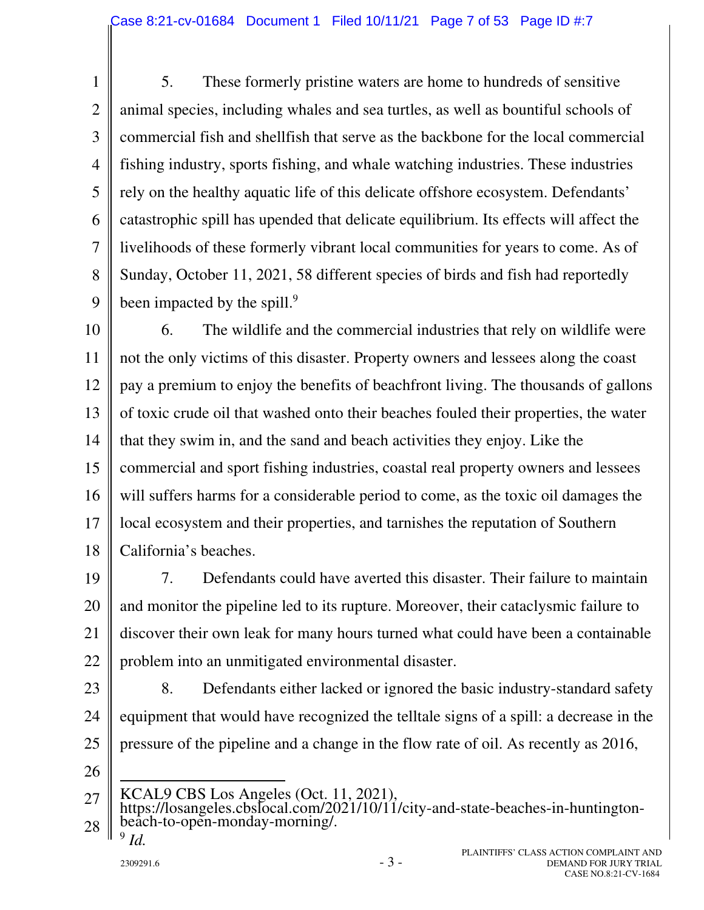5. These formerly pristine waters are home to hundreds of sensitive animal species, including whales and sea turtles, as well as bountiful schools of commercial fish and shellfish that serve as the backbone for the local commercial fishing industry, sports fishing, and whale watching industries. These industries rely on the healthy aquatic life of this delicate offshore ecosystem. Defendants' catastrophic spill has upended that delicate equilibrium. Its effects will affect the livelihoods of these formerly vibrant local communities for years to come. As of Sunday, October 11, 2021, 58 different species of birds and fish had reportedly been impacted by the spill.[9]

6. The wildlife and the commercial industries that rely on wildlife were not the only victims of this disaster. Property owners and lessees along the coast pay a premium to enjoy the benefits of beachfront living. The thousands of gallons of toxic crude oil that washed onto their beaches fouled their properties, the water that they swim in, and the sand and beach activities they enjoy. Like the commercial and sport fishing industries, coastal real property owners and lessees will suffers harms for a considerable period to come, as the toxic oil damages the local ecosystem and their properties, and tarnishes the reputation of Southern California's beaches.

7. Defendants could have averted this disaster. Their failure to maintain and monitor the pipeline led to its rupture. Moreover, their cataclysmic failure to discover their own leak for many hours turned what could have been a containable problem into an unmitigated environmental disaster.

8. Defendants either lacked or ignored the basic industry-standard safety equipment that would have recognized the telltale signs of a spill: a decrease in the pressure of the pipeline and a change in the flow rate of oil. As recently as 2016,

---

KCAL9 CBS Los Angeles (Oct. 11, 2021), https://losangeles.cbslocal.com/2021/10/11/city-and-state-beaches-in-huntington-beach-to-open-monday-morning/.

[9] *Id.*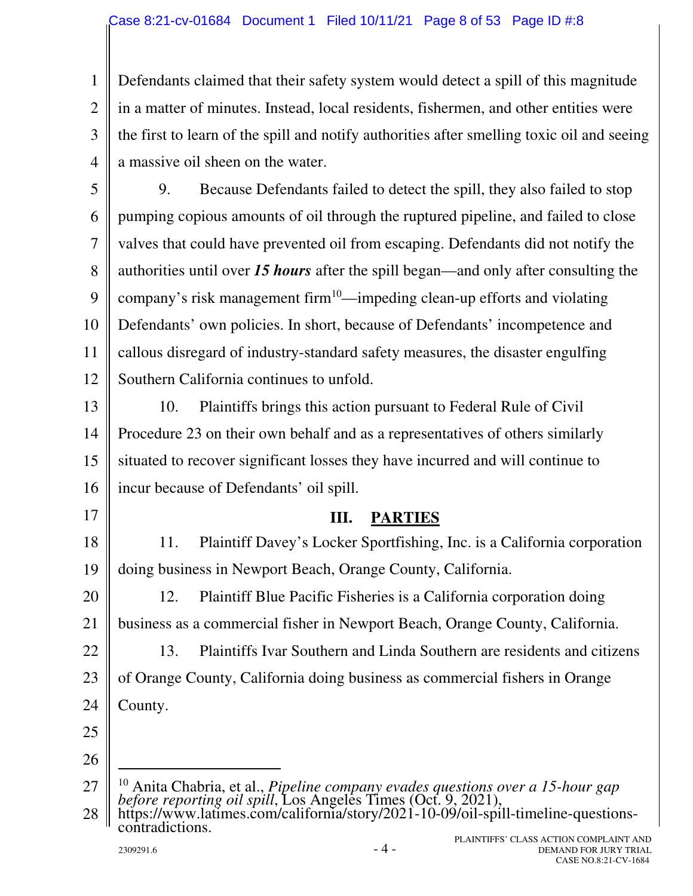Defendants claimed that their safety system would detect a spill of this magnitude in a matter of minutes. Instead, local residents, fishermen, and other entities were the first to learn of the spill and notify authorities after smelling toxic oil and seeing a massive oil sheen on the water.

9. Because Defendants failed to detect the spill, they also failed to stop pumping copious amounts of oil through the ruptured pipeline, and failed to close valves that could have prevented oil from escaping. Defendants did not notify the authorities until over ***15 hours*** after the spill began—and only after consulting the company's risk management firm[10]—impeding clean-up efforts and violating Defendants' own policies. In short, because of Defendants' incompetence and callous disregard of industry-standard safety measures, the disaster engulfing Southern California continues to unfold.

10. Plaintiffs brings this action pursuant to Federal Rule of Civil Procedure 23 on their own behalf and as a representatives of others similarly situated to recover significant losses they have incurred and will continue to incur because of Defendants' oil spill.

## III. PARTIES

11. Plaintiff Davey's Locker Sportfishing, Inc. is a California corporation doing business in Newport Beach, Orange County, California.

12. Plaintiff Blue Pacific Fisheries is a California corporation doing business as a commercial fisher in Newport Beach, Orange County, California.

13. Plaintiffs Ivar Southern and Linda Southern are residents and citizens of Orange County, California doing business as commercial fishers in Orange County.

---

[10] Anita Chabria, et al., *Pipeline company evades questions over a 15-hour gap before reporting oil spill*, Los Angeles Times (Oct. 9, 2021), https://www.latimes.com/california/story/2021-10-09/oil-spill-timeline-questions-contradictions.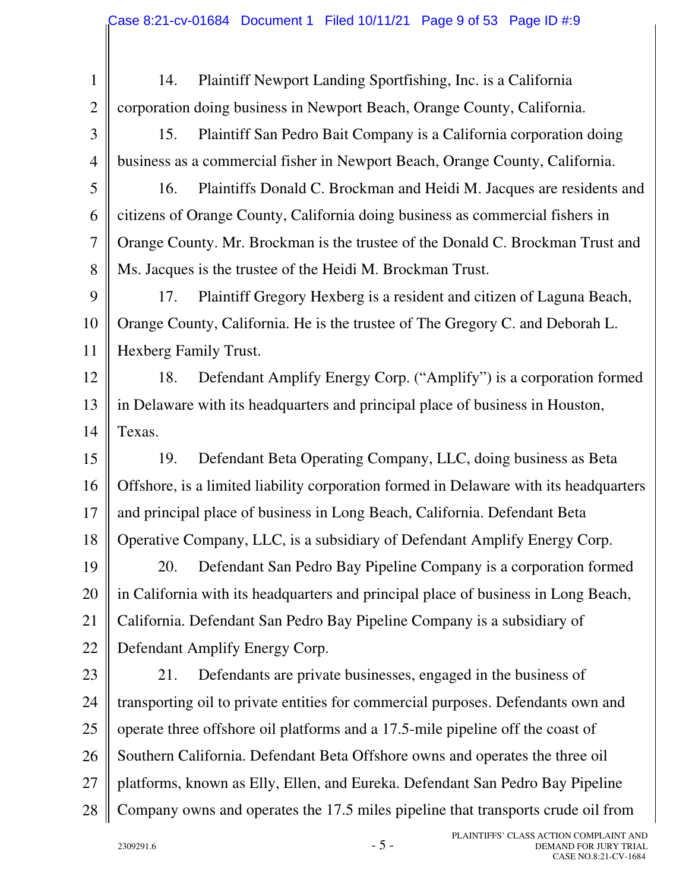14. Plaintiff Newport Landing Sportfishing, Inc. is a California corporation doing business in Newport Beach, Orange County, California.

15. Plaintiff San Pedro Bait Company is a California corporation doing business as a commercial fisher in Newport Beach, Orange County, California.

16. Plaintiffs Donald C. Brockman and Heidi M. Jacques are residents and citizens of Orange County, California doing business as commercial fishers in Orange County. Mr. Brockman is the trustee of the Donald C. Brockman Trust and Ms. Jacques is the trustee of the Heidi M. Brockman Trust.

17. Plaintiff Gregory Hexberg is a resident and citizen of Laguna Beach, Orange County, California. He is the trustee of The Gregory C. and Deborah L. Hexberg Family Trust.

18. Defendant Amplify Energy Corp. ("Amplify") is a corporation formed in Delaware with its headquarters and principal place of business in Houston, Texas.

19. Defendant Beta Operating Company, LLC, doing business as Beta Offshore, is a limited liability corporation formed in Delaware with its headquarters and principal place of business in Long Beach, California. Defendant Beta Operative Company, LLC, is a subsidiary of Defendant Amplify Energy Corp.

20. Defendant San Pedro Bay Pipeline Company is a corporation formed in California with its headquarters and principal place of business in Long Beach, California. Defendant San Pedro Bay Pipeline Company is a subsidiary of Defendant Amplify Energy Corp.

21. Defendants are private businesses, engaged in the business of transporting oil to private entities for commercial purposes. Defendants own and operate three offshore oil platforms and a 17.5-mile pipeline off the coast of Southern California. Defendant Beta Offshore owns and operates the three oil platforms, known as Elly, Ellen, and Eureka. Defendant San Pedro Bay Pipeline Company owns and operates the 17.5 miles pipeline that transports crude oil from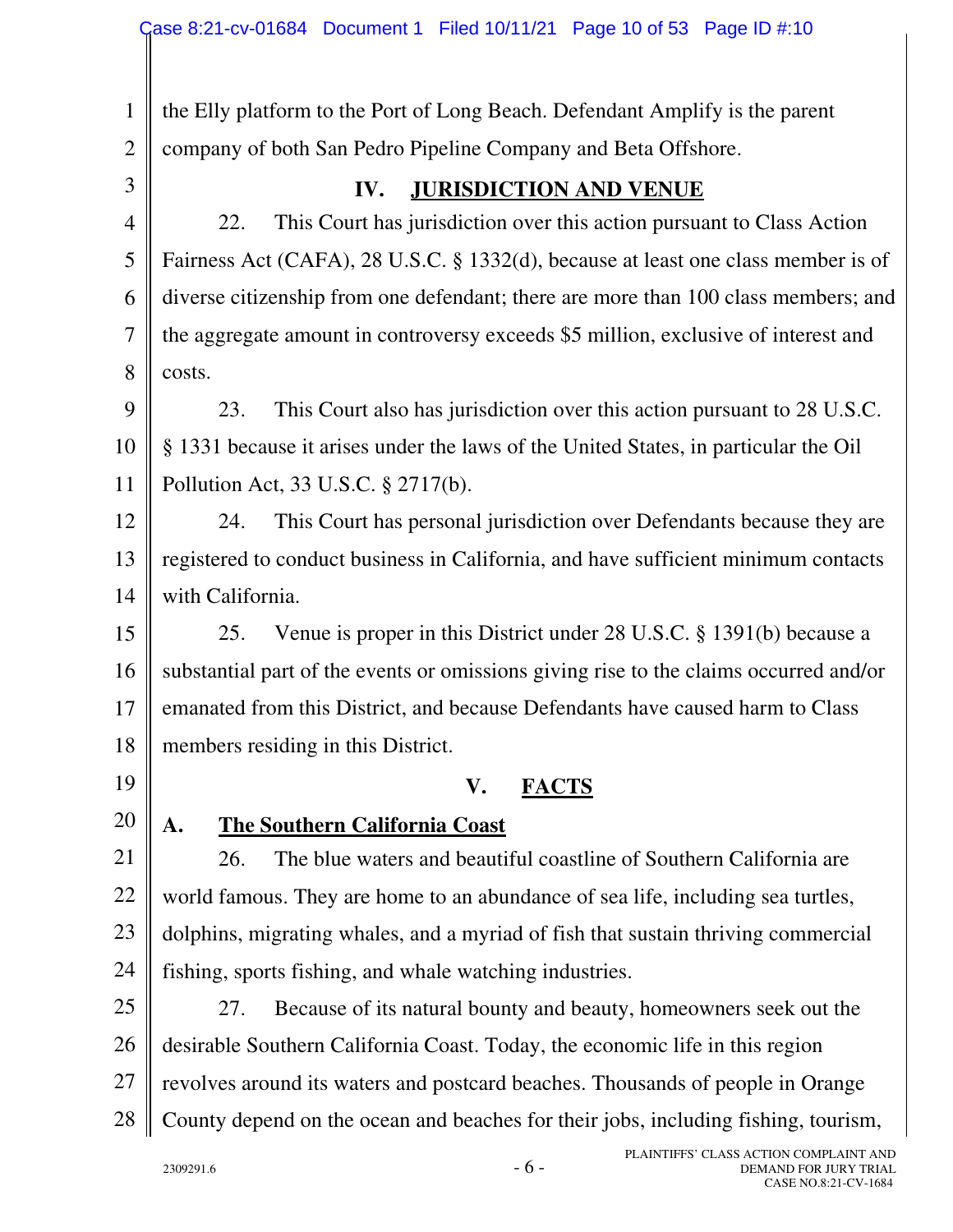the Elly platform to the Port of Long Beach. Defendant Amplify is the parent company of both San Pedro Pipeline Company and Beta Offshore.

## IV. JURISDICTION AND VENUE

22. This Court has jurisdiction over this action pursuant to Class Action Fairness Act (CAFA), 28 U.S.C. § 1332(d), because at least one class member is of diverse citizenship from one defendant; there are more than 100 class members; and the aggregate amount in controversy exceeds $5 million, exclusive of interest and costs.

23. This Court also has jurisdiction over this action pursuant to 28 U.S.C. § 1331 because it arises under the laws of the United States, in particular the Oil Pollution Act, 33 U.S.C. § 2717(b).

24. This Court has personal jurisdiction over Defendants because they are registered to conduct business in California, and have sufficient minimum contacts with California.

25. Venue is proper in this District under 28 U.S.C. § 1391(b) because a substantial part of the events or omissions giving rise to the claims occurred and/or emanated from this District, and because Defendants have caused harm to Class members residing in this District.

## V. FACTS

### A. The Southern California Coast

26. The blue waters and beautiful coastline of Southern California are world famous. They are home to an abundance of sea life, including sea turtles, dolphins, migrating whales, and a myriad of fish that sustain thriving commercial fishing, sports fishing, and whale watching industries.

27. Because of its natural bounty and beauty, homeowners seek out the desirable Southern California Coast. Today, the economic life in this region revolves around its waters and postcard beaches. Thousands of people in Orange County depend on the ocean and beaches for their jobs, including fishing, tourism,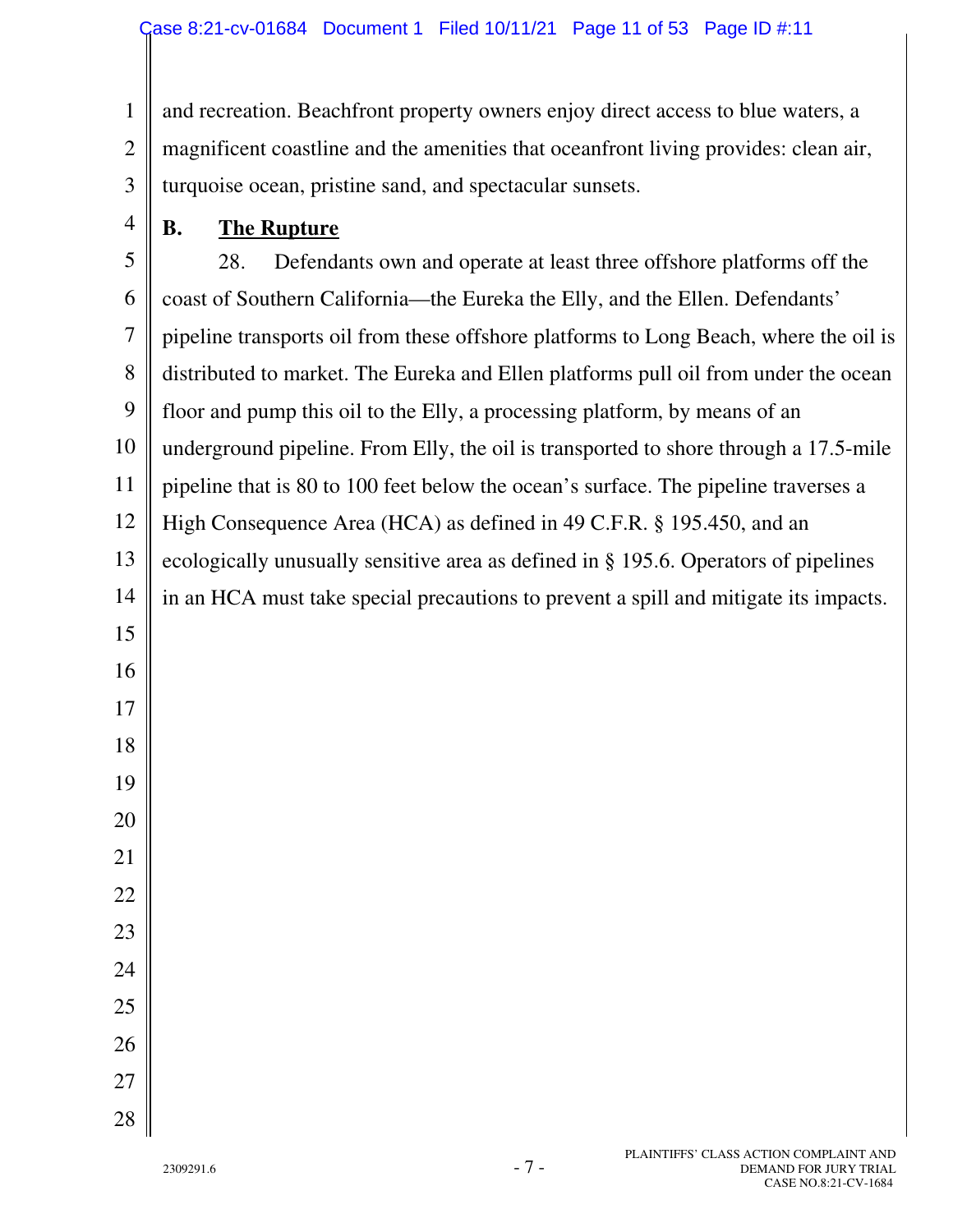and recreation. Beachfront property owners enjoy direct access to blue waters, a magnificent coastline and the amenities that oceanfront living provides: clean air, turquoise ocean, pristine sand, and spectacular sunsets.

## B. The Rupture

28. Defendants own and operate at least three offshore platforms off the coast of Southern California—the Eureka the Elly, and the Ellen. Defendants' pipeline transports oil from these offshore platforms to Long Beach, where the oil is distributed to market. The Eureka and Ellen platforms pull oil from under the ocean floor and pump this oil to the Elly, a processing platform, by means of an underground pipeline. From Elly, the oil is transported to shore through a 17.5-mile pipeline that is 80 to 100 feet below the ocean's surface. The pipeline traverses a High Consequence Area (HCA) as defined in 49 C.F.R. § 195.450, and an ecologically unusually sensitive area as defined in § 195.6. Operators of pipelines in an HCA must take special precautions to prevent a spill and mitigate its impacts.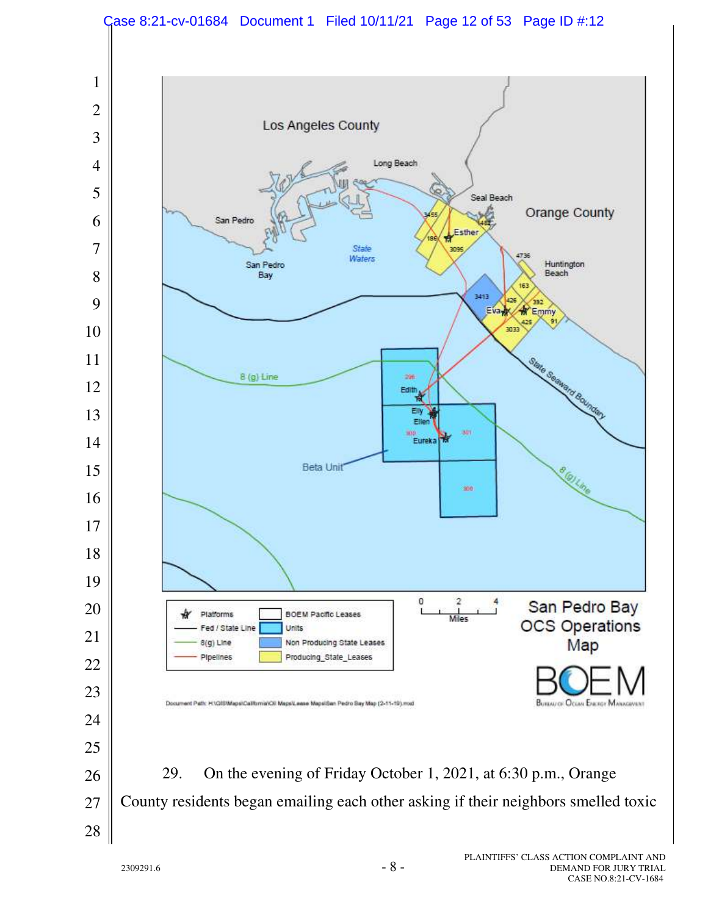29. On the evening of Friday October 1, 2021, at 6:30 p.m., Orange County residents began emailing each other asking if their neighbors smelled toxic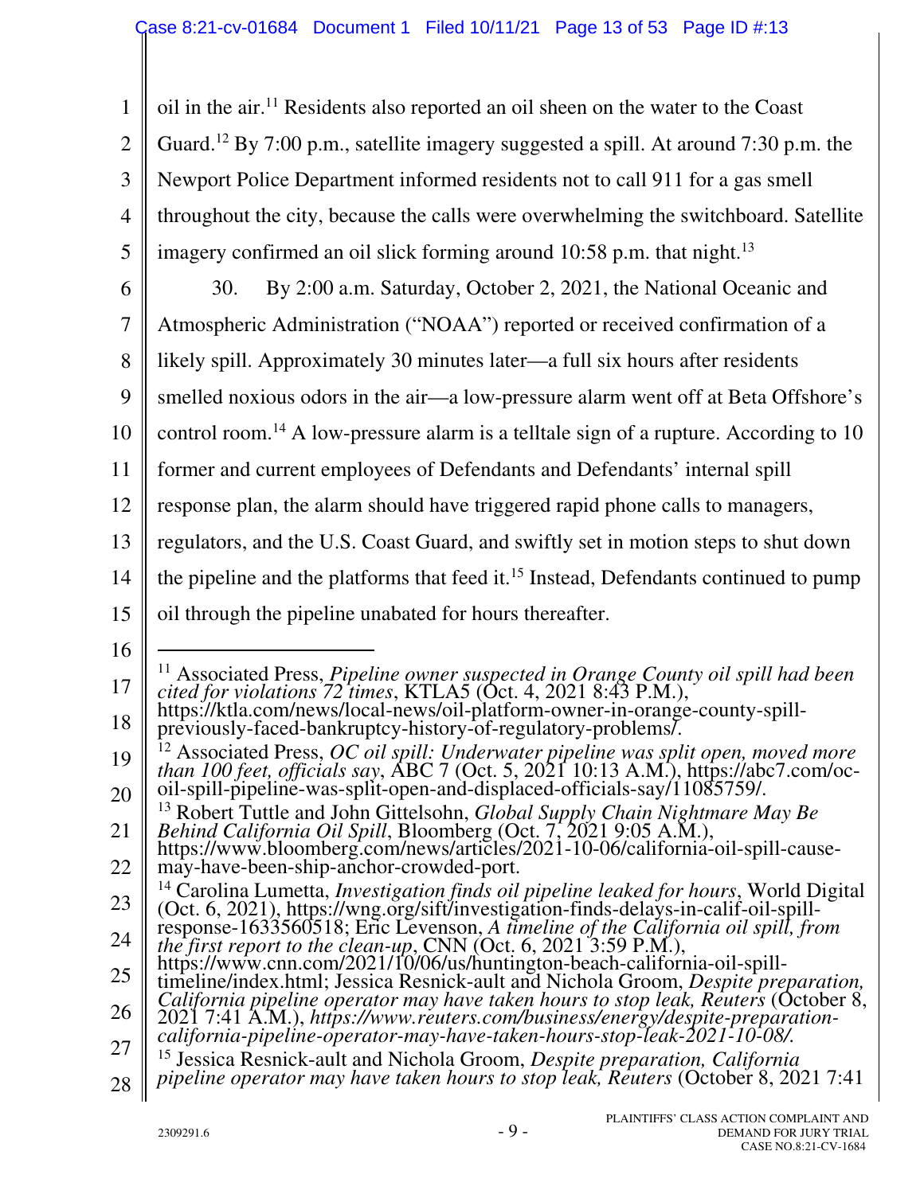oil in the air.[11] Residents also reported an oil sheen on the water to the Coast Guard.[12] By 7:00 p.m., satellite imagery suggested a spill. At around 7:30 p.m. the Newport Police Department informed residents not to call 911 for a gas smell throughout the city, because the calls were overwhelming the switchboard. Satellite imagery confirmed an oil slick forming around 10:58 p.m. that night.[13]

30. By 2:00 a.m. Saturday, October 2, 2021, the National Oceanic and Atmospheric Administration ("NOAA") reported or received confirmation of a likely spill. Approximately 30 minutes later—a full six hours after residents smelled noxious odors in the air—a low-pressure alarm went off at Beta Offshore's control room.[14] A low-pressure alarm is a telltale sign of a rupture. According to 10 former and current employees of Defendants and Defendants' internal spill response plan, the alarm should have triggered rapid phone calls to managers, regulators, and the U.S. Coast Guard, and swiftly set in motion steps to shut down the pipeline and the platforms that feed it.[15] Instead, Defendants continued to pump oil through the pipeline unabated for hours thereafter.

---

[11] Associated Press, *Pipeline owner suspected in Orange County oil spill had been cited for violations 72 times*, KTLA5 (Oct. 4, 2021 8:43 P.M.), https://ktla.com/news/local-news/oil-platform-owner-in-orange-county-spill-previously-faced-bankruptcy-history-of-regulatory-problems/.

[12] Associated Press, *OC oil spill: Underwater pipeline was split open, moved more than 100 feet, officials say*, ABC 7 (Oct. 5, 2021 10:13 A.M.), https://abc7.com/oc-oil-spill-pipeline-was-split-open-and-displaced-officials-say/11085759/.

[13] Robert Tuttle and John Gittelsohn, *Global Supply Chain Nightmare May Be Behind California Oil Spill*, Bloomberg (Oct. 7, 2021 9:05 A.M.), https://www.bloomberg.com/news/articles/2021-10-06/california-oil-spill-cause-may-have-been-ship-anchor-crowded-port.

[14] Carolina Lumetta, *Investigation finds oil pipeline leaked for hours*, World Digital (Oct. 6, 2021), https://wng.org/sift/investigation-finds-delays-in-calif-oil-spill-response-1633560518; Eric Levenson, *A timeline of the California oil spill, from the first report to the clean-up*, CNN (Oct. 6, 2021 3:59 P.M.), https://www.cnn.com/2021/10/06/us/huntington-beach-california-oil-spill-timeline/index.html; Jessica Resnick-ault and Nichola Groom, *Despite preparation, California pipeline operator may have taken hours to stop leak, Reuters* (October 8, 2021 7:41 A.M.), *https://www.reuters.com/business/energy/despite-preparation-california-pipeline-operator-may-have-taken-hours-stop-leak-2021-10-08/.*

[15] Jessica Resnick-ault and Nichola Groom, *Despite preparation, California pipeline operator may have taken hours to stop leak, Reuters* (October 8, 2021 7:41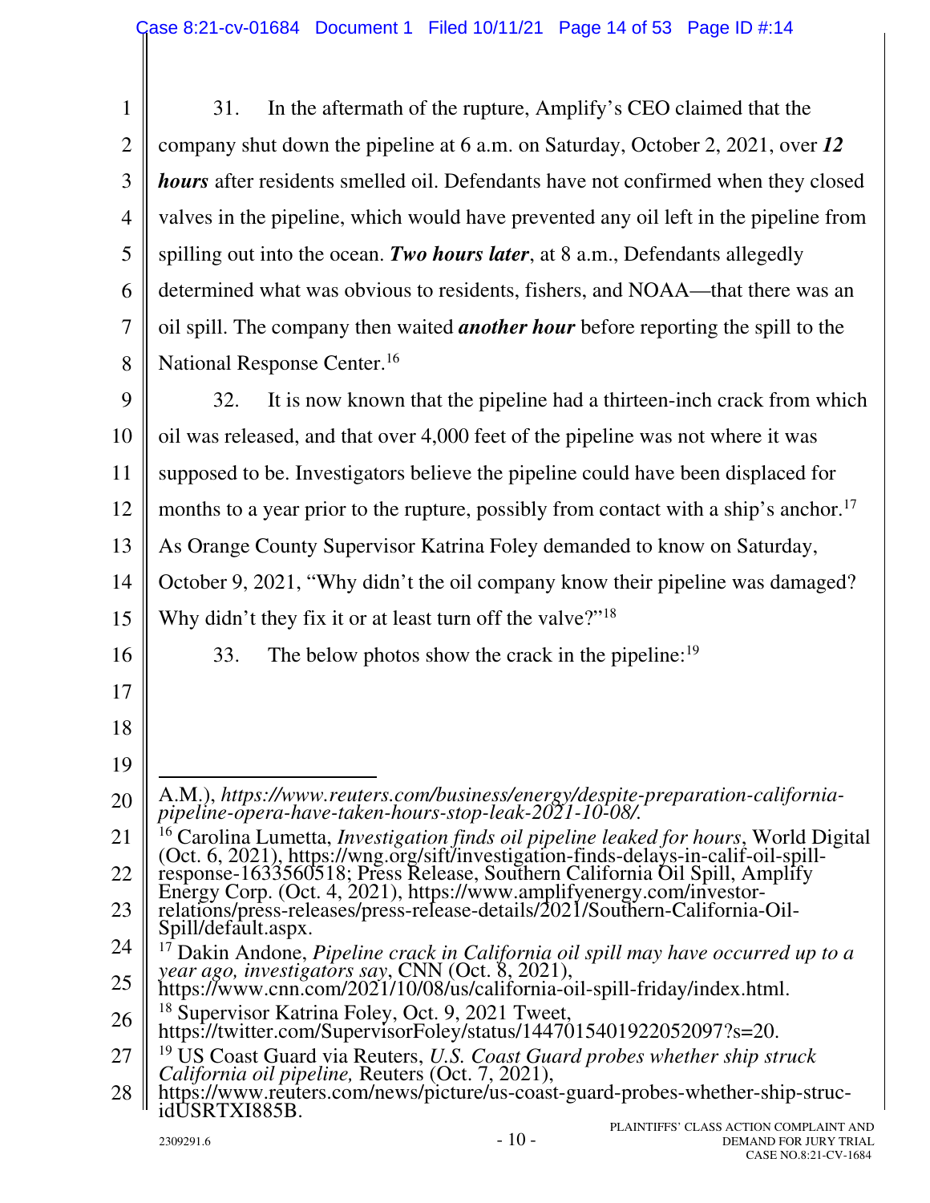31. In the aftermath of the rupture, Amplify's CEO claimed that the company shut down the pipeline at 6 a.m. on Saturday, October 2, 2021, over ***12 hours*** after residents smelled oil. Defendants have not confirmed when they closed valves in the pipeline, which would have prevented any oil left in the pipeline from spilling out into the ocean. ***Two hours later***, at 8 a.m., Defendants allegedly determined what was obvious to residents, fishers, and NOAA—that there was an oil spill. The company then waited ***another hour*** before reporting the spill to the National Response Center.[16]

32. It is now known that the pipeline had a thirteen-inch crack from which oil was released, and that over 4,000 feet of the pipeline was not where it was supposed to be. Investigators believe the pipeline could have been displaced for months to a year prior to the rupture, possibly from contact with a ship's anchor.[17] As Orange County Supervisor Katrina Foley demanded to know on Saturday, October 9, 2021, "Why didn't the oil company know their pipeline was damaged? Why didn't they fix it or at least turn off the valve?"[18]

33. The below photos show the crack in the pipeline:[19]

---

A.M.), *https://www.reuters.com/business/energy/despite-preparation-california-pipeline-opera-have-taken-hours-stop-leak-2021-10-08/.*

[16] Carolina Lumetta, *Investigation finds oil pipeline leaked for hours*, World Digital (Oct. 6, 2021), https://wng.org/sift/investigation-finds-delays-in-calif-oil-spill-response-1633560518; Press Release, Southern California Oil Spill, Amplify Energy Corp. (Oct. 4, 2021), https://www.amplifyenergy.com/investor-relations/press-releases/press-release-details/2021/Southern-California-Oil-Spill/default.aspx.

[17] Dakin Andone, *Pipeline crack in California oil spill may have occurred up to a year ago, investigators say*, CNN (Oct. 8, 2021), https://www.cnn.com/2021/10/08/us/california-oil-spill-friday/index.html.

[18] Supervisor Katrina Foley, Oct. 9, 2021 Tweet, https://twitter.com/SupervisorFoley/status/1447015401922052097?s=20.

[19] US Coast Guard via Reuters, *U.S. Coast Guard probes whether ship struck California oil pipeline,* Reuters (Oct. 7, 2021), https://www.reuters.com/news/picture/us-coast-guard-probes-whether-ship-struc-idUSRTXI885B.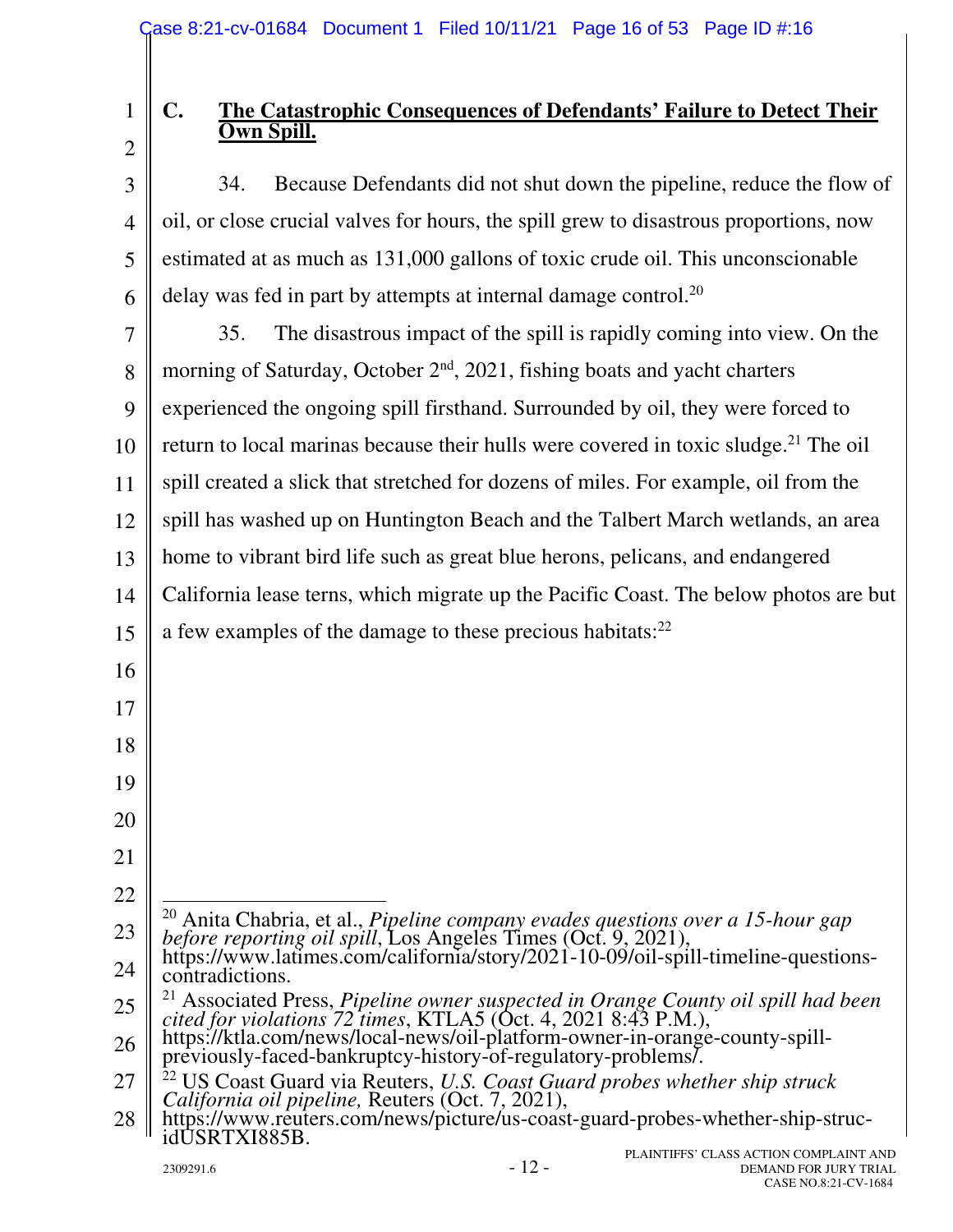### C. **The Catastrophic Consequences of Defendants' Failure to Detect Their Own Spill.**

34. Because Defendants did not shut down the pipeline, reduce the flow of oil, or close crucial valves for hours, the spill grew to disastrous proportions, now estimated at as much as 131,000 gallons of toxic crude oil. This unconscionable delay was fed in part by attempts at internal damage control.[20]

35. The disastrous impact of the spill is rapidly coming into view. On the morning of Saturday, October 2nd, 2021, fishing boats and yacht charters experienced the ongoing spill firsthand. Surrounded by oil, they were forced to return to local marinas because their hulls were covered in toxic sludge.[21] The oil spill created a slick that stretched for dozens of miles. For example, oil from the spill has washed up on Huntington Beach and the Talbert March wetlands, an area home to vibrant bird life such as great blue herons, pelicans, and endangered California lease terns, which migrate up the Pacific Coast. The below photos are but a few examples of the damage to these precious habitats:[22]

---

[20] Anita Chabria, et al., *Pipeline company evades questions over a 15-hour gap before reporting oil spill*, Los Angeles Times (Oct. 9, 2021), https://www.latimes.com/california/story/2021-10-09/oil-spill-timeline-questions-contradictions.

[21] Associated Press, *Pipeline owner suspected in Orange County oil spill had been cited for violations 72 times*, KTLA5 (Oct. 4, 2021 8:43 P.M.), https://ktla.com/news/local-news/oil-platform-owner-in-orange-county-spill-previously-faced-bankruptcy-history-of-regulatory-problems/.

[22] US Coast Guard via Reuters, *U.S. Coast Guard probes whether ship struck California oil pipeline,* Reuters (Oct. 7, 2021), https://www.reuters.com/news/picture/us-coast-guard-probes-whether-ship-struc-idUSRTXI885B.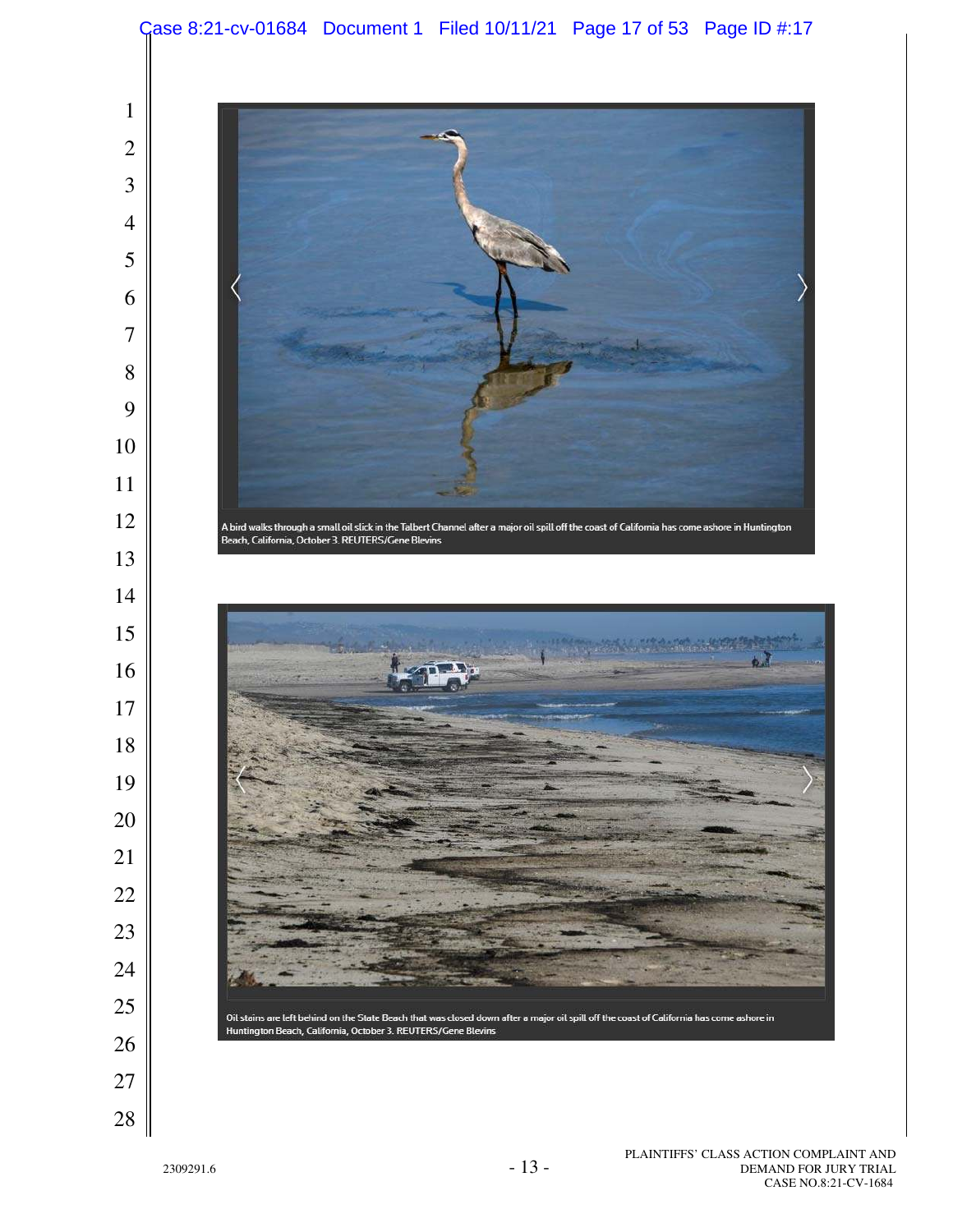A bird walks through a small oil slick in the Talbert Channel after a major oil spill off the coast of California has come ashore in Huntington Beach, California, October 3. REUTERS/Gene Blevins

Oil stains are left behind on the State Beach that was closed down after a major oil spill off the coast of California has come ashore in Huntington Beach, California, October 3. REUTERS/Gene Blevins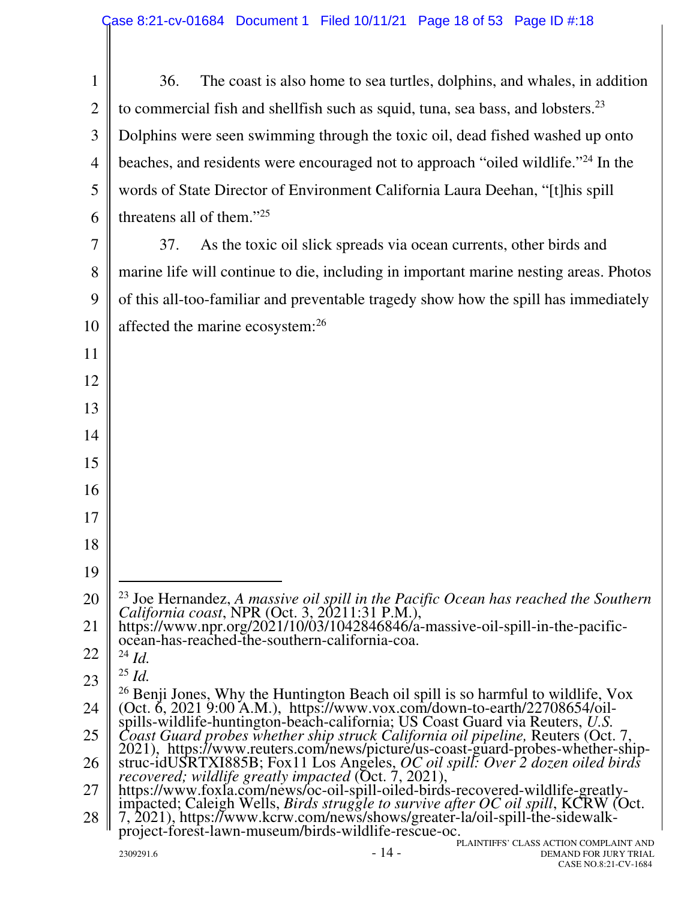36. The coast is also home to sea turtles, dolphins, and whales, in addition to commercial fish and shellfish such as squid, tuna, sea bass, and lobsters.[23] Dolphins were seen swimming through the toxic oil, dead fished washed up onto beaches, and residents were encouraged not to approach "oiled wildlife."[24] In the words of State Director of Environment California Laura Deehan, "[t]his spill threatens all of them."[25]

37. As the toxic oil slick spreads via ocean currents, other birds and marine life will continue to die, including in important marine nesting areas. Photos of this all-too-familiar and preventable tragedy show how the spill has immediately affected the marine ecosystem:[26]

---

[23] Joe Hernandez, *A massive oil spill in the Pacific Ocean has reached the Southern California coast*, NPR (Oct. 3, 20211:31 P.M.), https://www.npr.org/2021/10/03/1042846846/a-massive-oil-spill-in-the-pacific-ocean-has-reached-the-southern-california-coa.

[24] *Id.*

[25] *Id.*

[26] Benji Jones, Why the Huntington Beach oil spill is so harmful to wildlife, Vox (Oct. 6, 2021 9:00 A.M.), https://www.vox.com/down-to-earth/22708654/oil-spills-wildlife-huntington-beach-california; US Coast Guard via Reuters, *U.S. Coast Guard probes whether ship struck California oil pipeline,* Reuters (Oct. 7, 2021), https://www.reuters.com/news/picture/us-coast-guard-probes-whether-ship-struc-idUSRTXI885B; Fox11 Los Angeles, *OC oil spill: Over 2 dozen oiled birds recovered; wildlife greatly impacted* (Oct. 7, 2021), https://www.foxla.com/news/oc-oil-spill-oiled-birds-recovered-wildlife-greatly-impacted; Caleigh Wells, *Birds struggle to survive after OC oil spill*, KCRW (Oct. 7, 2021), https://www.kcrw.com/news/shows/greater-la/oil-spill-the-sidewalk-project-forest-lawn-museum/birds-wildlife-rescue-oc.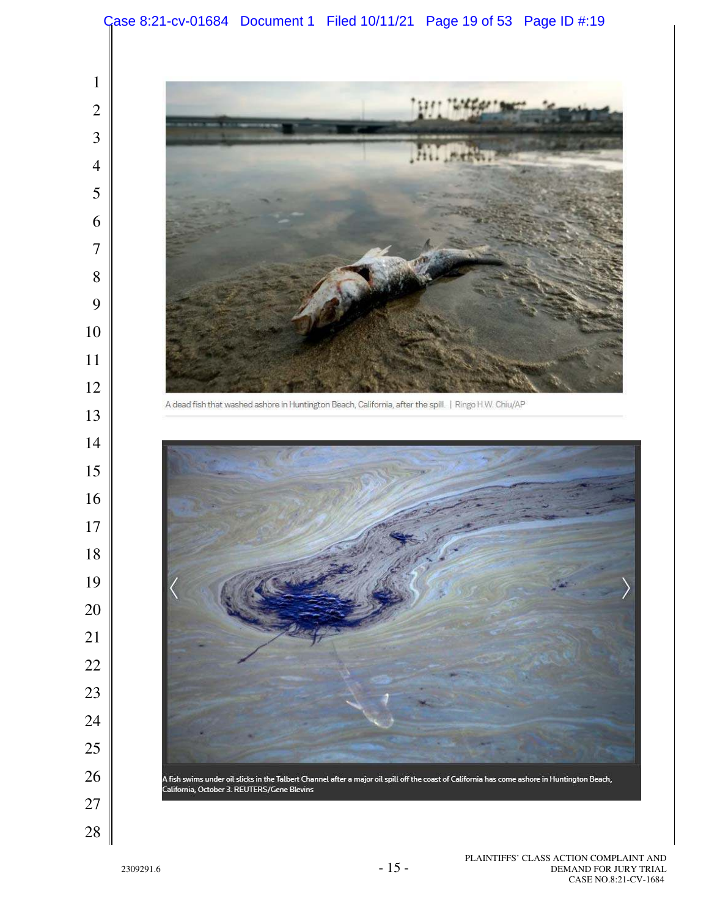A dead fish that washed ashore in Huntington Beach, California, after the spill. | Ringo H.W. Chiu/AP

A fish swims under oil slicks in the Talbert Channel after a major oil spill off the coast of California has come ashore in Huntington Beach, California, October 3. REUTERS/Gene Blevins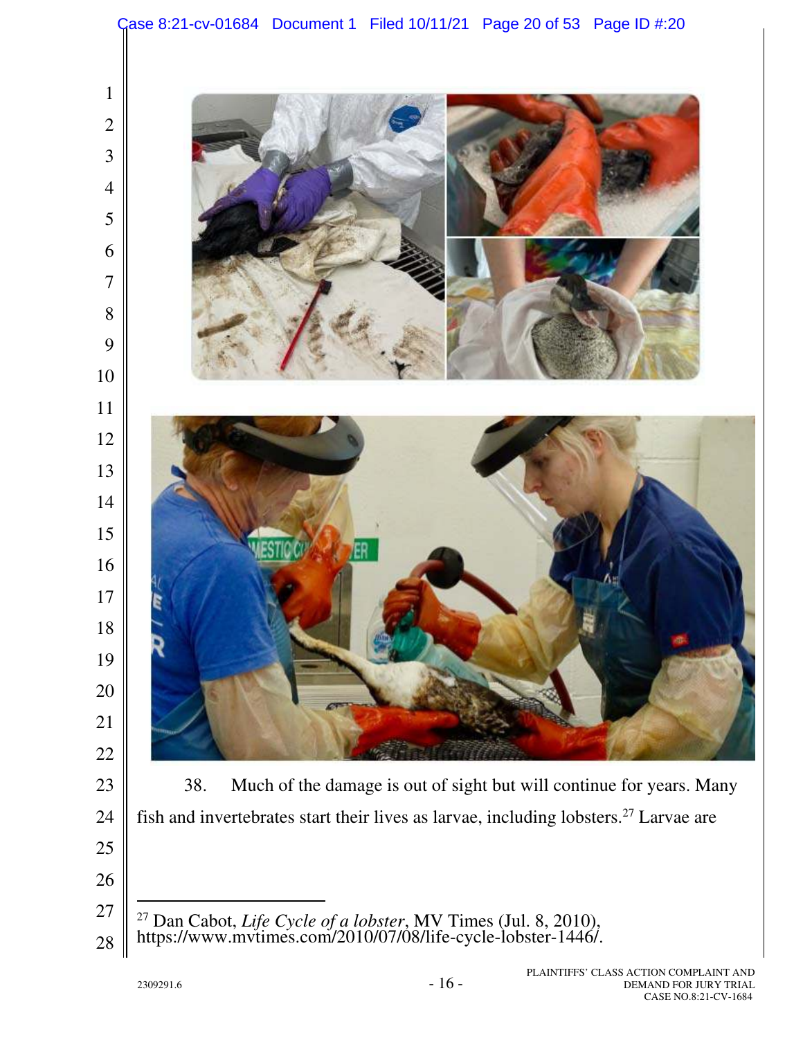38. Much of the damage is out of sight but will continue for years. Many fish and invertebrates start their lives as larvae, including lobsters.[27] Larvae are

---

[27] Dan Cabot, *Life Cycle of a lobster*, MV Times (Jul. 8, 2010), https://www.mvtimes.com/2010/07/08/life-cycle-lobster-1446/.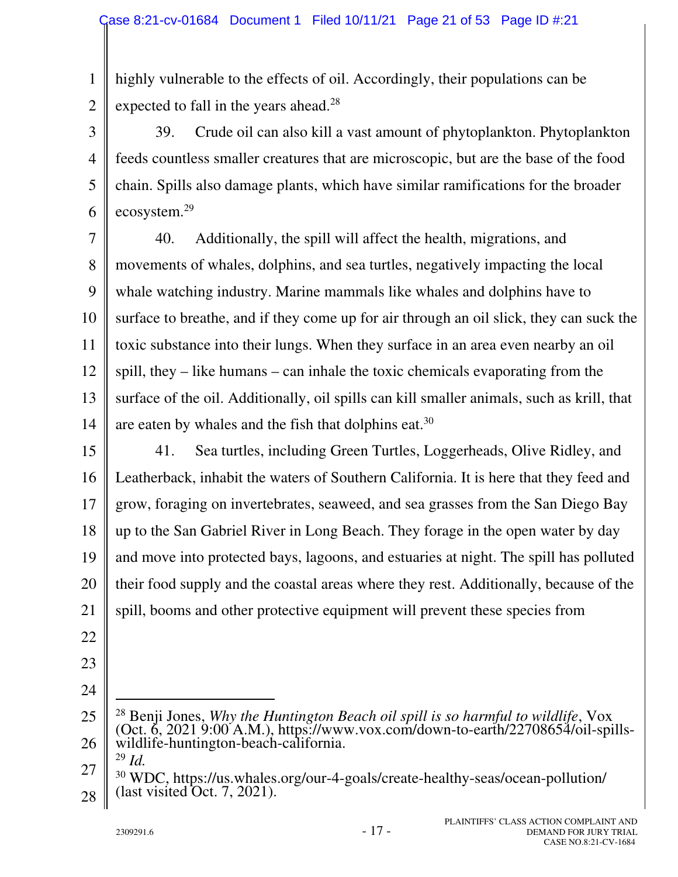highly vulnerable to the effects of oil. Accordingly, their populations can be expected to fall in the years ahead.[28]

39. Crude oil can also kill a vast amount of phytoplankton. Phytoplankton feeds countless smaller creatures that are microscopic, but are the base of the food chain. Spills also damage plants, which have similar ramifications for the broader ecosystem.[29]

40. Additionally, the spill will affect the health, migrations, and movements of whales, dolphins, and sea turtles, negatively impacting the local whale watching industry. Marine mammals like whales and dolphins have to surface to breathe, and if they come up for air through an oil slick, they can suck the toxic substance into their lungs. When they surface in an area even nearby an oil spill, they – like humans – can inhale the toxic chemicals evaporating from the surface of the oil. Additionally, oil spills can kill smaller animals, such as krill, that are eaten by whales and the fish that dolphins eat.[30]

41. Sea turtles, including Green Turtles, Loggerheads, Olive Ridley, and Leatherback, inhabit the waters of Southern California. It is here that they feed and grow, foraging on invertebrates, seaweed, and sea grasses from the San Diego Bay up to the San Gabriel River in Long Beach. They forage in the open water by day and move into protected bays, lagoons, and estuaries at night. The spill has polluted their food supply and the coastal areas where they rest. Additionally, because of the spill, booms and other protective equipment will prevent these species from

---

[28] Benji Jones, *Why the Huntington Beach oil spill is so harmful to wildlife*, Vox (Oct. 6, 2021 9:00 A.M.), https://www.vox.com/down-to-earth/22708654/oil-spills-wildlife-huntington-beach-california.

[29] *Id.*

[30] WDC, https://us.whales.org/our-4-goals/create-healthy-seas/ocean-pollution/ (last visited Oct. 7, 2021).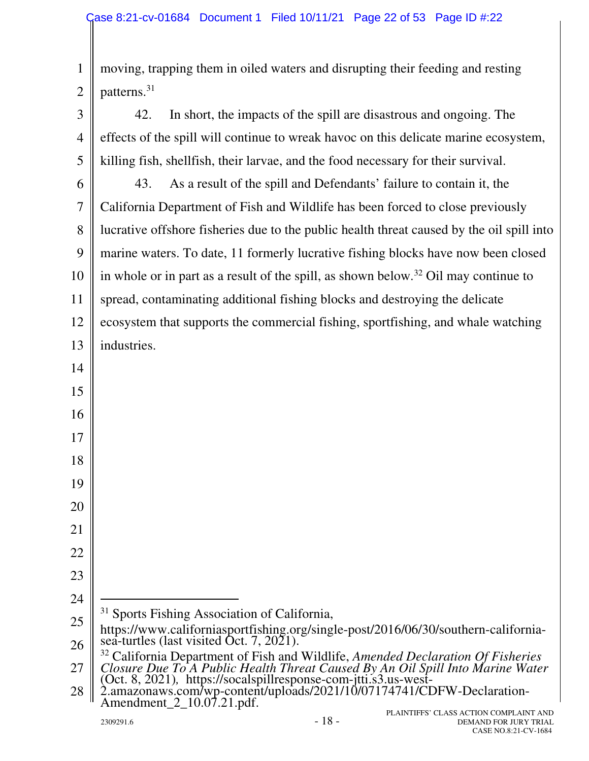moving, trapping them in oiled waters and disrupting their feeding and resting patterns.[31]

42. In short, the impacts of the spill are disastrous and ongoing. The effects of the spill will continue to wreak havoc on this delicate marine ecosystem, killing fish, shellfish, their larvae, and the food necessary for their survival.

43. As a result of the spill and Defendants' failure to contain it, the California Department of Fish and Wildlife has been forced to close previously lucrative offshore fisheries due to the public health threat caused by the oil spill into marine waters. To date, 11 formerly lucrative fishing blocks have now been closed in whole or in part as a result of the spill, as shown below.[32] Oil may continue to spread, contaminating additional fishing blocks and destroying the delicate ecosystem that supports the commercial fishing, sportfishing, and whale watching industries.

---

[31] Sports Fishing Association of California, https://www.californiasportfishing.org/single-post/2016/06/30/southern-california-sea-turtles (last visited Oct. 7, 2021).

[32] California Department of Fish and Wildlife, *Amended Declaration Of Fisheries Closure Due To A Public Health Threat Caused By An Oil Spill Into Marine Water* (Oct. 8, 2021), https://socalspillresponse-com-jtti.s3.us-west-2.amazonaws.com/wp-content/uploads/2021/10/07174741/CDFW-Declaration-Amendment_2_10.07.21.pdf.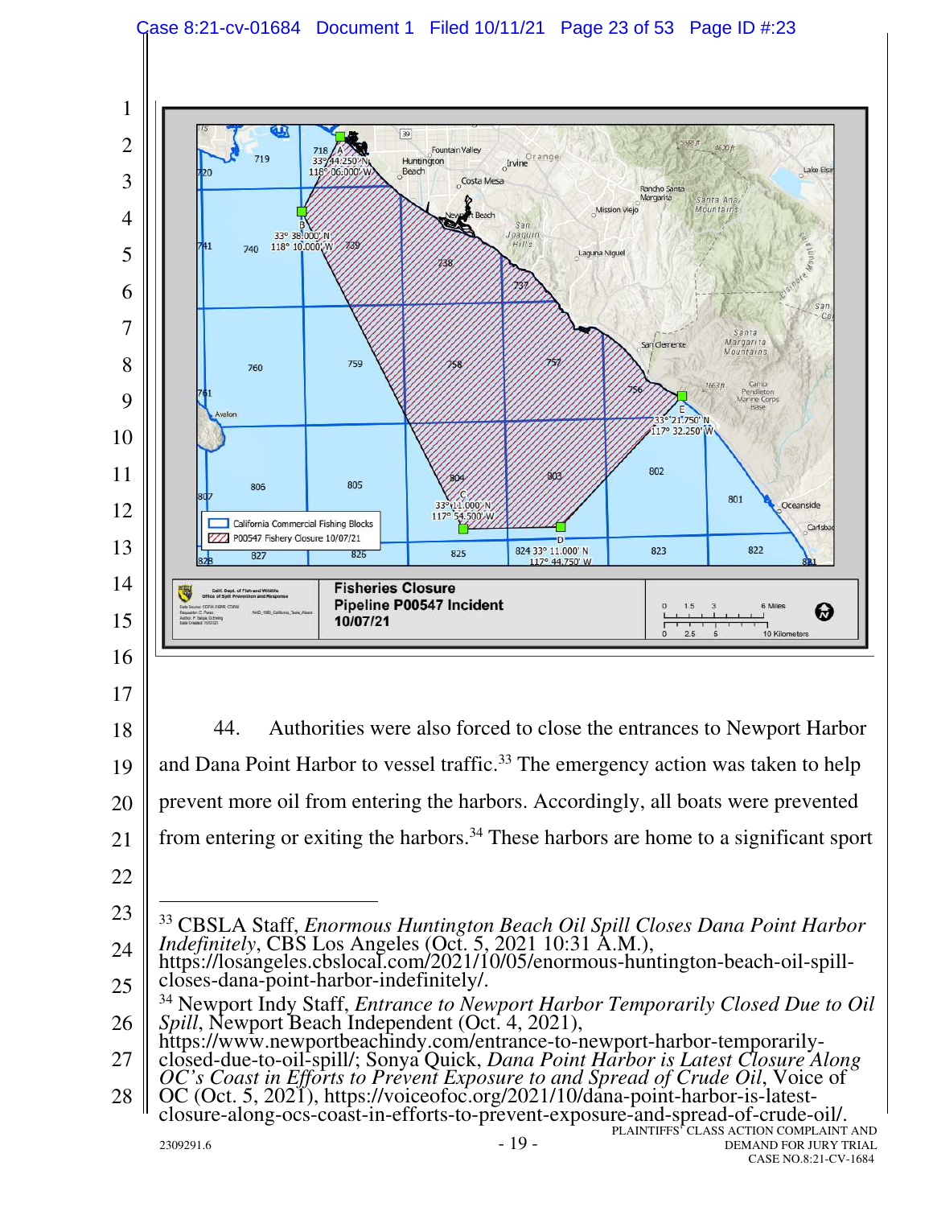44. Authorities were also forced to close the entrances to Newport Harbor and Dana Point Harbor to vessel traffic.[33] The emergency action was taken to help prevent more oil from entering the harbors. Accordingly, all boats were prevented from entering or exiting the harbors.[34] These harbors are home to a significant sport

---

[33] CBSLA Staff, *Enormous Huntington Beach Oil Spill Closes Dana Point Harbor Indefinitely*, CBS Los Angeles (Oct. 5, 2021 10:31 A.M.), https://losangeles.cbslocal.com/2021/10/05/enormous-huntington-beach-oil-spill-closes-dana-point-harbor-indefinitely/.

[34] Newport Indy Staff, *Entrance to Newport Harbor Temporarily Closed Due to Oil Spill*, Newport Beach Independent (Oct. 4, 2021), https://www.newportbeachindy.com/entrance-to-newport-harbor-temporarily-closed-due-to-oil-spill/; Sonya Quick, *Dana Point Harbor is Latest Closure Along OC's Coast in Efforts to Prevent Exposure to and Spread of Crude Oil*, Voice of OC (Oct. 5, 2021), https://voiceofoc.org/2021/10/dana-point-harbor-is-latest-closure-along-ocs-coast-in-efforts-to-prevent-exposure-and-spread-of-crude-oil/.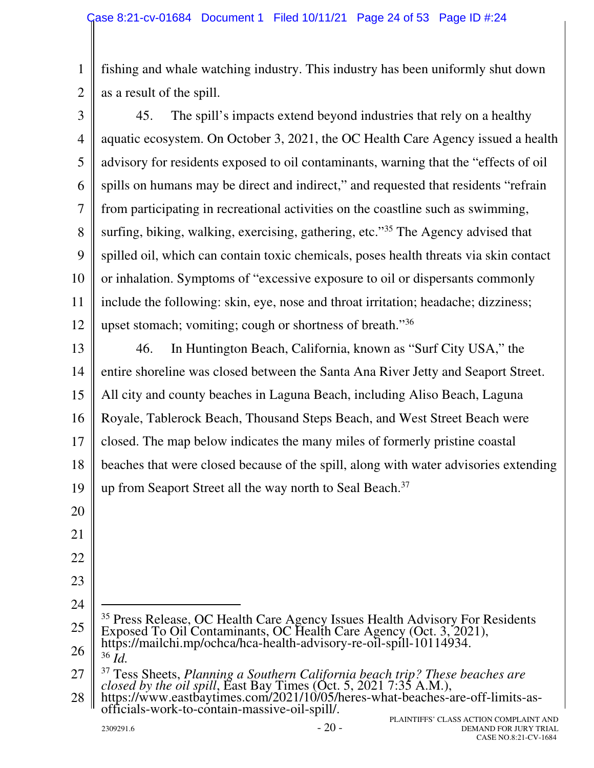fishing and whale watching industry. This industry has been uniformly shut down as a result of the spill.

45. The spill's impacts extend beyond industries that rely on a healthy aquatic ecosystem. On October 3, 2021, the OC Health Care Agency issued a health advisory for residents exposed to oil contaminants, warning that the "effects of oil spills on humans may be direct and indirect," and requested that residents "refrain from participating in recreational activities on the coastline such as swimming, surfing, biking, walking, exercising, gathering, etc."[35] The Agency advised that spilled oil, which can contain toxic chemicals, poses health threats via skin contact or inhalation. Symptoms of "excessive exposure to oil or dispersants commonly include the following: skin, eye, nose and throat irritation; headache; dizziness; upset stomach; vomiting; cough or shortness of breath."[36]

46. In Huntington Beach, California, known as "Surf City USA," the entire shoreline was closed between the Santa Ana River Jetty and Seaport Street. All city and county beaches in Laguna Beach, including Aliso Beach, Laguna Royale, Tablerock Beach, Thousand Steps Beach, and West Street Beach were closed. The map below indicates the many miles of formerly pristine coastal beaches that were closed because of the spill, along with water advisories extending up from Seaport Street all the way north to Seal Beach.[37]

---

[35] Press Release, OC Health Care Agency Issues Health Advisory For Residents Exposed To Oil Contaminants, OC Health Care Agency (Oct. 3, 2021), https://mailchi.mp/ochca/hca-health-advisory-re-oil-spill-10114934.

[36] *Id.*

[37] Tess Sheets, *Planning a Southern California beach trip? These beaches are closed by the oil spill*, East Bay Times (Oct. 5, 2021 7:35 A.M.), https://www.eastbaytimes.com/2021/10/05/heres-what-beaches-are-off-limits-as-officials-work-to-contain-massive-oil-spill/.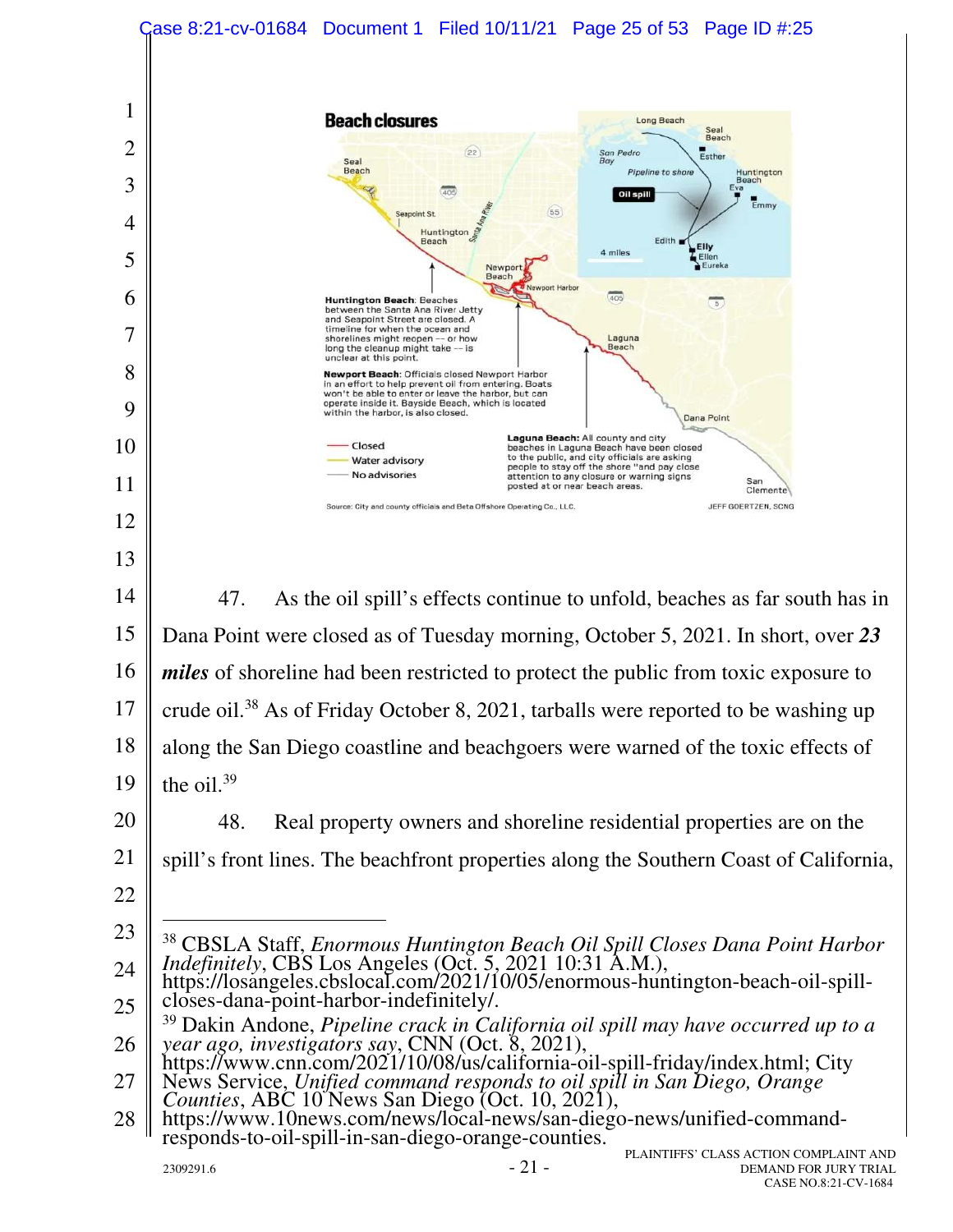**Beach closures**

Long Beach | Seal Beach | San Pedro Bay | Esther | Pipeline to shore | Huntington Beach | Eva | Oil spill | Emmy | Edith | Elly | Ellen | Eureka | 4 miles

Seal Beach | Seapoint St. | Huntington Beach | Santa Ana River | Newport Beach | Newport Harbor | Laguna Beach | Dana Point | San Clemente

**Huntington Beach**: Beaches between the Santa Ana River Jetty and Seapoint Street are closed. A timeline for when the ocean and shorelines might reopen -- or how long the cleanup might take -- is unclear at this point.

**Newport Beach**: Officials closed Newport Harbor in an effort to help prevent oil from entering. Boats won't be able to enter or leave the harbor, but can operate inside it. Bayside Beach, which is located within the harbor, is also closed.

**Laguna Beach:** All county and city beaches in Laguna Beach have been closed to the public, and city officials are asking people to stay off the shore "and pay close attention to any closure or warning signs posted at or near beach areas.

Closed
Water advisory
No advisories

Source: City and county officials and Beta Offshore Operating Co., LLC. JEFF GOERTZEN, SCNG

47. As the oil spill's effects continue to unfold, beaches as far south has in Dana Point were closed as of Tuesday morning, October 5, 2021. In short, over ***23 miles*** of shoreline had been restricted to protect the public from toxic exposure to crude oil.[38] As of Friday October 8, 2021, tarballs were reported to be washing up along the San Diego coastline and beachgoers were warned of the toxic effects of the oil.[39]

48. Real property owners and shoreline residential properties are on the spill's front lines. The beachfront properties along the Southern Coast of California,

---

[38] CBSLA Staff, *Enormous Huntington Beach Oil Spill Closes Dana Point Harbor Indefinitely*, CBS Los Angeles (Oct. 5, 2021 10:31 A.M.), https://losangeles.cbslocal.com/2021/10/05/enormous-huntington-beach-oil-spill-closes-dana-point-harbor-indefinitely/.

[39] Dakin Andone, *Pipeline crack in California oil spill may have occurred up to a year ago, investigators say*, CNN (Oct. 8, 2021), https://www.cnn.com/2021/10/08/us/california-oil-spill-friday/index.html; City News Service, *Unified command responds to oil spill in San Diego, Orange Counties*, ABC 10 News San Diego (Oct. 10, 2021), https://www.10news.com/news/local-news/san-diego-news/unified-command-responds-to-oil-spill-in-san-diego-orange-counties.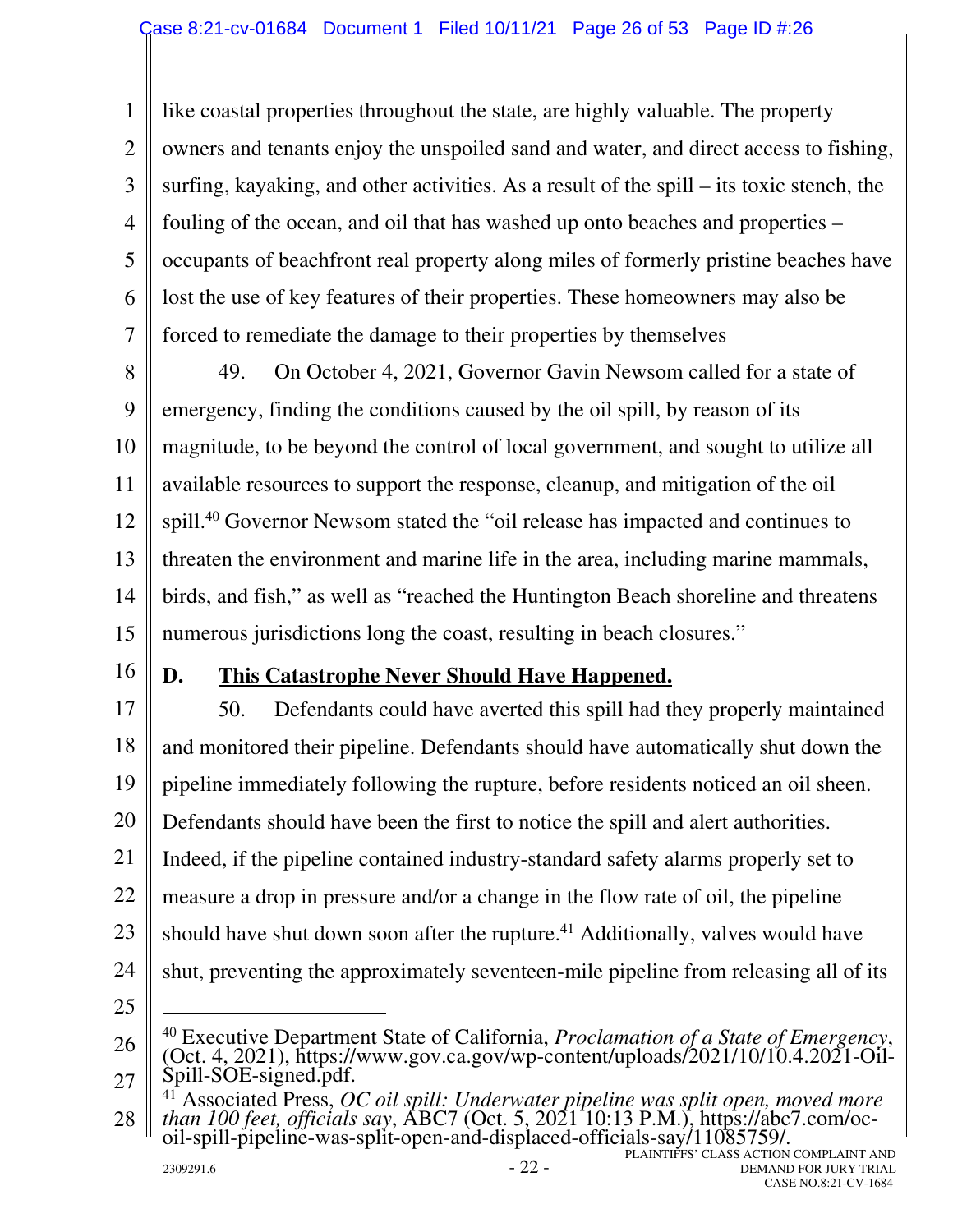like coastal properties throughout the state, are highly valuable. The property owners and tenants enjoy the unspoiled sand and water, and direct access to fishing, surfing, kayaking, and other activities. As a result of the spill – its toxic stench, the fouling of the ocean, and oil that has washed up onto beaches and properties – occupants of beachfront real property along miles of formerly pristine beaches have lost the use of key features of their properties. These homeowners may also be forced to remediate the damage to their properties by themselves

49. On October 4, 2021, Governor Gavin Newsom called for a state of emergency, finding the conditions caused by the oil spill, by reason of its magnitude, to be beyond the control of local government, and sought to utilize all available resources to support the response, cleanup, and mitigation of the oil spill.[40] Governor Newsom stated the "oil release has impacted and continues to threaten the environment and marine life in the area, including marine mammals, birds, and fish," as well as "reached the Huntington Beach shoreline and threatens numerous jurisdictions long the coast, resulting in beach closures."

## D. <u>This Catastrophe Never Should Have Happened.</u>

50. Defendants could have averted this spill had they properly maintained and monitored their pipeline. Defendants should have automatically shut down the pipeline immediately following the rupture, before residents noticed an oil sheen. Defendants should have been the first to notice the spill and alert authorities. Indeed, if the pipeline contained industry-standard safety alarms properly set to measure a drop in pressure and/or a change in the flow rate of oil, the pipeline should have shut down soon after the rupture.[41] Additionally, valves would have shut, preventing the approximately seventeen-mile pipeline from releasing all of its

---

[40] Executive Department State of California, *Proclamation of a State of Emergency*, (Oct. 4, 2021), https://www.gov.ca.gov/wp-content/uploads/2021/10/10.4.2021-Oil-Spill-SOE-signed.pdf.

[41] Associated Press, *OC oil spill: Underwater pipeline was split open, moved more than 100 feet, officials say*, ABC7 (Oct. 5, 2021 10:13 P.M.), https://abc7.com/oc-oil-spill-pipeline-was-split-open-and-displaced-officials-say/11085759/.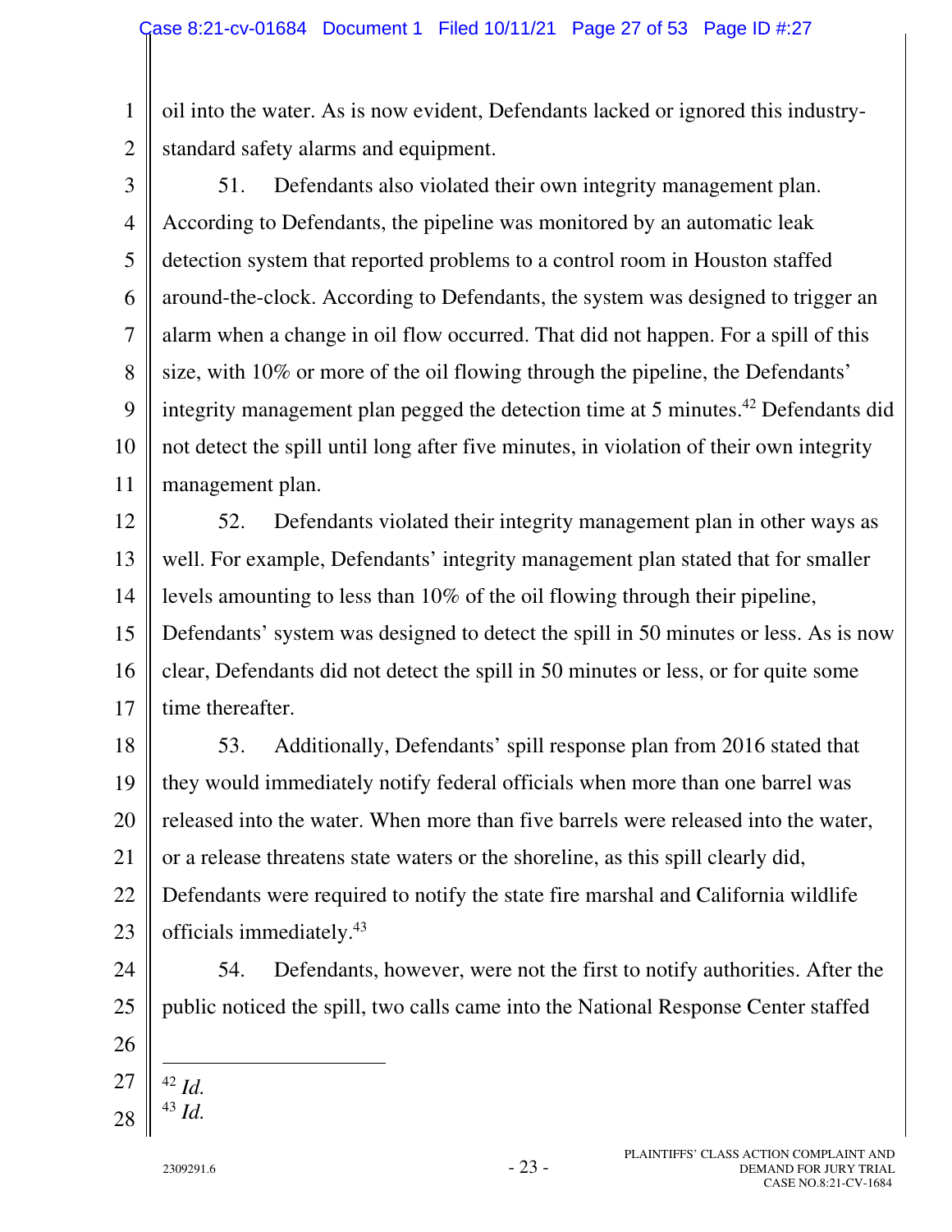oil into the water. As is now evident, Defendants lacked or ignored this industry-standard safety alarms and equipment.

51. Defendants also violated their own integrity management plan. According to Defendants, the pipeline was monitored by an automatic leak detection system that reported problems to a control room in Houston staffed around-the-clock. According to Defendants, the system was designed to trigger an alarm when a change in oil flow occurred. That did not happen. For a spill of this size, with 10% or more of the oil flowing through the pipeline, the Defendants' integrity management plan pegged the detection time at 5 minutes.[42] Defendants did not detect the spill until long after five minutes, in violation of their own integrity management plan.

52. Defendants violated their integrity management plan in other ways as well. For example, Defendants' integrity management plan stated that for smaller levels amounting to less than 10% of the oil flowing through their pipeline, Defendants' system was designed to detect the spill in 50 minutes or less. As is now clear, Defendants did not detect the spill in 50 minutes or less, or for quite some time thereafter.

53. Additionally, Defendants' spill response plan from 2016 stated that they would immediately notify federal officials when more than one barrel was released into the water. When more than five barrels were released into the water, or a release threatens state waters or the shoreline, as this spill clearly did, Defendants were required to notify the state fire marshal and California wildlife officials immediately.[43]

54. Defendants, however, were not the first to notify authorities. After the public noticed the spill, two calls came into the National Response Center staffed

---

[42] *Id.*

[43] *Id.*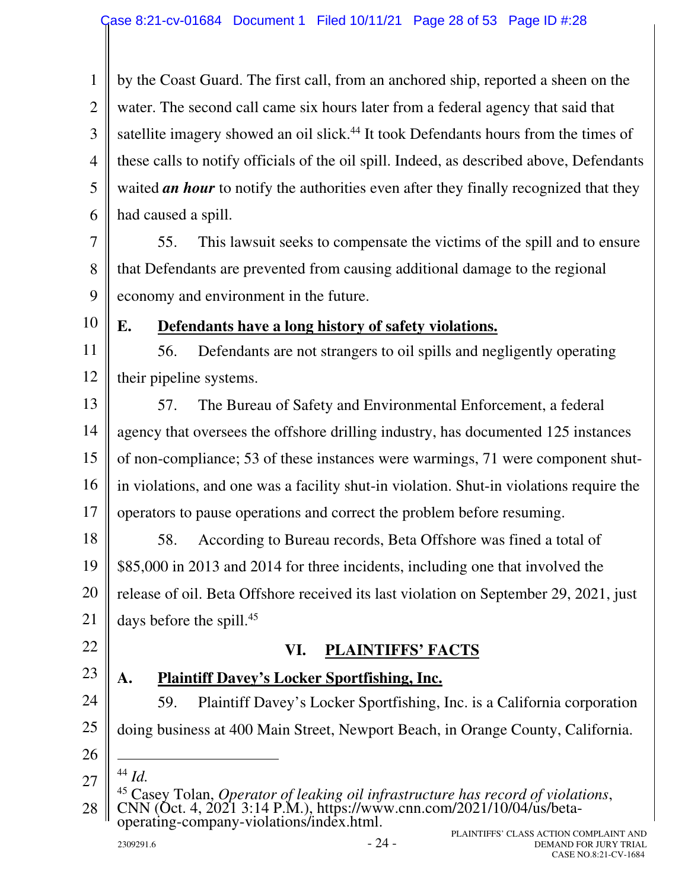by the Coast Guard. The first call, from an anchored ship, reported a sheen on the water. The second call came six hours later from a federal agency that said that satellite imagery showed an oil slick.[44] It took Defendants hours from the times of these calls to notify officials of the oil spill. Indeed, as described above, Defendants waited ***an hour*** to notify the authorities even after they finally recognized that they had caused a spill.

55. This lawsuit seeks to compensate the victims of the spill and to ensure that Defendants are prevented from causing additional damage to the regional economy and environment in the future.

### E. <u>Defendants have a long history of safety violations.</u>

56. Defendants are not strangers to oil spills and negligently operating their pipeline systems.

57. The Bureau of Safety and Environmental Enforcement, a federal agency that oversees the offshore drilling industry, has documented 125 instances of non-compliance; 53 of these instances were warmings, 71 were component shut-in violations, and one was a facility shut-in violation. Shut-in violations require the operators to pause operations and correct the problem before resuming.

58. According to Bureau records, Beta Offshore was fined a total of $85,000 in 2013 and 2014 for three incidents, including one that involved the release of oil. Beta Offshore received its last violation on September 29, 2021, just days before the spill.[45]

## VI. <u>PLAINTIFFS' FACTS</u>

### A. <u>Plaintiff Davey's Locker Sportfishing, Inc.</u>

59. Plaintiff Davey's Locker Sportfishing, Inc. is a California corporation doing business at 400 Main Street, Newport Beach, in Orange County, California.

---

[44] *Id.*

[45] Casey Tolan, *Operator of leaking oil infrastructure has record of violations*, CNN (Oct. 4, 2021 3:14 P.M.), https://www.cnn.com/2021/10/04/us/beta-operating-company-violations/index.html.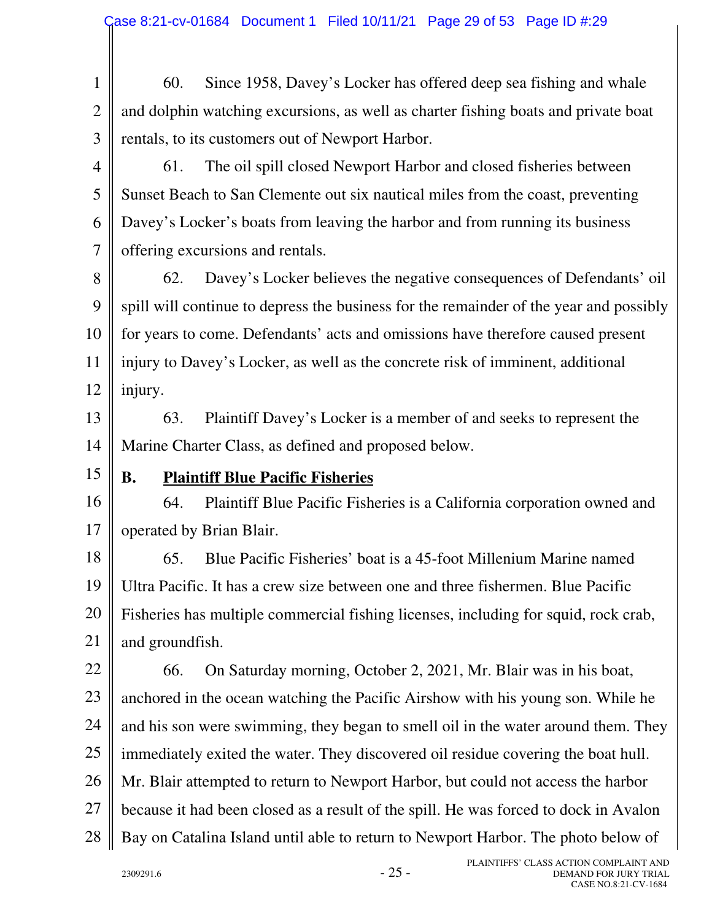60. Since 1958, Davey's Locker has offered deep sea fishing and whale and dolphin watching excursions, as well as charter fishing boats and private boat rentals, to its customers out of Newport Harbor.

61. The oil spill closed Newport Harbor and closed fisheries between Sunset Beach to San Clemente out six nautical miles from the coast, preventing Davey's Locker's boats from leaving the harbor and from running its business offering excursions and rentals.

62. Davey's Locker believes the negative consequences of Defendants' oil spill will continue to depress the business for the remainder of the year and possibly for years to come. Defendants' acts and omissions have therefore caused present injury to Davey's Locker, as well as the concrete risk of imminent, additional injury.

63. Plaintiff Davey's Locker is a member of and seeks to represent the Marine Charter Class, as defined and proposed below.

### B. <u>Plaintiff Blue Pacific Fisheries</u>

64. Plaintiff Blue Pacific Fisheries is a California corporation owned and operated by Brian Blair.

65. Blue Pacific Fisheries' boat is a 45-foot Millenium Marine named Ultra Pacific. It has a crew size between one and three fishermen. Blue Pacific Fisheries has multiple commercial fishing licenses, including for squid, rock crab, and groundfish.

66. On Saturday morning, October 2, 2021, Mr. Blair was in his boat, anchored in the ocean watching the Pacific Airshow with his young son. While he and his son were swimming, they began to smell oil in the water around them. They immediately exited the water. They discovered oil residue covering the boat hull. Mr. Blair attempted to return to Newport Harbor, but could not access the harbor because it had been closed as a result of the spill. He was forced to dock in Avalon Bay on Catalina Island until able to return to Newport Harbor. The photo below of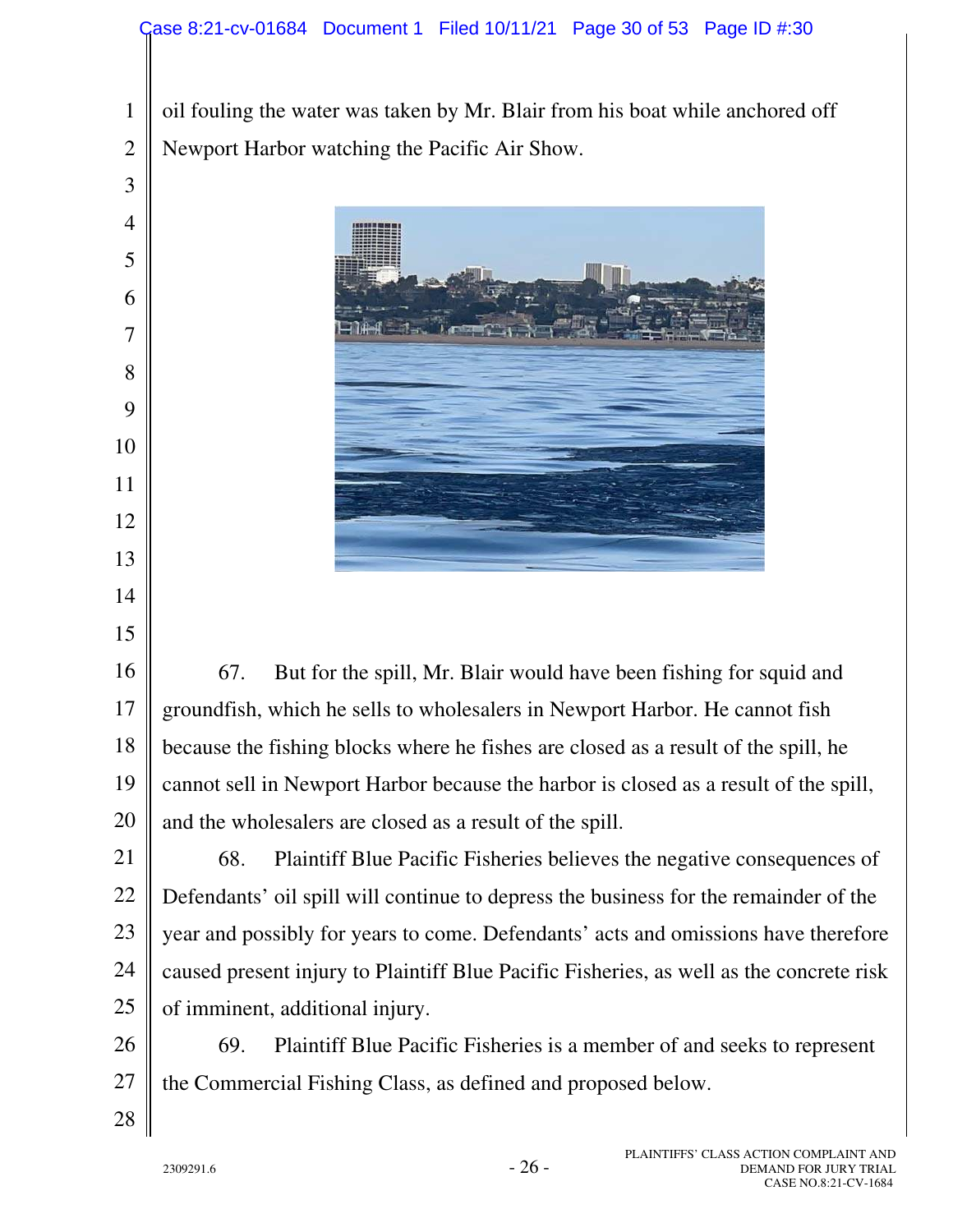oil fouling the water was taken by Mr. Blair from his boat while anchored off Newport Harbor watching the Pacific Air Show.

67. But for the spill, Mr. Blair would have been fishing for squid and groundfish, which he sells to wholesalers in Newport Harbor. He cannot fish because the fishing blocks where he fishes are closed as a result of the spill, he cannot sell in Newport Harbor because the harbor is closed as a result of the spill, and the wholesalers are closed as a result of the spill.

68. Plaintiff Blue Pacific Fisheries believes the negative consequences of Defendants' oil spill will continue to depress the business for the remainder of the year and possibly for years to come. Defendants' acts and omissions have therefore caused present injury to Plaintiff Blue Pacific Fisheries, as well as the concrete risk of imminent, additional injury.

69. Plaintiff Blue Pacific Fisheries is a member of and seeks to represent the Commercial Fishing Class, as defined and proposed below.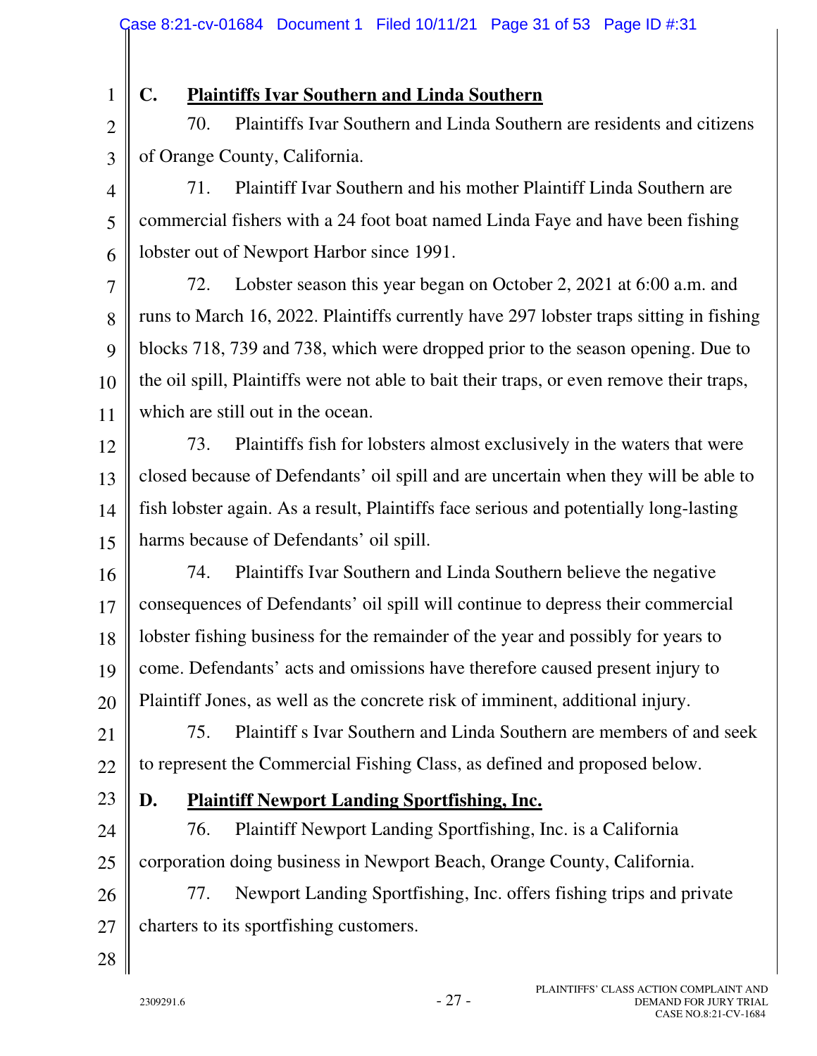## C. Plaintiffs Ivar Southern and Linda Southern

70. Plaintiffs Ivar Southern and Linda Southern are residents and citizens of Orange County, California.

71. Plaintiff Ivar Southern and his mother Plaintiff Linda Southern are commercial fishers with a 24 foot boat named Linda Faye and have been fishing lobster out of Newport Harbor since 1991.

72. Lobster season this year began on October 2, 2021 at 6:00 a.m. and runs to March 16, 2022. Plaintiffs currently have 297 lobster traps sitting in fishing blocks 718, 739 and 738, which were dropped prior to the season opening. Due to the oil spill, Plaintiffs were not able to bait their traps, or even remove their traps, which are still out in the ocean.

73. Plaintiffs fish for lobsters almost exclusively in the waters that were closed because of Defendants' oil spill and are uncertain when they will be able to fish lobster again. As a result, Plaintiffs face serious and potentially long-lasting harms because of Defendants' oil spill.

74. Plaintiffs Ivar Southern and Linda Southern believe the negative consequences of Defendants' oil spill will continue to depress their commercial lobster fishing business for the remainder of the year and possibly for years to come. Defendants' acts and omissions have therefore caused present injury to Plaintiff Jones, as well as the concrete risk of imminent, additional injury.

75. Plaintiff s Ivar Southern and Linda Southern are members of and seek to represent the Commercial Fishing Class, as defined and proposed below.

## D. Plaintiff Newport Landing Sportfishing, Inc.

76. Plaintiff Newport Landing Sportfishing, Inc. is a California corporation doing business in Newport Beach, Orange County, California.

77. Newport Landing Sportfishing, Inc. offers fishing trips and private charters to its sportfishing customers.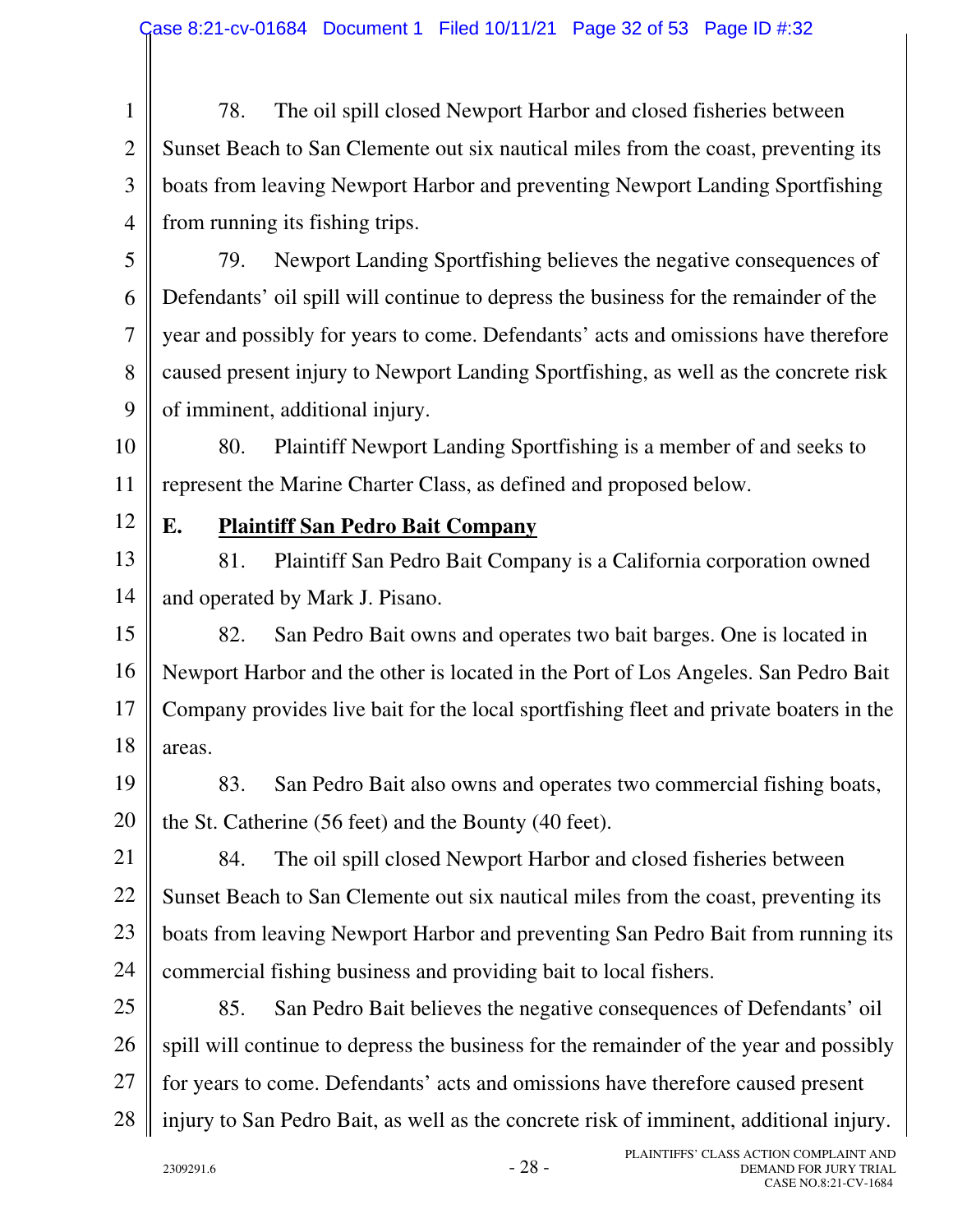78. The oil spill closed Newport Harbor and closed fisheries between Sunset Beach to San Clemente out six nautical miles from the coast, preventing its boats from leaving Newport Harbor and preventing Newport Landing Sportfishing from running its fishing trips.

79. Newport Landing Sportfishing believes the negative consequences of Defendants' oil spill will continue to depress the business for the remainder of the year and possibly for years to come. Defendants' acts and omissions have therefore caused present injury to Newport Landing Sportfishing, as well as the concrete risk of imminent, additional injury.

80. Plaintiff Newport Landing Sportfishing is a member of and seeks to represent the Marine Charter Class, as defined and proposed below.

## E. Plaintiff San Pedro Bait Company

81. Plaintiff San Pedro Bait Company is a California corporation owned and operated by Mark J. Pisano.

82. San Pedro Bait owns and operates two bait barges. One is located in Newport Harbor and the other is located in the Port of Los Angeles. San Pedro Bait Company provides live bait for the local sportfishing fleet and private boaters in the areas.

83. San Pedro Bait also owns and operates two commercial fishing boats, the St. Catherine (56 feet) and the Bounty (40 feet).

84. The oil spill closed Newport Harbor and closed fisheries between Sunset Beach to San Clemente out six nautical miles from the coast, preventing its boats from leaving Newport Harbor and preventing San Pedro Bait from running its commercial fishing business and providing bait to local fishers.

85. San Pedro Bait believes the negative consequences of Defendants' oil spill will continue to depress the business for the remainder of the year and possibly for years to come. Defendants' acts and omissions have therefore caused present injury to San Pedro Bait, as well as the concrete risk of imminent, additional injury.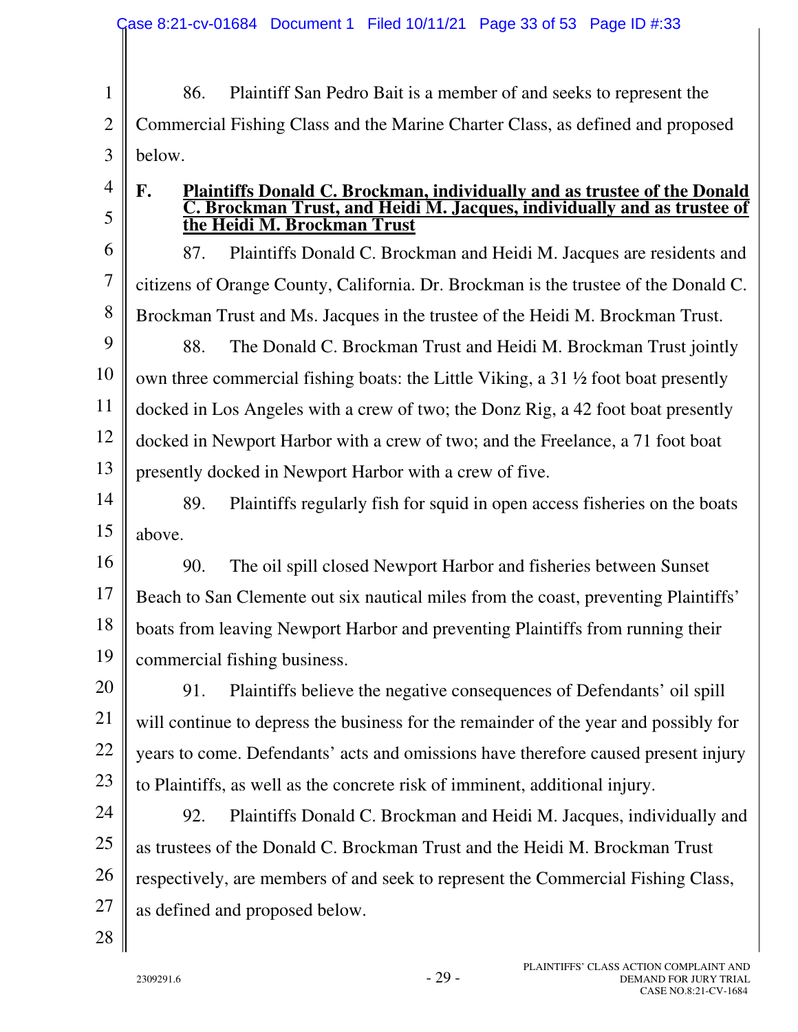86. Plaintiff San Pedro Bait is a member of and seeks to represent the Commercial Fishing Class and the Marine Charter Class, as defined and proposed below.

### F. Plaintiffs Donald C. Brockman, individually and as trustee of the Donald C. Brockman Trust, and Heidi M. Jacques, individually and as trustee of the Heidi M. Brockman Trust

87. Plaintiffs Donald C. Brockman and Heidi M. Jacques are residents and citizens of Orange County, California. Dr. Brockman is the trustee of the Donald C. Brockman Trust and Ms. Jacques in the trustee of the Heidi M. Brockman Trust.

88. The Donald C. Brockman Trust and Heidi M. Brockman Trust jointly own three commercial fishing boats: the Little Viking, a 31 ½ foot boat presently docked in Los Angeles with a crew of two; the Donz Rig, a 42 foot boat presently docked in Newport Harbor with a crew of two; and the Freelance, a 71 foot boat presently docked in Newport Harbor with a crew of five.

89. Plaintiffs regularly fish for squid in open access fisheries on the boats above.

90. The oil spill closed Newport Harbor and fisheries between Sunset Beach to San Clemente out six nautical miles from the coast, preventing Plaintiffs' boats from leaving Newport Harbor and preventing Plaintiffs from running their commercial fishing business.

91. Plaintiffs believe the negative consequences of Defendants' oil spill will continue to depress the business for the remainder of the year and possibly for years to come. Defendants' acts and omissions have therefore caused present injury to Plaintiffs, as well as the concrete risk of imminent, additional injury.

92. Plaintiffs Donald C. Brockman and Heidi M. Jacques, individually and as trustees of the Donald C. Brockman Trust and the Heidi M. Brockman Trust respectively, are members of and seek to represent the Commercial Fishing Class, as defined and proposed below.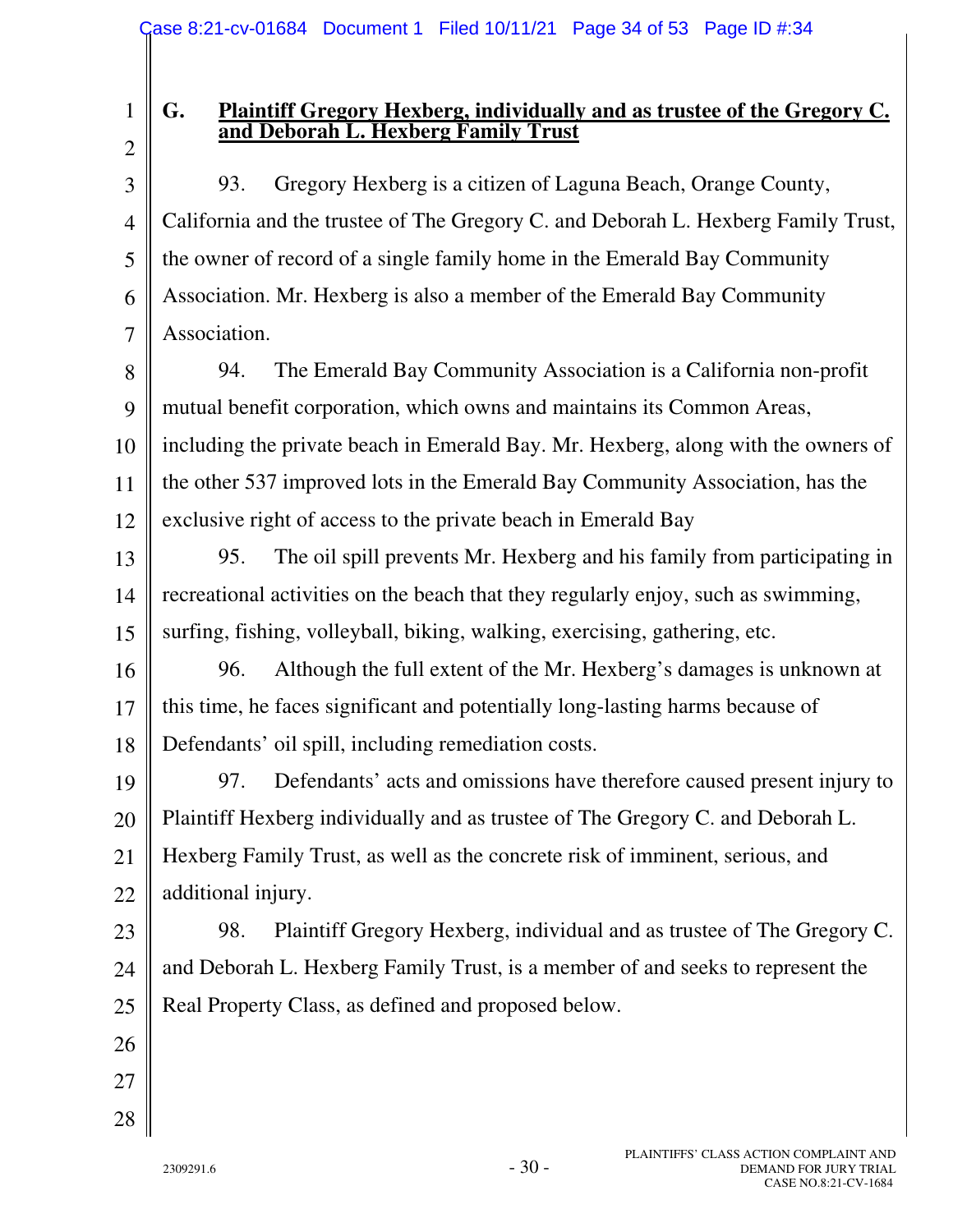### G. Plaintiff Gregory Hexberg, individually and as trustee of the Gregory C. and Deborah L. Hexberg Family Trust

93. Gregory Hexberg is a citizen of Laguna Beach, Orange County, California and the trustee of The Gregory C. and Deborah L. Hexberg Family Trust, the owner of record of a single family home in the Emerald Bay Community Association. Mr. Hexberg is also a member of the Emerald Bay Community Association.

94. The Emerald Bay Community Association is a California non-profit mutual benefit corporation, which owns and maintains its Common Areas, including the private beach in Emerald Bay. Mr. Hexberg, along with the owners of the other 537 improved lots in the Emerald Bay Community Association, has the exclusive right of access to the private beach in Emerald Bay

95. The oil spill prevents Mr. Hexberg and his family from participating in recreational activities on the beach that they regularly enjoy, such as swimming, surfing, fishing, volleyball, biking, walking, exercising, gathering, etc.

96. Although the full extent of the Mr. Hexberg's damages is unknown at this time, he faces significant and potentially long-lasting harms because of Defendants' oil spill, including remediation costs.

97. Defendants' acts and omissions have therefore caused present injury to Plaintiff Hexberg individually and as trustee of The Gregory C. and Deborah L. Hexberg Family Trust, as well as the concrete risk of imminent, serious, and additional injury.

98. Plaintiff Gregory Hexberg, individual and as trustee of The Gregory C. and Deborah L. Hexberg Family Trust, is a member of and seeks to represent the Real Property Class, as defined and proposed below.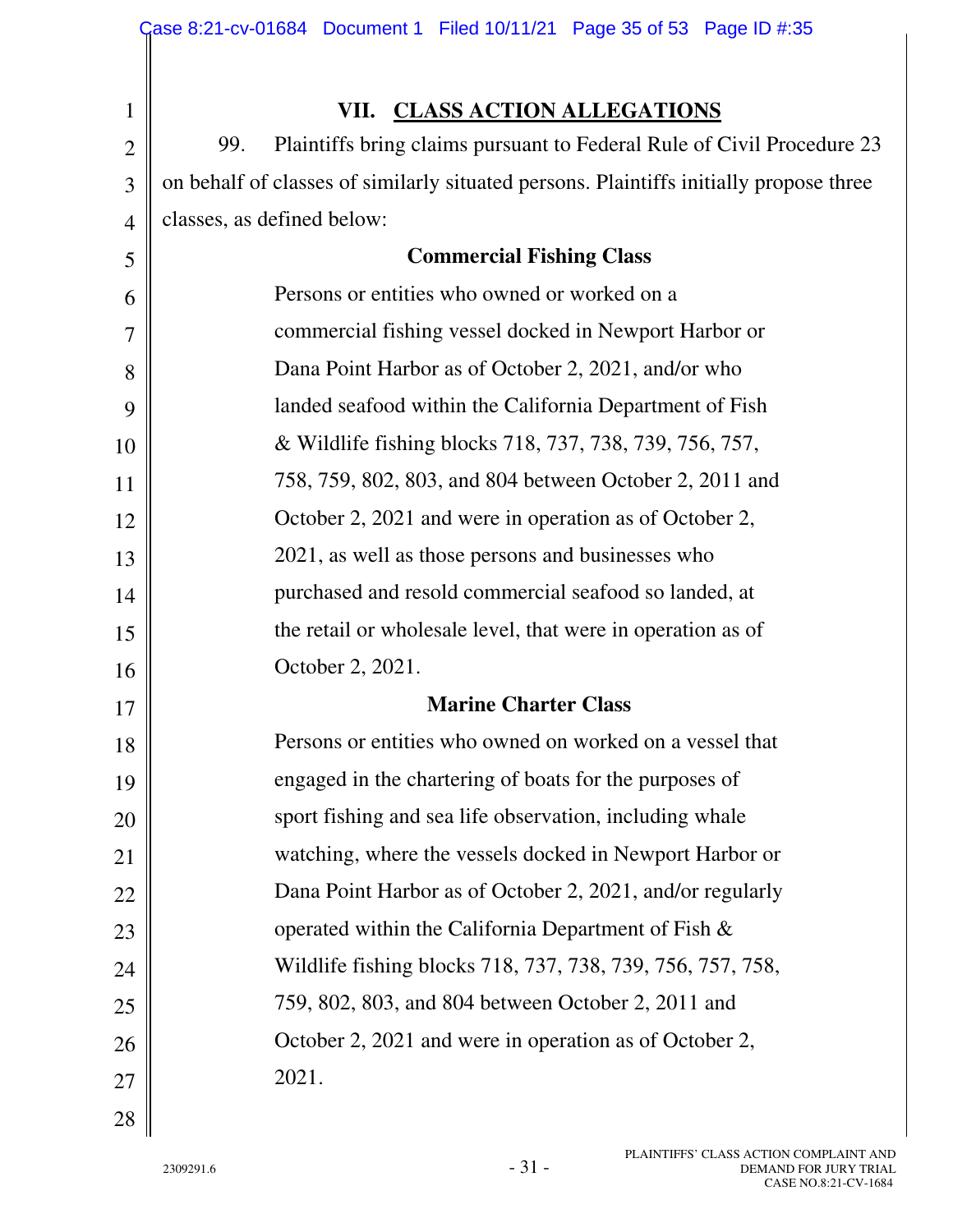## VII. CLASS ACTION ALLEGATIONS

99. Plaintiffs bring claims pursuant to Federal Rule of Civil Procedure 23 on behalf of classes of similarly situated persons. Plaintiffs initially propose three classes, as defined below:

**Commercial Fishing Class**

> Persons or entities who owned or worked on a commercial fishing vessel docked in Newport Harbor or Dana Point Harbor as of October 2, 2021, and/or who landed seafood within the California Department of Fish & Wildlife fishing blocks 718, 737, 738, 739, 756, 757, 758, 759, 802, 803, and 804 between October 2, 2011 and October 2, 2021 and were in operation as of October 2, 2021, as well as those persons and businesses who purchased and resold commercial seafood so landed, at the retail or wholesale level, that were in operation as of October 2, 2021.

**Marine Charter Class**

> Persons or entities who owned on worked on a vessel that engaged in the chartering of boats for the purposes of sport fishing and sea life observation, including whale watching, where the vessels docked in Newport Harbor or Dana Point Harbor as of October 2, 2021, and/or regularly operated within the California Department of Fish & Wildlife fishing blocks 718, 737, 738, 739, 756, 757, 758, 759, 802, 803, and 804 between October 2, 2011 and October 2, 2021 and were in operation as of October 2, 2021.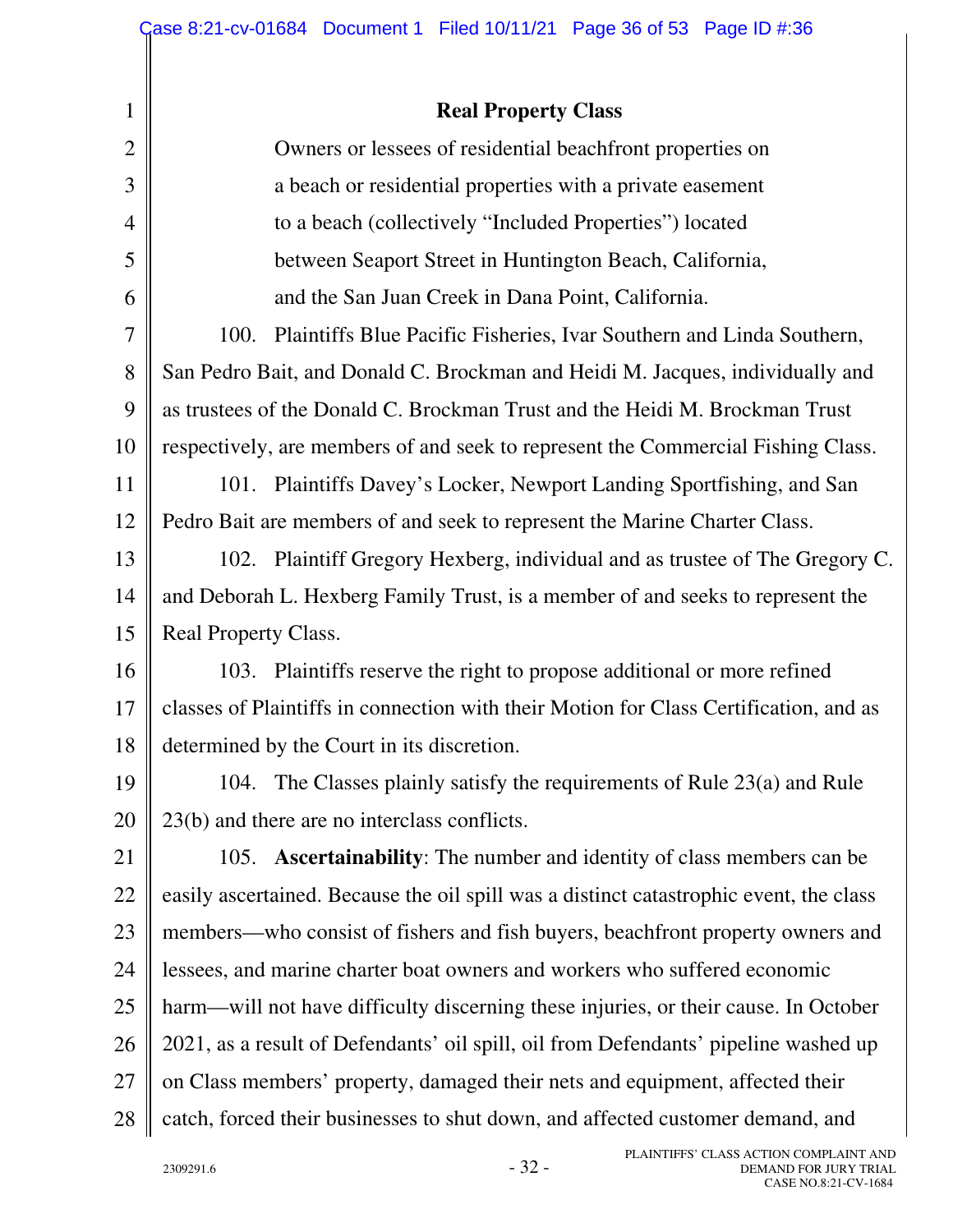**Real Property Class**

> Owners or lessees of residential beachfront properties on a beach or residential properties with a private easement to a beach (collectively "Included Properties") located between Seaport Street in Huntington Beach, California, and the San Juan Creek in Dana Point, California.

100. Plaintiffs Blue Pacific Fisheries, Ivar Southern and Linda Southern, San Pedro Bait, and Donald C. Brockman and Heidi M. Jacques, individually and as trustees of the Donald C. Brockman Trust and the Heidi M. Brockman Trust respectively, are members of and seek to represent the Commercial Fishing Class.

101. Plaintiffs Davey's Locker, Newport Landing Sportfishing, and San Pedro Bait are members of and seek to represent the Marine Charter Class.

102. Plaintiff Gregory Hexberg, individual and as trustee of The Gregory C. and Deborah L. Hexberg Family Trust, is a member of and seeks to represent the Real Property Class.

103. Plaintiffs reserve the right to propose additional or more refined classes of Plaintiffs in connection with their Motion for Class Certification, and as determined by the Court in its discretion.

104. The Classes plainly satisfy the requirements of Rule 23(a) and Rule 23(b) and there are no interclass conflicts.

105. **Ascertainability**: The number and identity of class members can be easily ascertained. Because the oil spill was a distinct catastrophic event, the class members—who consist of fishers and fish buyers, beachfront property owners and lessees, and marine charter boat owners and workers who suffered economic harm—will not have difficulty discerning these injuries, or their cause. In October 2021, as a result of Defendants' oil spill, oil from Defendants' pipeline washed up on Class members' property, damaged their nets and equipment, affected their catch, forced their businesses to shut down, and affected customer demand, and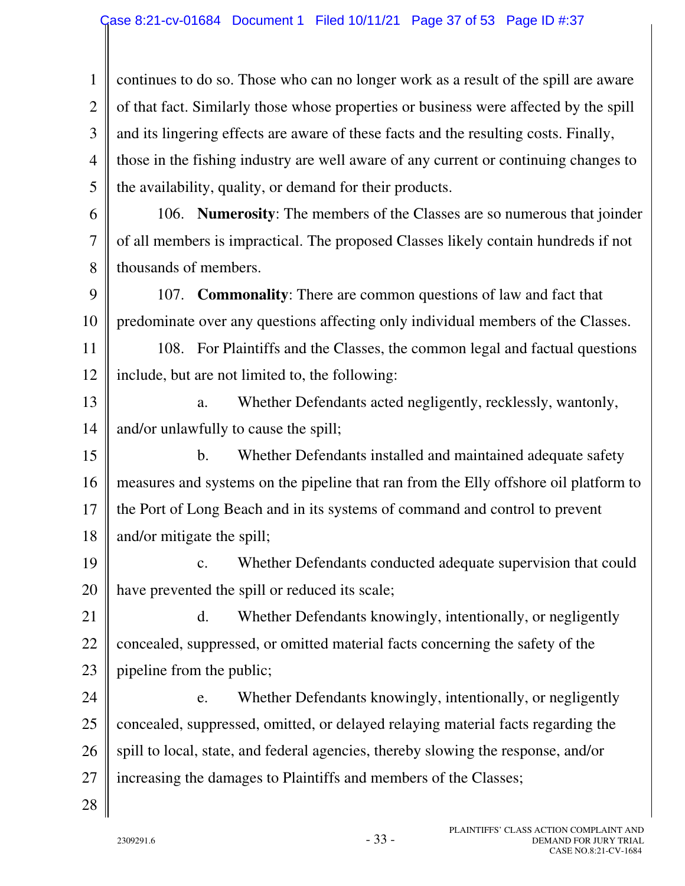continues to do so. Those who can no longer work as a result of the spill are aware of that fact. Similarly those whose properties or business were affected by the spill and its lingering effects are aware of these facts and the resulting costs. Finally, those in the fishing industry are well aware of any current or continuing changes to the availability, quality, or demand for their products.

106. **Numerosity**: The members of the Classes are so numerous that joinder of all members is impractical. The proposed Classes likely contain hundreds if not thousands of members.

107. **Commonality**: There are common questions of law and fact that predominate over any questions affecting only individual members of the Classes.

108. For Plaintiffs and the Classes, the common legal and factual questions include, but are not limited to, the following:

a. Whether Defendants acted negligently, recklessly, wantonly, and/or unlawfully to cause the spill;

b. Whether Defendants installed and maintained adequate safety measures and systems on the pipeline that ran from the Elly offshore oil platform to the Port of Long Beach and in its systems of command and control to prevent and/or mitigate the spill;

c. Whether Defendants conducted adequate supervision that could have prevented the spill or reduced its scale;

d. Whether Defendants knowingly, intentionally, or negligently concealed, suppressed, or omitted material facts concerning the safety of the pipeline from the public;

e. Whether Defendants knowingly, intentionally, or negligently concealed, suppressed, omitted, or delayed relaying material facts regarding the spill to local, state, and federal agencies, thereby slowing the response, and/or increasing the damages to Plaintiffs and members of the Classes;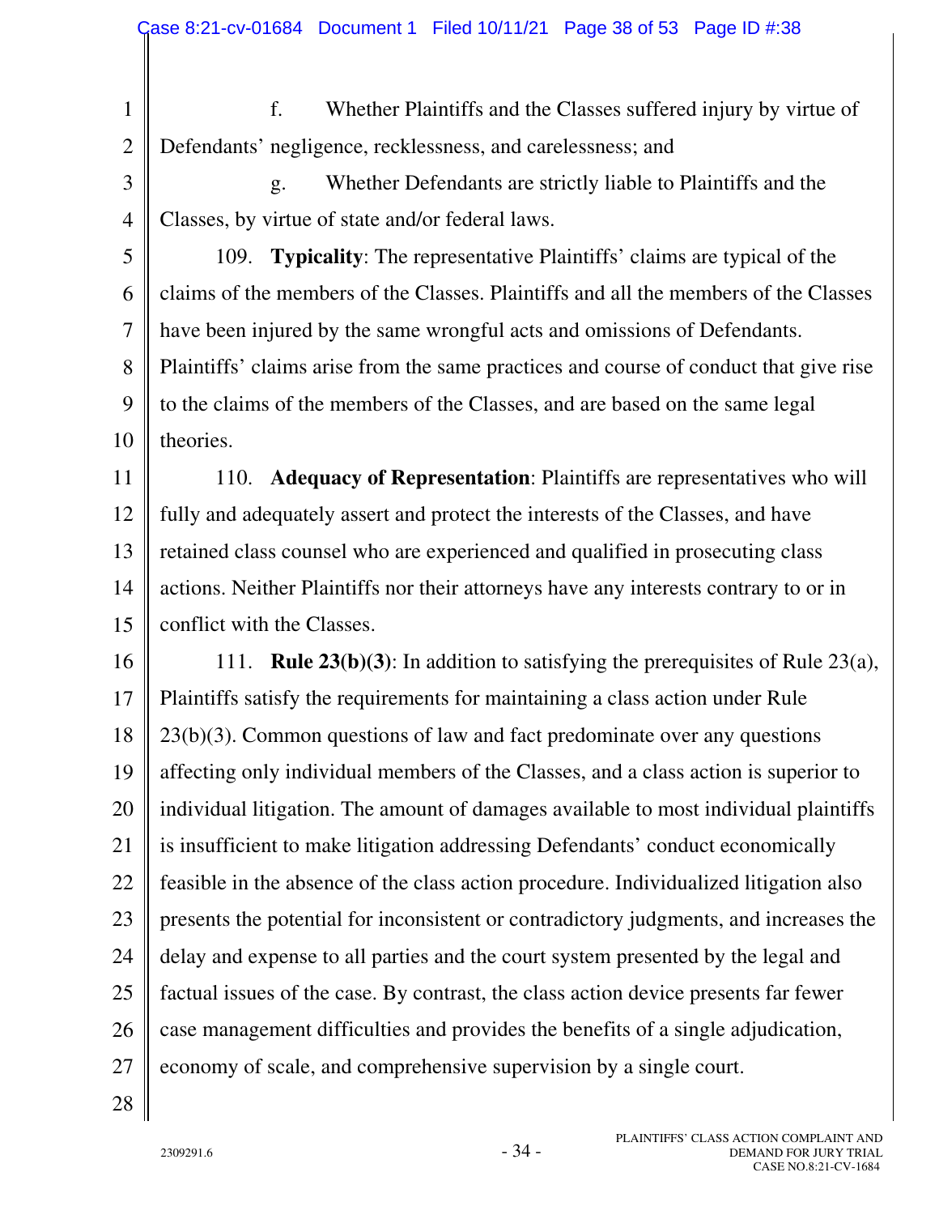f. Whether Plaintiffs and the Classes suffered injury by virtue of Defendants' negligence, recklessness, and carelessness; and

g. Whether Defendants are strictly liable to Plaintiffs and the Classes, by virtue of state and/or federal laws.

109. **Typicality**: The representative Plaintiffs' claims are typical of the claims of the members of the Classes. Plaintiffs and all the members of the Classes have been injured by the same wrongful acts and omissions of Defendants. Plaintiffs' claims arise from the same practices and course of conduct that give rise to the claims of the members of the Classes, and are based on the same legal theories.

110. **Adequacy of Representation**: Plaintiffs are representatives who will fully and adequately assert and protect the interests of the Classes, and have retained class counsel who are experienced and qualified in prosecuting class actions. Neither Plaintiffs nor their attorneys have any interests contrary to or in conflict with the Classes.

111. **Rule 23(b)(3)**: In addition to satisfying the prerequisites of Rule 23(a), Plaintiffs satisfy the requirements for maintaining a class action under Rule 23(b)(3). Common questions of law and fact predominate over any questions affecting only individual members of the Classes, and a class action is superior to individual litigation. The amount of damages available to most individual plaintiffs is insufficient to make litigation addressing Defendants' conduct economically feasible in the absence of the class action procedure. Individualized litigation also presents the potential for inconsistent or contradictory judgments, and increases the delay and expense to all parties and the court system presented by the legal and factual issues of the case. By contrast, the class action device presents far fewer case management difficulties and provides the benefits of a single adjudication, economy of scale, and comprehensive supervision by a single court.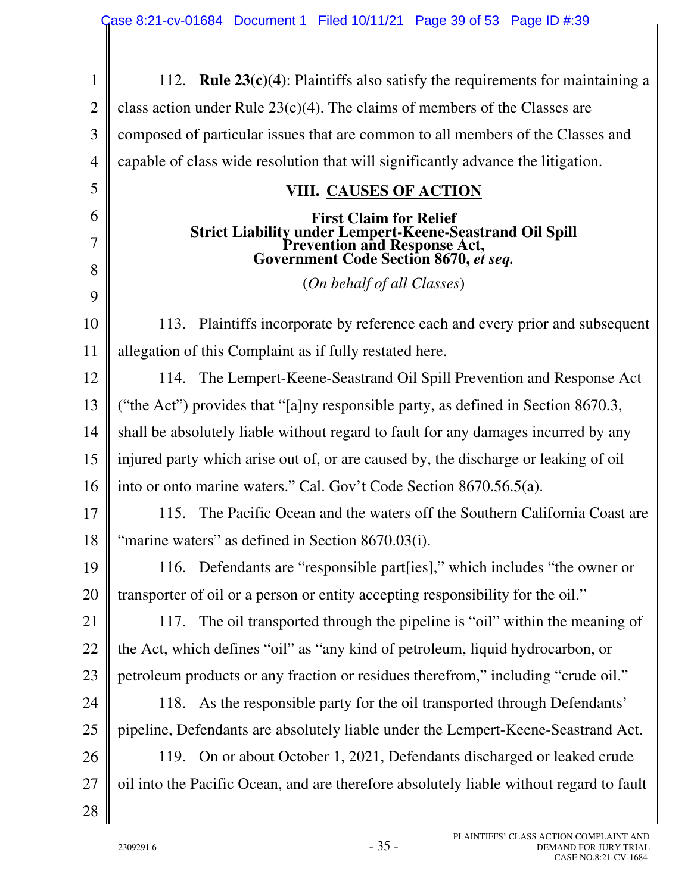112. **Rule 23(c)(4)**: Plaintiffs also satisfy the requirements for maintaining a class action under Rule 23(c)(4). The claims of members of the Classes are composed of particular issues that are common to all members of the Classes and capable of class wide resolution that will significantly advance the litigation.

## VIII. CAUSES OF ACTION

### First Claim for Relief
### Strict Liability under Lempert-Keene-Seastrand Oil Spill Prevention and Response Act, Government Code Section 8670, *et seq.*

(*On behalf of all Classes*)

113. Plaintiffs incorporate by reference each and every prior and subsequent allegation of this Complaint as if fully restated here.

114. The Lempert-Keene-Seastrand Oil Spill Prevention and Response Act ("the Act") provides that "[a]ny responsible party, as defined in Section 8670.3, shall be absolutely liable without regard to fault for any damages incurred by any injured party which arise out of, or are caused by, the discharge or leaking of oil into or onto marine waters." Cal. Gov't Code Section 8670.56.5(a).

115. The Pacific Ocean and the waters off the Southern California Coast are "marine waters" as defined in Section 8670.03(i).

116. Defendants are "responsible part[ies]," which includes "the owner or transporter of oil or a person or entity accepting responsibility for the oil."

117. The oil transported through the pipeline is "oil" within the meaning of the Act, which defines "oil" as "any kind of petroleum, liquid hydrocarbon, or petroleum products or any fraction or residues therefrom," including "crude oil."

118. As the responsible party for the oil transported through Defendants' pipeline, Defendants are absolutely liable under the Lempert-Keene-Seastrand Act.

119. On or about October 1, 2021, Defendants discharged or leaked crude oil into the Pacific Ocean, and are therefore absolutely liable without regard to fault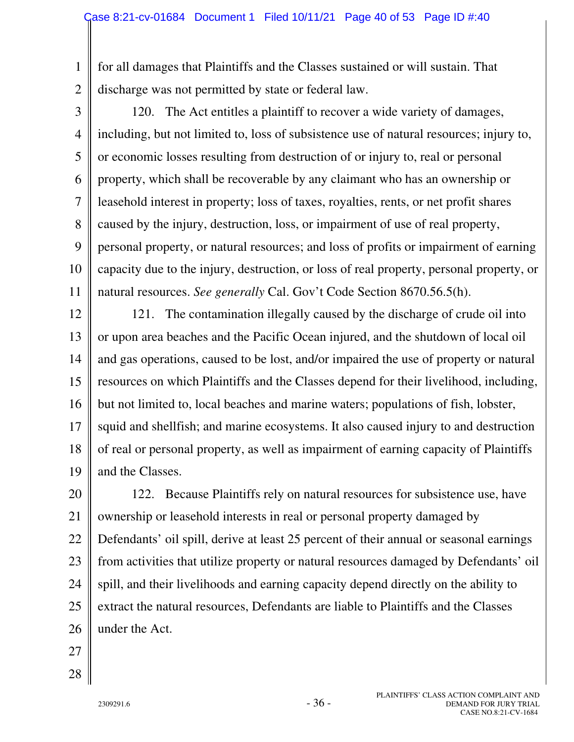for all damages that Plaintiffs and the Classes sustained or will sustain. That discharge was not permitted by state or federal law.

120. The Act entitles a plaintiff to recover a wide variety of damages, including, but not limited to, loss of subsistence use of natural resources; injury to, or economic losses resulting from destruction of or injury to, real or personal property, which shall be recoverable by any claimant who has an ownership or leasehold interest in property; loss of taxes, royalties, rents, or net profit shares caused by the injury, destruction, loss, or impairment of use of real property, personal property, or natural resources; and loss of profits or impairment of earning capacity due to the injury, destruction, or loss of real property, personal property, or natural resources. *See generally* Cal. Gov't Code Section 8670.56.5(h).

121. The contamination illegally caused by the discharge of crude oil into or upon area beaches and the Pacific Ocean injured, and the shutdown of local oil and gas operations, caused to be lost, and/or impaired the use of property or natural resources on which Plaintiffs and the Classes depend for their livelihood, including, but not limited to, local beaches and marine waters; populations of fish, lobster, squid and shellfish; and marine ecosystems. It also caused injury to and destruction of real or personal property, as well as impairment of earning capacity of Plaintiffs and the Classes.

122. Because Plaintiffs rely on natural resources for subsistence use, have ownership or leasehold interests in real or personal property damaged by Defendants' oil spill, derive at least 25 percent of their annual or seasonal earnings from activities that utilize property or natural resources damaged by Defendants' oil spill, and their livelihoods and earning capacity depend directly on the ability to extract the natural resources, Defendants are liable to Plaintiffs and the Classes under the Act.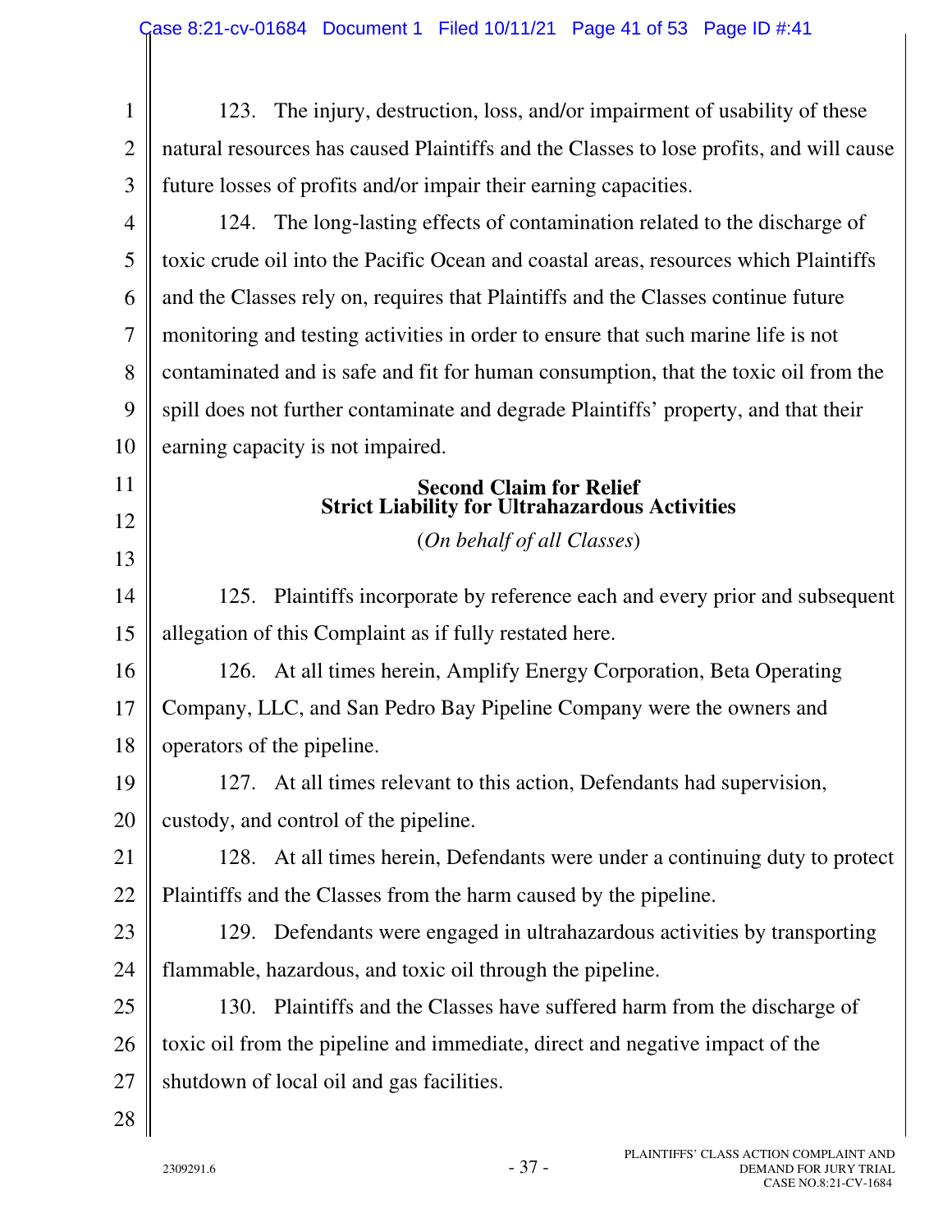123. The injury, destruction, loss, and/or impairment of usability of these natural resources has caused Plaintiffs and the Classes to lose profits, and will cause future losses of profits and/or impair their earning capacities.

124. The long-lasting effects of contamination related to the discharge of toxic crude oil into the Pacific Ocean and coastal areas, resources which Plaintiffs and the Classes rely on, requires that Plaintiffs and the Classes continue future monitoring and testing activities in order to ensure that such marine life is not contaminated and is safe and fit for human consumption, that the toxic oil from the spill does not further contaminate and degrade Plaintiffs' property, and that their earning capacity is not impaired.

**Second Claim for Relief**
**Strict Liability for Ultrahazardous Activities**

(*On behalf of all Classes*)

125. Plaintiffs incorporate by reference each and every prior and subsequent allegation of this Complaint as if fully restated here.

126. At all times herein, Amplify Energy Corporation, Beta Operating Company, LLC, and San Pedro Bay Pipeline Company were the owners and operators of the pipeline.

127. At all times relevant to this action, Defendants had supervision, custody, and control of the pipeline.

128. At all times herein, Defendants were under a continuing duty to protect Plaintiffs and the Classes from the harm caused by the pipeline.

129. Defendants were engaged in ultrahazardous activities by transporting flammable, hazardous, and toxic oil through the pipeline.

130. Plaintiffs and the Classes have suffered harm from the discharge of toxic oil from the pipeline and immediate, direct and negative impact of the shutdown of local oil and gas facilities.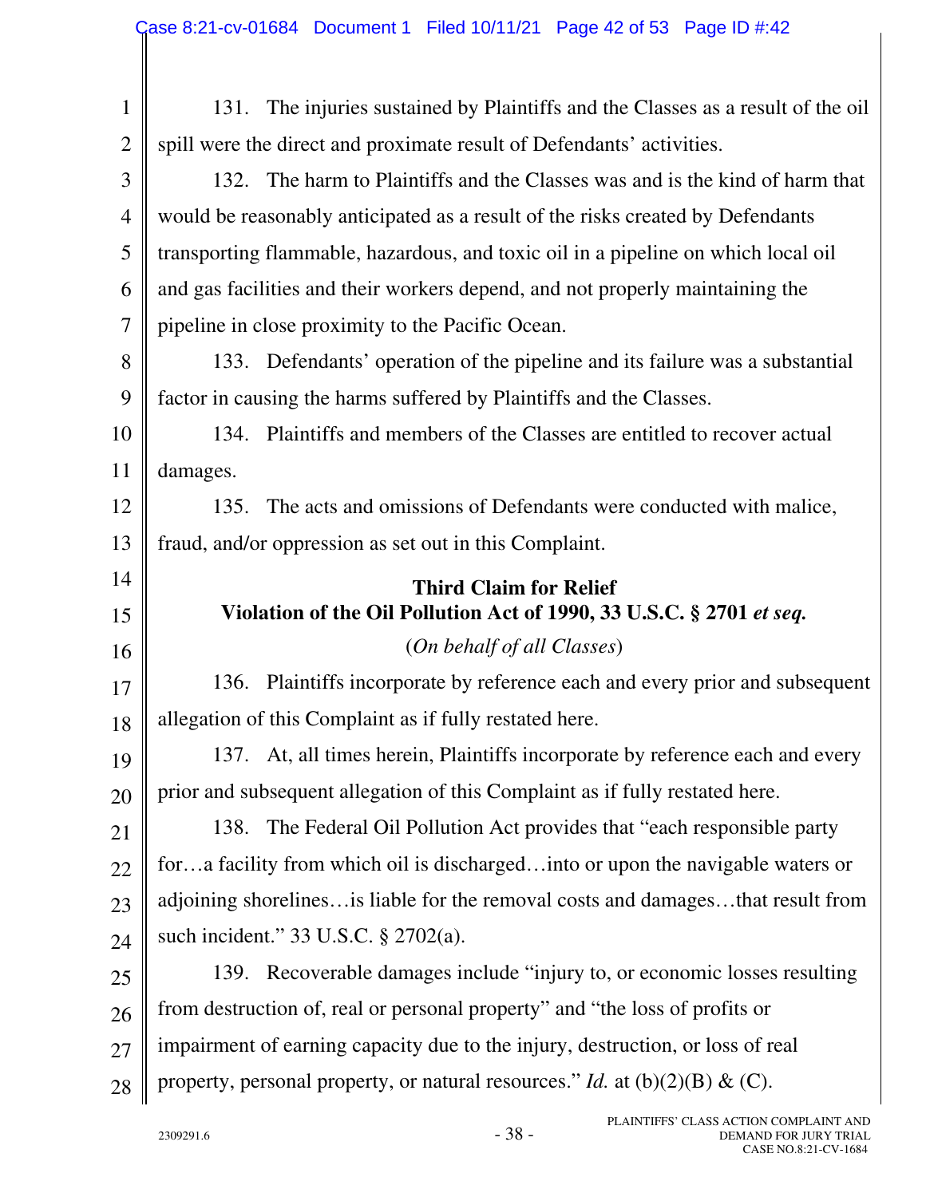131. The injuries sustained by Plaintiffs and the Classes as a result of the oil spill were the direct and proximate result of Defendants' activities.

132. The harm to Plaintiffs and the Classes was and is the kind of harm that would be reasonably anticipated as a result of the risks created by Defendants transporting flammable, hazardous, and toxic oil in a pipeline on which local oil and gas facilities and their workers depend, and not properly maintaining the pipeline in close proximity to the Pacific Ocean.

133. Defendants' operation of the pipeline and its failure was a substantial factor in causing the harms suffered by Plaintiffs and the Classes.

134. Plaintiffs and members of the Classes are entitled to recover actual damages.

135. The acts and omissions of Defendants were conducted with malice, fraud, and/or oppression as set out in this Complaint.

### Third Claim for Relief
### Violation of the Oil Pollution Act of 1990, 33 U.S.C. § 2701 *et seq.*

(*On behalf of all Classes*)

136. Plaintiffs incorporate by reference each and every prior and subsequent allegation of this Complaint as if fully restated here.

137. At, all times herein, Plaintiffs incorporate by reference each and every prior and subsequent allegation of this Complaint as if fully restated here.

138. The Federal Oil Pollution Act provides that "each responsible party for…a facility from which oil is discharged…into or upon the navigable waters or adjoining shorelines…is liable for the removal costs and damages…that result from such incident." 33 U.S.C. § 2702(a).

139. Recoverable damages include "injury to, or economic losses resulting from destruction of, real or personal property" and "the loss of profits or impairment of earning capacity due to the injury, destruction, or loss of real property, personal property, or natural resources." *Id.* at (b)(2)(B) & (C).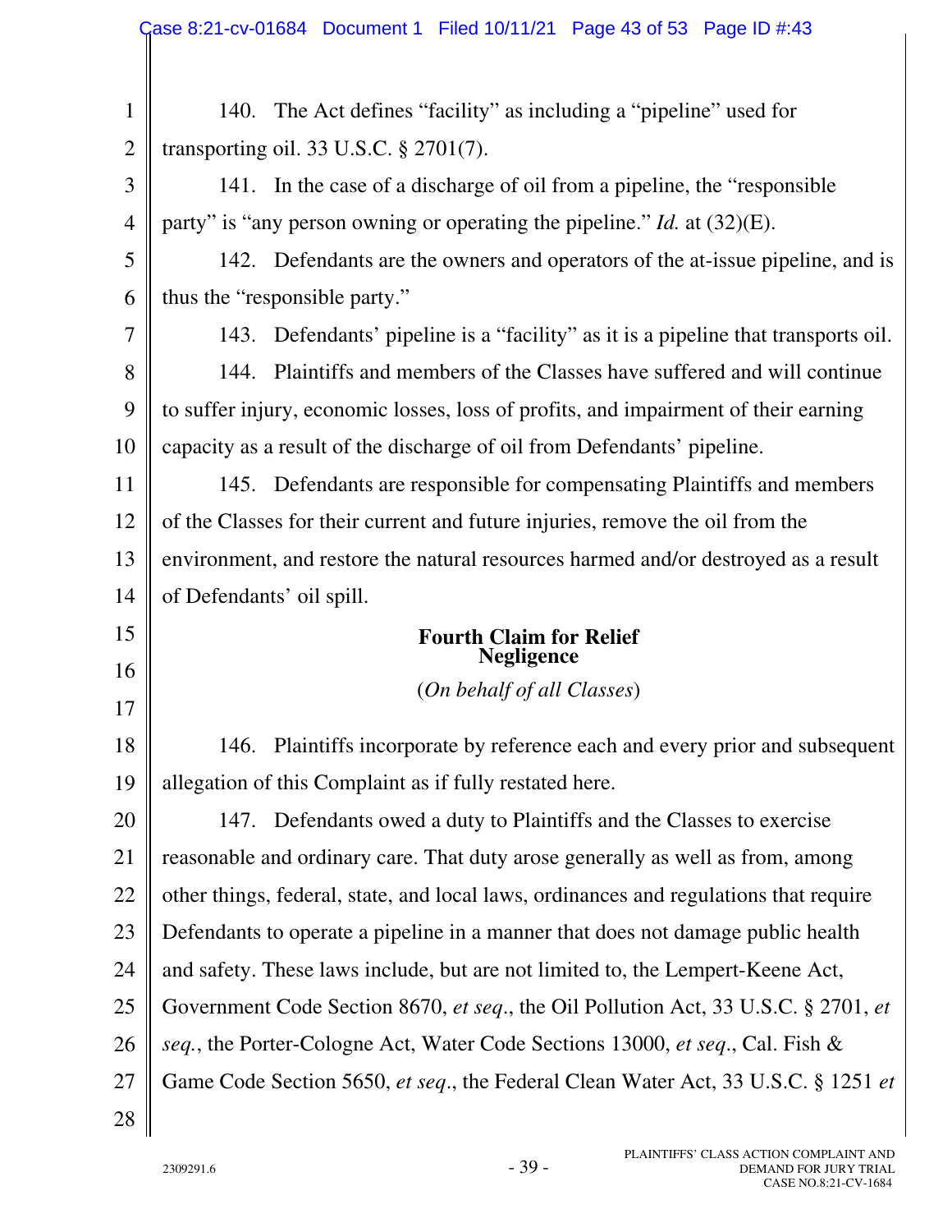140. The Act defines "facility" as including a "pipeline" used for transporting oil. 33 U.S.C. § 2701(7).

141. In the case of a discharge of oil from a pipeline, the "responsible party" is "any person owning or operating the pipeline." *Id.* at (32)(E).

142. Defendants are the owners and operators of the at-issue pipeline, and is thus the "responsible party."

143. Defendants' pipeline is a "facility" as it is a pipeline that transports oil.

144. Plaintiffs and members of the Classes have suffered and will continue to suffer injury, economic losses, loss of profits, and impairment of their earning capacity as a result of the discharge of oil from Defendants' pipeline.

145. Defendants are responsible for compensating Plaintiffs and members of the Classes for their current and future injuries, remove the oil from the environment, and restore the natural resources harmed and/or destroyed as a result of Defendants' oil spill.

## Fourth Claim for Relief
## Negligence

(*On behalf of all Classes*)

146. Plaintiffs incorporate by reference each and every prior and subsequent allegation of this Complaint as if fully restated here.

147. Defendants owed a duty to Plaintiffs and the Classes to exercise reasonable and ordinary care. That duty arose generally as well as from, among other things, federal, state, and local laws, ordinances and regulations that require Defendants to operate a pipeline in a manner that does not damage public health and safety. These laws include, but are not limited to, the Lempert-Keene Act, Government Code Section 8670, *et seq*., the Oil Pollution Act, 33 U.S.C. § 2701, *et seq.*, the Porter-Cologne Act, Water Code Sections 13000, *et seq*., Cal. Fish & Game Code Section 5650, *et seq*., the Federal Clean Water Act, 33 U.S.C. § 1251 *et*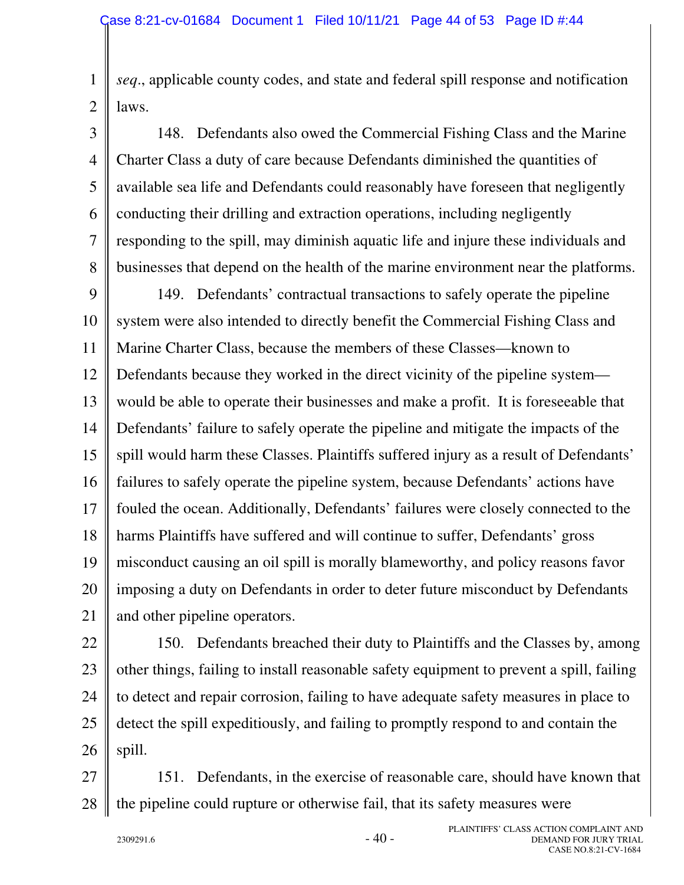*seq*., applicable county codes, and state and federal spill response and notification laws.

148. Defendants also owed the Commercial Fishing Class and the Marine Charter Class a duty of care because Defendants diminished the quantities of available sea life and Defendants could reasonably have foreseen that negligently conducting their drilling and extraction operations, including negligently responding to the spill, may diminish aquatic life and injure these individuals and businesses that depend on the health of the marine environment near the platforms.

149. Defendants' contractual transactions to safely operate the pipeline system were also intended to directly benefit the Commercial Fishing Class and Marine Charter Class, because the members of these Classes—known to Defendants because they worked in the direct vicinity of the pipeline system—would be able to operate their businesses and make a profit. It is foreseeable that Defendants' failure to safely operate the pipeline and mitigate the impacts of the spill would harm these Classes. Plaintiffs suffered injury as a result of Defendants' failures to safely operate the pipeline system, because Defendants' actions have fouled the ocean. Additionally, Defendants' failures were closely connected to the harms Plaintiffs have suffered and will continue to suffer, Defendants' gross misconduct causing an oil spill is morally blameworthy, and policy reasons favor imposing a duty on Defendants in order to deter future misconduct by Defendants and other pipeline operators.

150. Defendants breached their duty to Plaintiffs and the Classes by, among other things, failing to install reasonable safety equipment to prevent a spill, failing to detect and repair corrosion, failing to have adequate safety measures in place to detect the spill expeditiously, and failing to promptly respond to and contain the spill.

151. Defendants, in the exercise of reasonable care, should have known that the pipeline could rupture or otherwise fail, that its safety measures were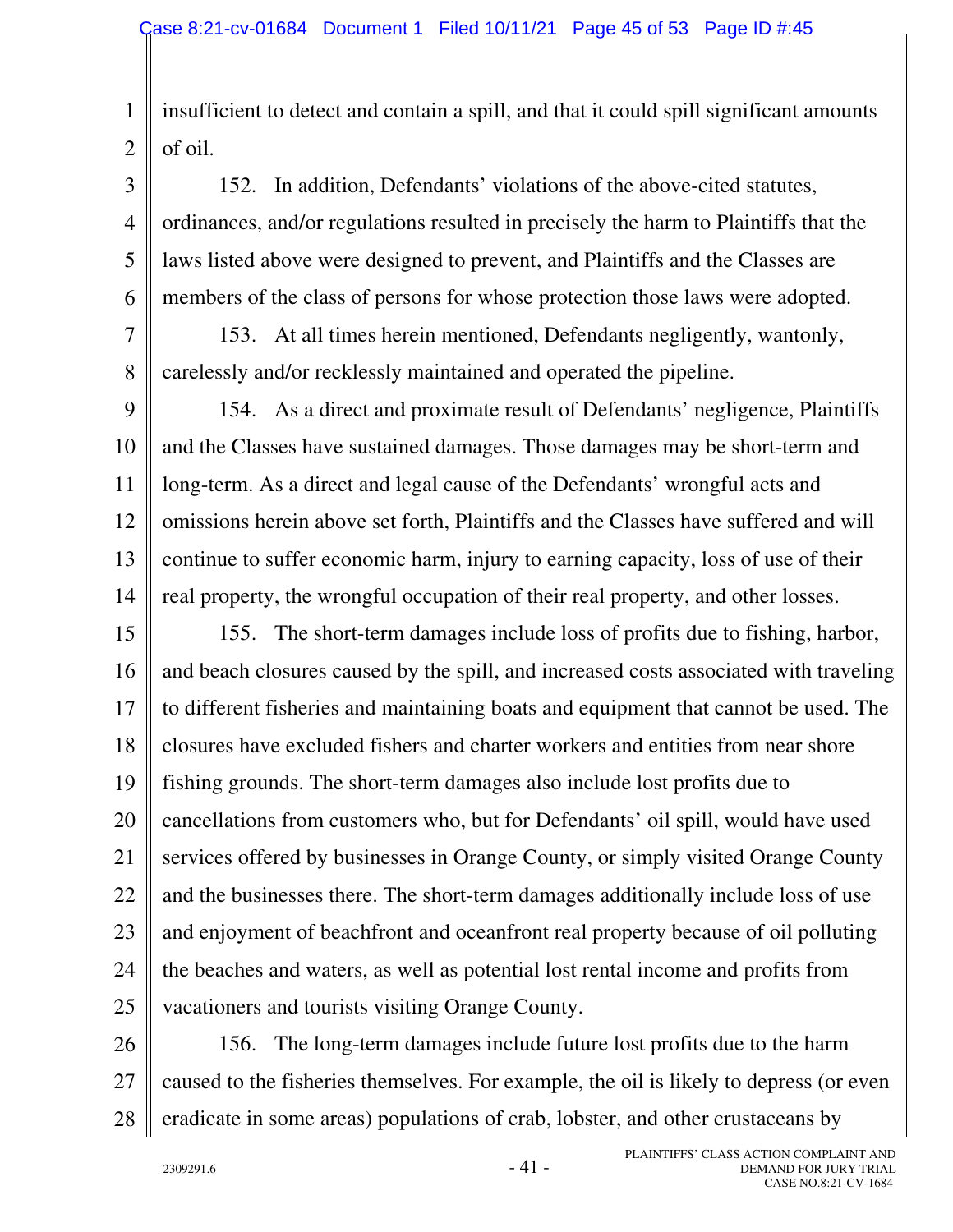insufficient to detect and contain a spill, and that it could spill significant amounts of oil.

152. In addition, Defendants' violations of the above-cited statutes, ordinances, and/or regulations resulted in precisely the harm to Plaintiffs that the laws listed above were designed to prevent, and Plaintiffs and the Classes are members of the class of persons for whose protection those laws were adopted.

153. At all times herein mentioned, Defendants negligently, wantonly, carelessly and/or recklessly maintained and operated the pipeline.

154. As a direct and proximate result of Defendants' negligence, Plaintiffs and the Classes have sustained damages. Those damages may be short-term and long-term. As a direct and legal cause of the Defendants' wrongful acts and omissions herein above set forth, Plaintiffs and the Classes have suffered and will continue to suffer economic harm, injury to earning capacity, loss of use of their real property, the wrongful occupation of their real property, and other losses.

155. The short-term damages include loss of profits due to fishing, harbor, and beach closures caused by the spill, and increased costs associated with traveling to different fisheries and maintaining boats and equipment that cannot be used. The closures have excluded fishers and charter workers and entities from near shore fishing grounds. The short-term damages also include lost profits due to cancellations from customers who, but for Defendants' oil spill, would have used services offered by businesses in Orange County, or simply visited Orange County and the businesses there. The short-term damages additionally include loss of use and enjoyment of beachfront and oceanfront real property because of oil polluting the beaches and waters, as well as potential lost rental income and profits from vacationers and tourists visiting Orange County.

156. The long-term damages include future lost profits due to the harm caused to the fisheries themselves. For example, the oil is likely to depress (or even eradicate in some areas) populations of crab, lobster, and other crustaceans by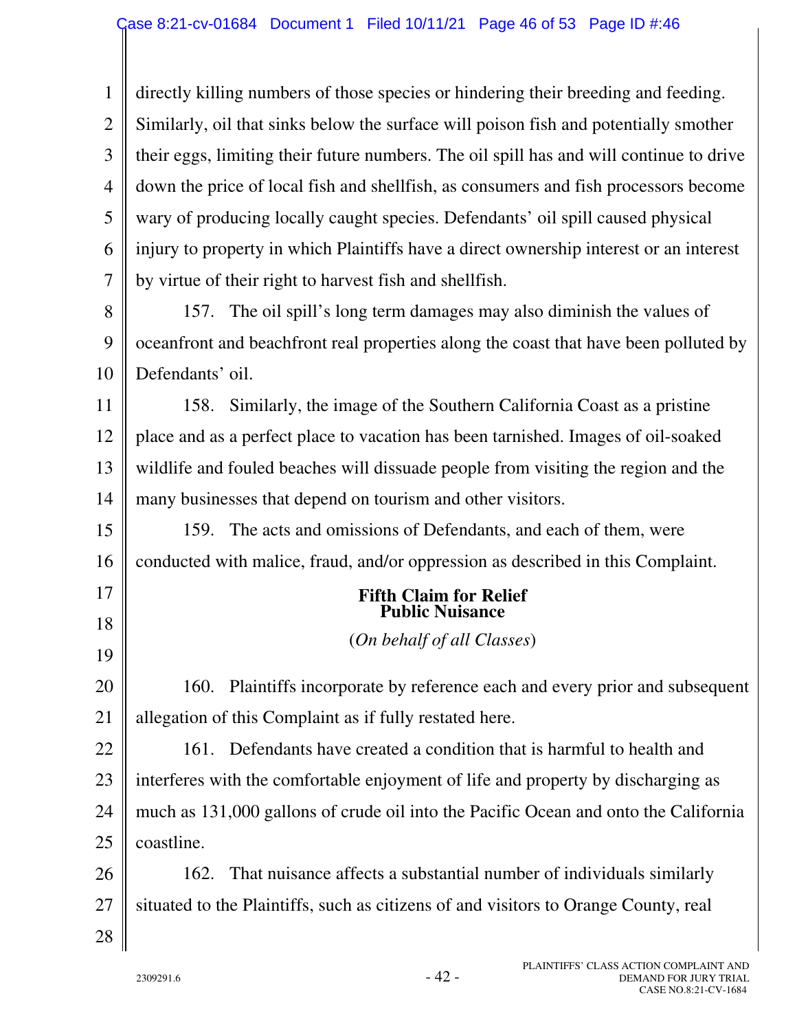directly killing numbers of those species or hindering their breeding and feeding. Similarly, oil that sinks below the surface will poison fish and potentially smother their eggs, limiting their future numbers. The oil spill has and will continue to drive down the price of local fish and shellfish, as consumers and fish processors become wary of producing locally caught species. Defendants' oil spill caused physical injury to property in which Plaintiffs have a direct ownership interest or an interest by virtue of their right to harvest fish and shellfish.

157. The oil spill's long term damages may also diminish the values of oceanfront and beachfront real properties along the coast that have been polluted by Defendants' oil.

158. Similarly, the image of the Southern California Coast as a pristine place and as a perfect place to vacation has been tarnished. Images of oil-soaked wildlife and fouled beaches will dissuade people from visiting the region and the many businesses that depend on tourism and other visitors.

159. The acts and omissions of Defendants, and each of them, were conducted with malice, fraud, and/or oppression as described in this Complaint.

## Fifth Claim for Relief
## Public Nuisance

(*On behalf of all Classes*)

160. Plaintiffs incorporate by reference each and every prior and subsequent allegation of this Complaint as if fully restated here.

161. Defendants have created a condition that is harmful to health and interferes with the comfortable enjoyment of life and property by discharging as much as 131,000 gallons of crude oil into the Pacific Ocean and onto the California coastline.

162. That nuisance affects a substantial number of individuals similarly situated to the Plaintiffs, such as citizens of and visitors to Orange County, real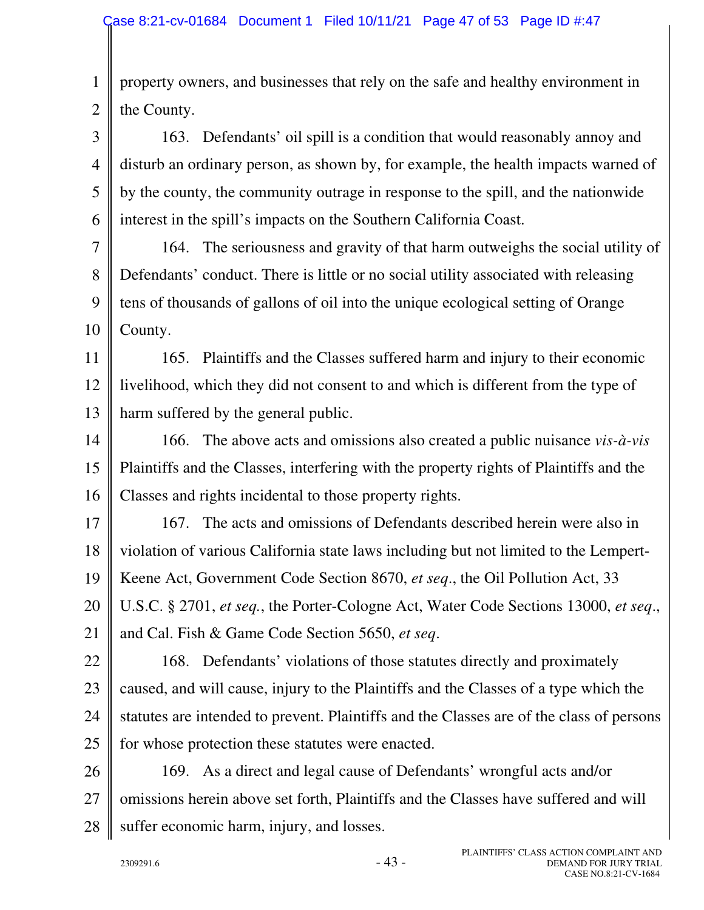property owners, and businesses that rely on the safe and healthy environment in the County.

163. Defendants' oil spill is a condition that would reasonably annoy and disturb an ordinary person, as shown by, for example, the health impacts warned of by the county, the community outrage in response to the spill, and the nationwide interest in the spill's impacts on the Southern California Coast.

164. The seriousness and gravity of that harm outweighs the social utility of Defendants' conduct. There is little or no social utility associated with releasing tens of thousands of gallons of oil into the unique ecological setting of Orange County.

165. Plaintiffs and the Classes suffered harm and injury to their economic livelihood, which they did not consent to and which is different from the type of harm suffered by the general public.

166. The above acts and omissions also created a public nuisance *vis-à-vis* Plaintiffs and the Classes, interfering with the property rights of Plaintiffs and the Classes and rights incidental to those property rights.

167. The acts and omissions of Defendants described herein were also in violation of various California state laws including but not limited to the Lempert-Keene Act, Government Code Section 8670, *et seq*., the Oil Pollution Act, 33 U.S.C. § 2701, *et seq.*, the Porter-Cologne Act, Water Code Sections 13000, *et seq*., and Cal. Fish & Game Code Section 5650, *et seq*.

168. Defendants' violations of those statutes directly and proximately caused, and will cause, injury to the Plaintiffs and the Classes of a type which the statutes are intended to prevent. Plaintiffs and the Classes are of the class of persons for whose protection these statutes were enacted.

169. As a direct and legal cause of Defendants' wrongful acts and/or omissions herein above set forth, Plaintiffs and the Classes have suffered and will suffer economic harm, injury, and losses.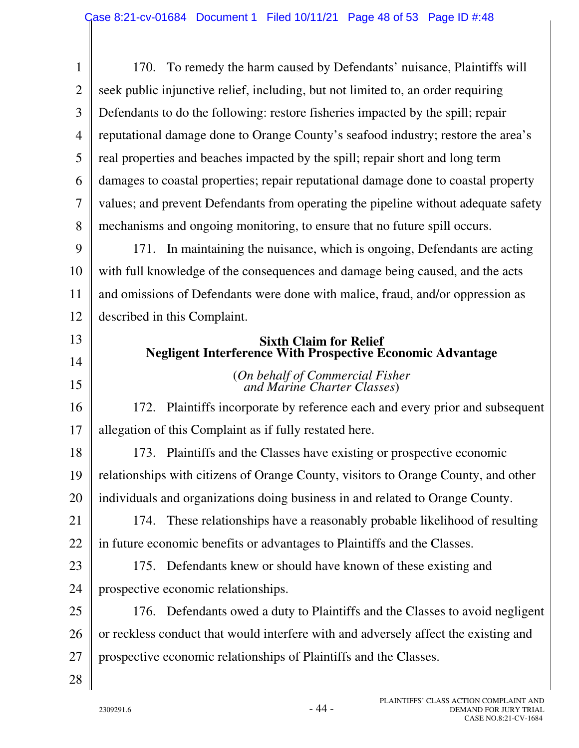170. To remedy the harm caused by Defendants' nuisance, Plaintiffs will seek public injunctive relief, including, but not limited to, an order requiring Defendants to do the following: restore fisheries impacted by the spill; repair reputational damage done to Orange County's seafood industry; restore the area's real properties and beaches impacted by the spill; repair short and long term damages to coastal properties; repair reputational damage done to coastal property values; and prevent Defendants from operating the pipeline without adequate safety mechanisms and ongoing monitoring, to ensure that no future spill occurs.

171. In maintaining the nuisance, which is ongoing, Defendants are acting with full knowledge of the consequences and damage being caused, and the acts and omissions of Defendants were done with malice, fraud, and/or oppression as described in this Complaint.

## Sixth Claim for Relief
## Negligent Interference With Prospective Economic Advantage

(*On behalf of Commercial Fisher and Marine Charter Classes*)

172. Plaintiffs incorporate by reference each and every prior and subsequent allegation of this Complaint as if fully restated here.

173. Plaintiffs and the Classes have existing or prospective economic relationships with citizens of Orange County, visitors to Orange County, and other individuals and organizations doing business in and related to Orange County.

174. These relationships have a reasonably probable likelihood of resulting in future economic benefits or advantages to Plaintiffs and the Classes.

175. Defendants knew or should have known of these existing and prospective economic relationships.

176. Defendants owed a duty to Plaintiffs and the Classes to avoid negligent or reckless conduct that would interfere with and adversely affect the existing and prospective economic relationships of Plaintiffs and the Classes.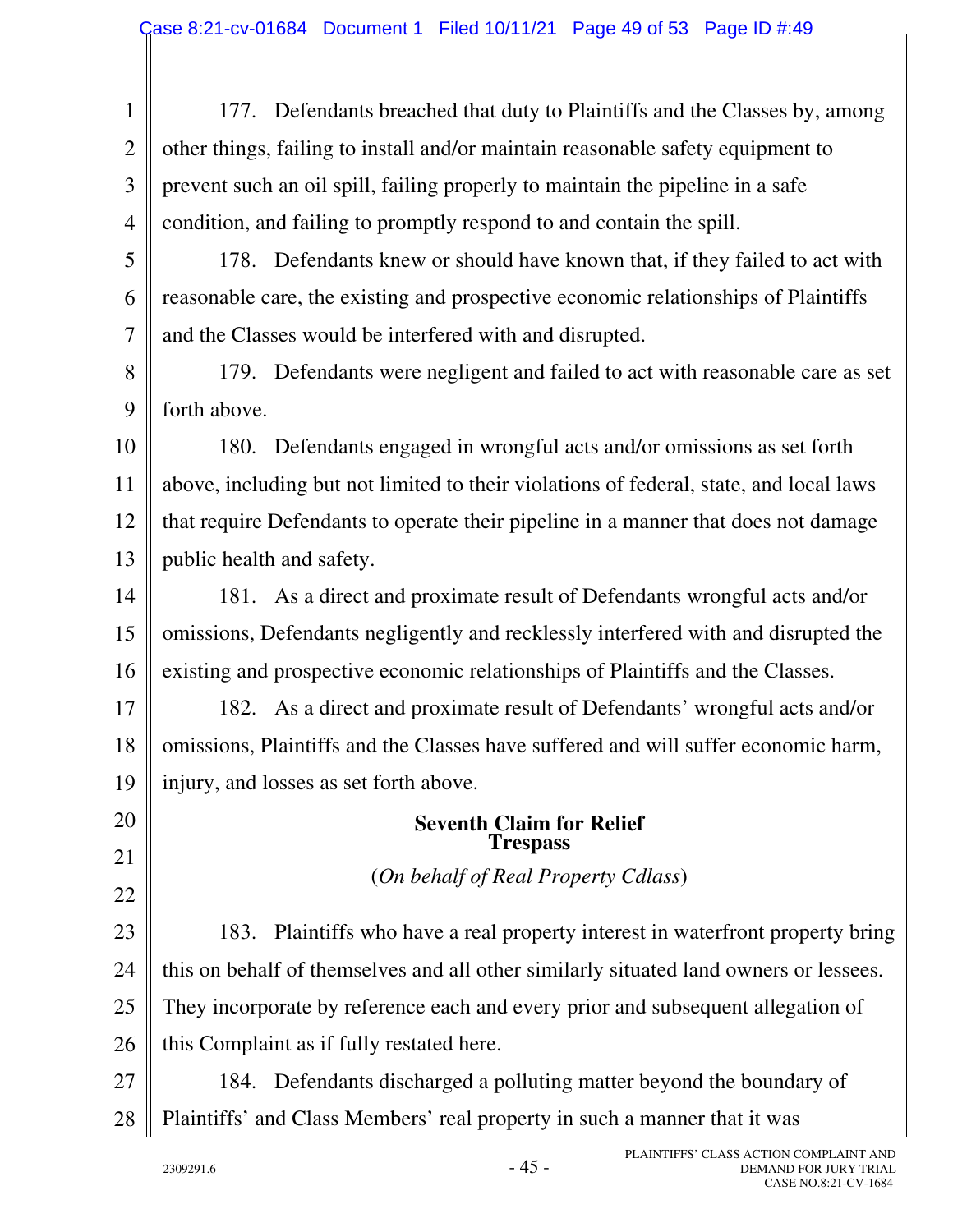177. Defendants breached that duty to Plaintiffs and the Classes by, among other things, failing to install and/or maintain reasonable safety equipment to prevent such an oil spill, failing properly to maintain the pipeline in a safe condition, and failing to promptly respond to and contain the spill.

178. Defendants knew or should have known that, if they failed to act with reasonable care, the existing and prospective economic relationships of Plaintiffs and the Classes would be interfered with and disrupted.

179. Defendants were negligent and failed to act with reasonable care as set forth above.

180. Defendants engaged in wrongful acts and/or omissions as set forth above, including but not limited to their violations of federal, state, and local laws that require Defendants to operate their pipeline in a manner that does not damage public health and safety.

181. As a direct and proximate result of Defendants wrongful acts and/or omissions, Defendants negligently and recklessly interfered with and disrupted the existing and prospective economic relationships of Plaintiffs and the Classes.

182. As a direct and proximate result of Defendants' wrongful acts and/or omissions, Plaintiffs and the Classes have suffered and will suffer economic harm, injury, and losses as set forth above.

## Seventh Claim for Relief
## Trespass

(*On behalf of Real Property Cdlass*)

183. Plaintiffs who have a real property interest in waterfront property bring this on behalf of themselves and all other similarly situated land owners or lessees. They incorporate by reference each and every prior and subsequent allegation of this Complaint as if fully restated here.

184. Defendants discharged a polluting matter beyond the boundary of Plaintiffs' and Class Members' real property in such a manner that it was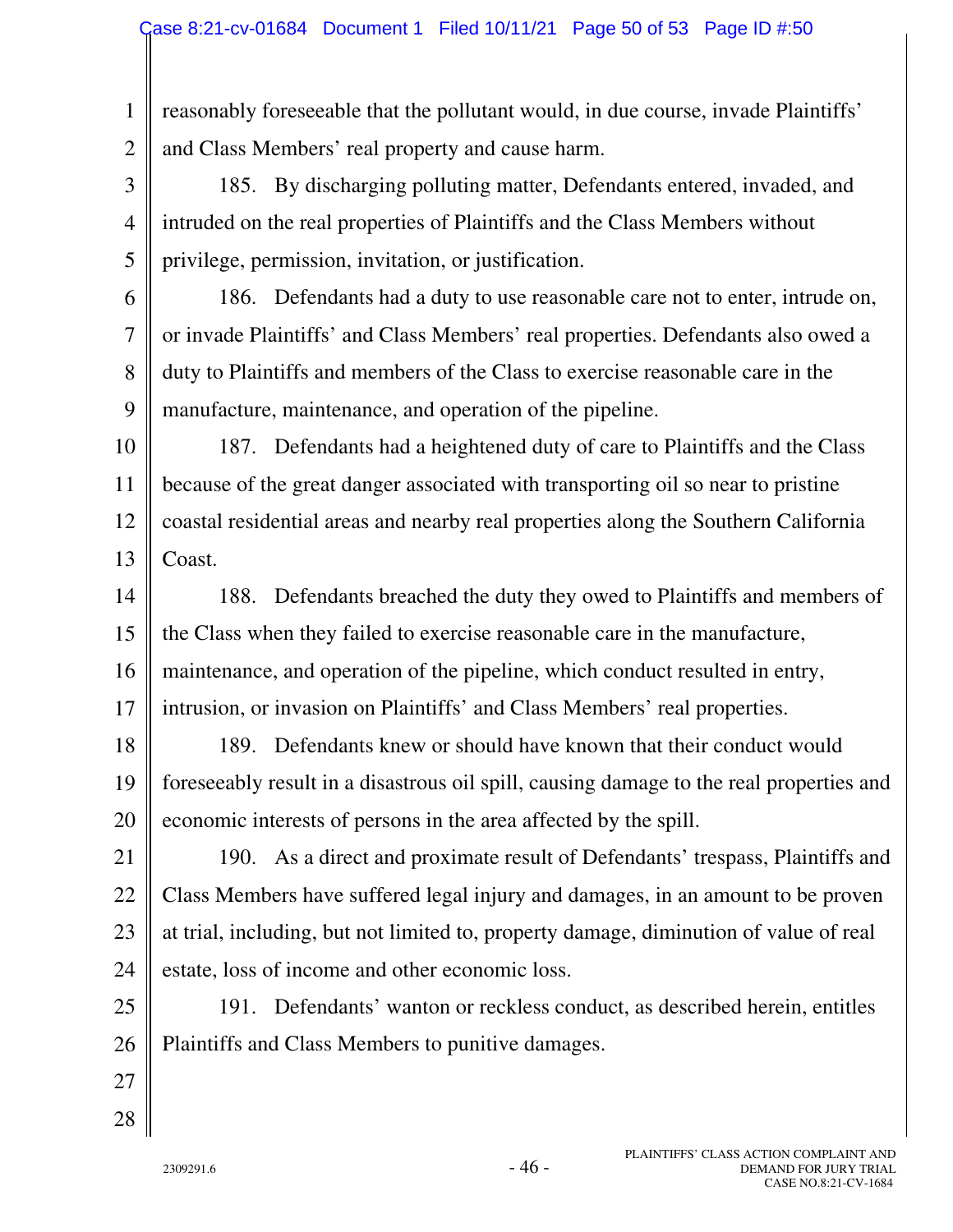reasonably foreseeable that the pollutant would, in due course, invade Plaintiffs' and Class Members' real property and cause harm.

185. By discharging polluting matter, Defendants entered, invaded, and intruded on the real properties of Plaintiffs and the Class Members without privilege, permission, invitation, or justification.

186. Defendants had a duty to use reasonable care not to enter, intrude on, or invade Plaintiffs' and Class Members' real properties. Defendants also owed a duty to Plaintiffs and members of the Class to exercise reasonable care in the manufacture, maintenance, and operation of the pipeline.

187. Defendants had a heightened duty of care to Plaintiffs and the Class because of the great danger associated with transporting oil so near to pristine coastal residential areas and nearby real properties along the Southern California Coast.

188. Defendants breached the duty they owed to Plaintiffs and members of the Class when they failed to exercise reasonable care in the manufacture, maintenance, and operation of the pipeline, which conduct resulted in entry, intrusion, or invasion on Plaintiffs' and Class Members' real properties.

189. Defendants knew or should have known that their conduct would foreseeably result in a disastrous oil spill, causing damage to the real properties and economic interests of persons in the area affected by the spill.

190. As a direct and proximate result of Defendants' trespass, Plaintiffs and Class Members have suffered legal injury and damages, in an amount to be proven at trial, including, but not limited to, property damage, diminution of value of real estate, loss of income and other economic loss.

191. Defendants' wanton or reckless conduct, as described herein, entitles Plaintiffs and Class Members to punitive damages.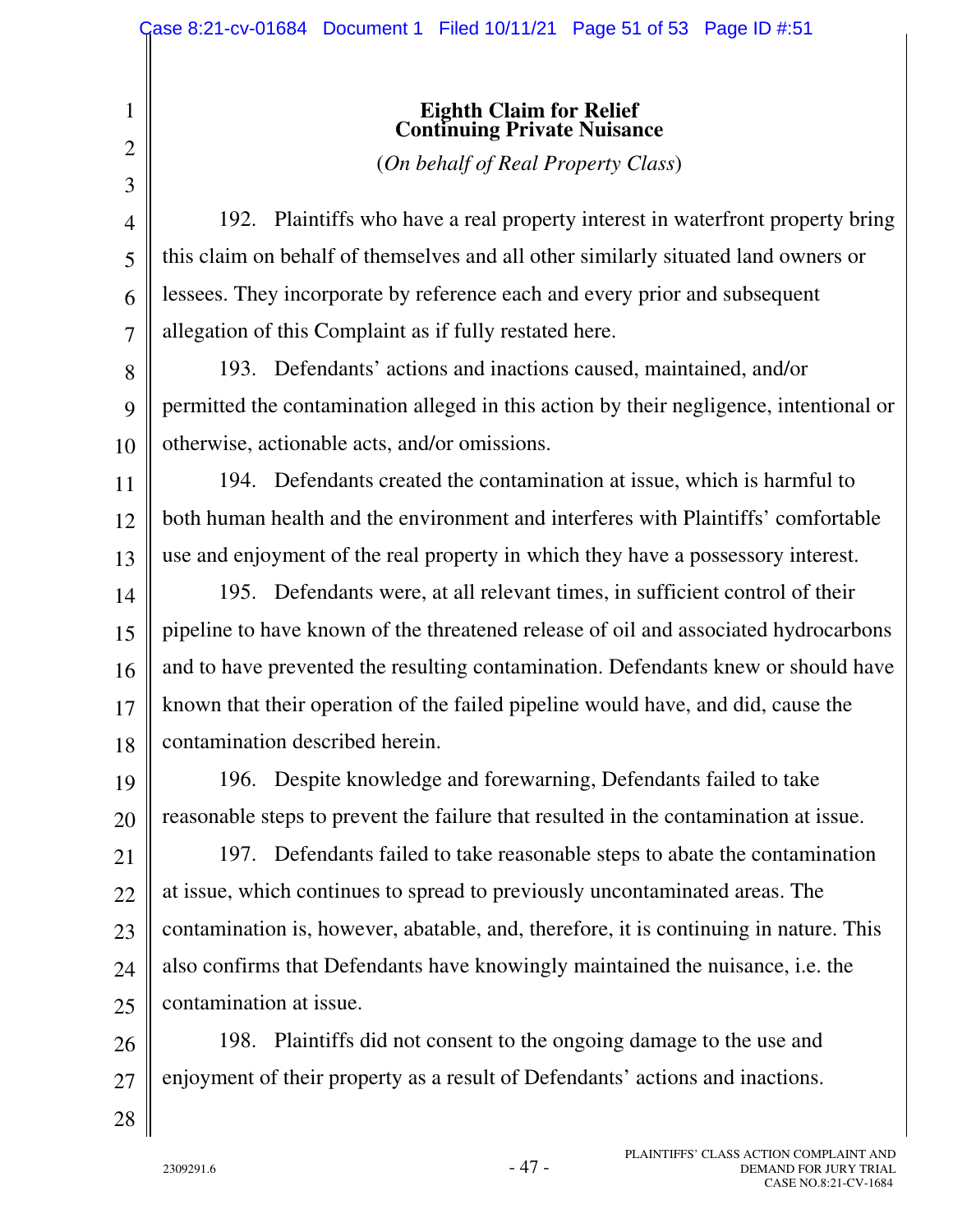## Eighth Claim for Relief
## Continuing Private Nuisance

(*On behalf of Real Property Class*)

192. Plaintiffs who have a real property interest in waterfront property bring this claim on behalf of themselves and all other similarly situated land owners or lessees. They incorporate by reference each and every prior and subsequent allegation of this Complaint as if fully restated here.

193. Defendants' actions and inactions caused, maintained, and/or permitted the contamination alleged in this action by their negligence, intentional or otherwise, actionable acts, and/or omissions.

194. Defendants created the contamination at issue, which is harmful to both human health and the environment and interferes with Plaintiffs' comfortable use and enjoyment of the real property in which they have a possessory interest.

195. Defendants were, at all relevant times, in sufficient control of their pipeline to have known of the threatened release of oil and associated hydrocarbons and to have prevented the resulting contamination. Defendants knew or should have known that their operation of the failed pipeline would have, and did, cause the contamination described herein.

196. Despite knowledge and forewarning, Defendants failed to take reasonable steps to prevent the failure that resulted in the contamination at issue.

197. Defendants failed to take reasonable steps to abate the contamination at issue, which continues to spread to previously uncontaminated areas. The contamination is, however, abatable, and, therefore, it is continuing in nature. This also confirms that Defendants have knowingly maintained the nuisance, i.e. the contamination at issue.

198. Plaintiffs did not consent to the ongoing damage to the use and enjoyment of their property as a result of Defendants' actions and inactions.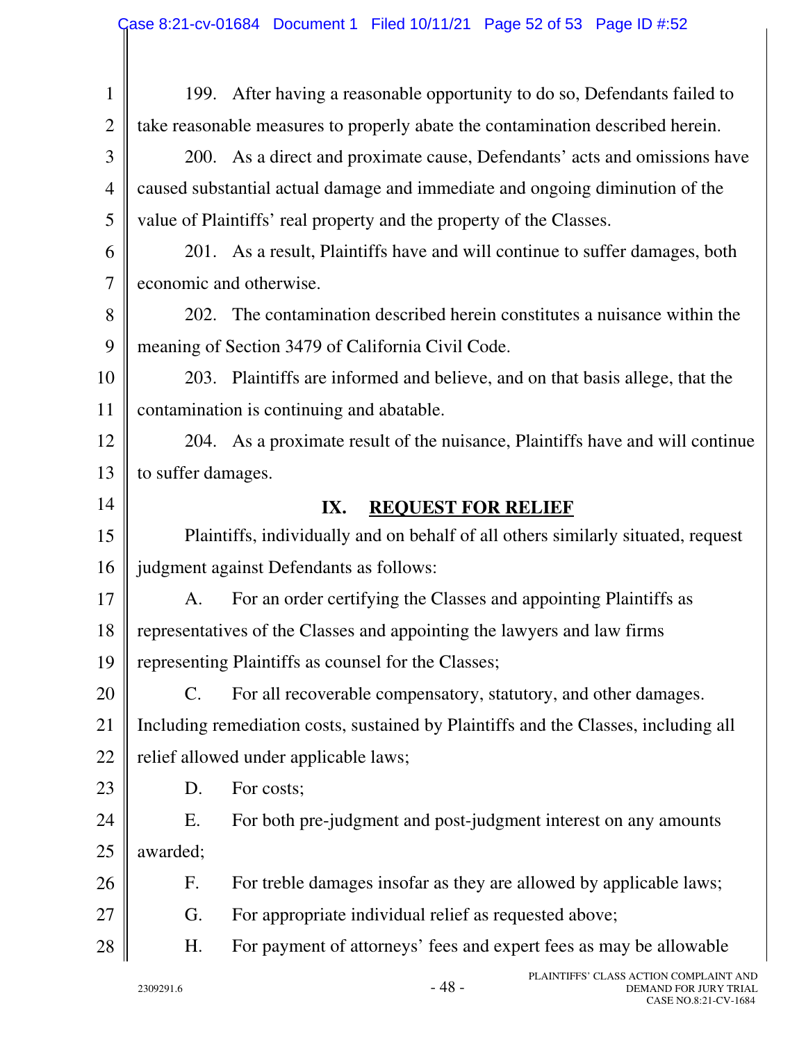199. After having a reasonable opportunity to do so, Defendants failed to take reasonable measures to properly abate the contamination described herein.

200. As a direct and proximate cause, Defendants' acts and omissions have caused substantial actual damage and immediate and ongoing diminution of the value of Plaintiffs' real property and the property of the Classes.

201. As a result, Plaintiffs have and will continue to suffer damages, both economic and otherwise.

202. The contamination described herein constitutes a nuisance within the meaning of Section 3479 of California Civil Code.

203. Plaintiffs are informed and believe, and on that basis allege, that the contamination is continuing and abatable.

204. As a proximate result of the nuisance, Plaintiffs have and will continue to suffer damages.

## IX. REQUEST FOR RELIEF

Plaintiffs, individually and on behalf of all others similarly situated, request judgment against Defendants as follows:

A. For an order certifying the Classes and appointing Plaintiffs as representatives of the Classes and appointing the lawyers and law firms representing Plaintiffs as counsel for the Classes;

C. For all recoverable compensatory, statutory, and other damages. Including remediation costs, sustained by Plaintiffs and the Classes, including all relief allowed under applicable laws;

D. For costs;

E. For both pre-judgment and post-judgment interest on any amounts awarded;

F. For treble damages insofar as they are allowed by applicable laws;

G. For appropriate individual relief as requested above;

H. For payment of attorneys' fees and expert fees as may be allowable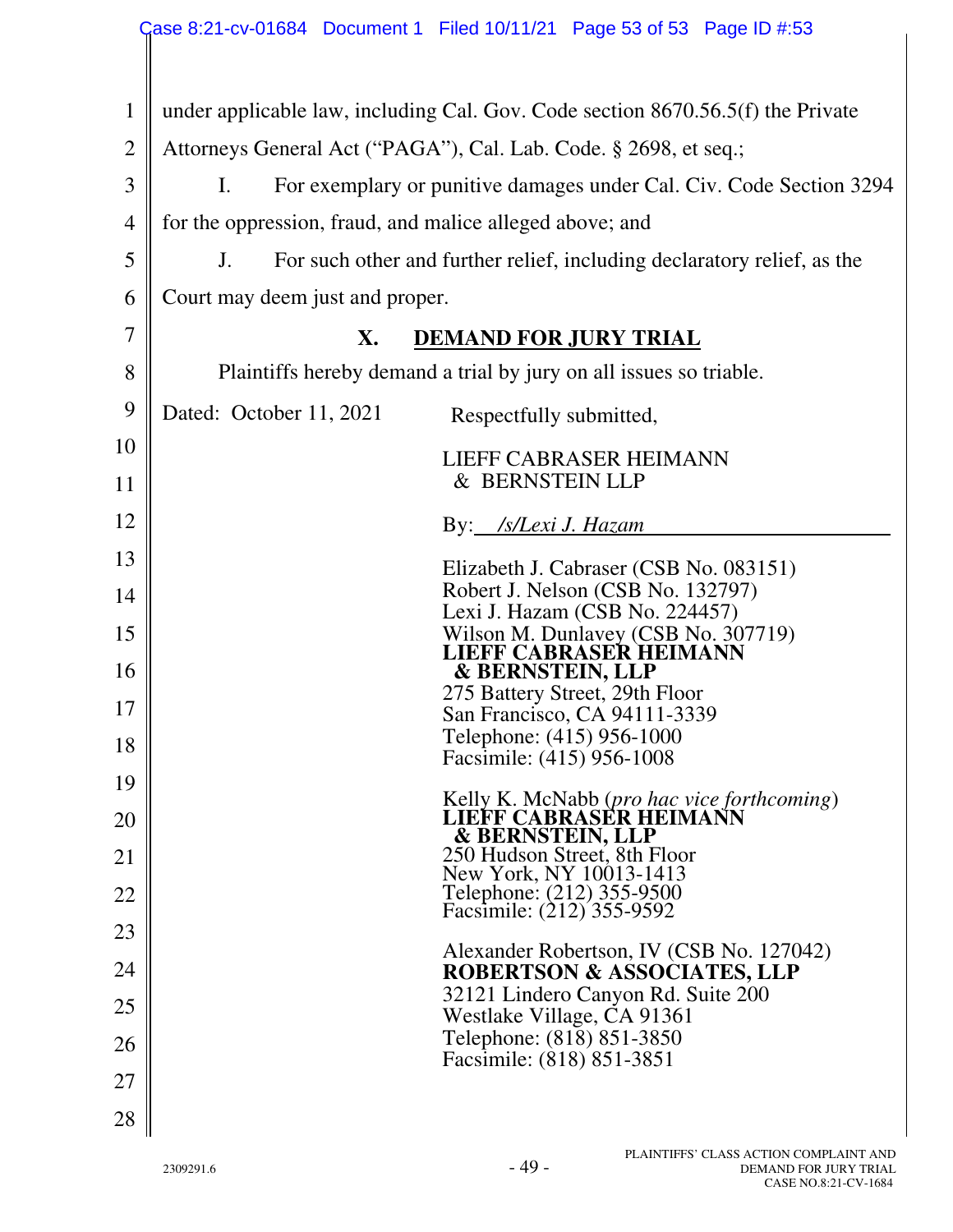under applicable law, including Cal. Gov. Code section 8670.56.5(f) the Private Attorneys General Act ("PAGA"), Cal. Lab. Code. § 2698, et seq.;

I. For exemplary or punitive damages under Cal. Civ. Code Section 3294 for the oppression, fraud, and malice alleged above; and

J. For such other and further relief, including declaratory relief, as the Court may deem just and proper.

## X. DEMAND FOR JURY TRIAL

Plaintiffs hereby demand a trial by jury on all issues so triable.

Dated: October 11, 2021

Respectfully submitted,

LIEFF CABRASER HEIMANN & BERNSTEIN LLP

By: */s/Lexi J. Hazam*

Elizabeth J. Cabraser (CSB No. 083151)
Robert J. Nelson (CSB No. 132797)
Lexi J. Hazam (CSB No. 224457)
Wilson M. Dunlavey (CSB No. 307719)
**LIEFF CABRASER HEIMANN & BERNSTEIN, LLP**
275 Battery Street, 29th Floor
San Francisco, CA 94111-3339
Telephone: (415) 956-1000
Facsimile: (415) 956-1008

Kelly K. McNabb (*pro hac vice forthcoming*)
**LIEFF CABRASER HEIMANN & BERNSTEIN, LLP**
250 Hudson Street, 8th Floor
New York, NY 10013-1413
Telephone: (212) 355-9500
Facsimile: (212) 355-9592

Alexander Robertson, IV (CSB No. 127042)
**ROBERTSON & ASSOCIATES, LLP**
32121 Lindero Canyon Rd. Suite 200
Westlake Village, CA 91361
Telephone: (818) 851-3850
Facsimile: (818) 851-3851